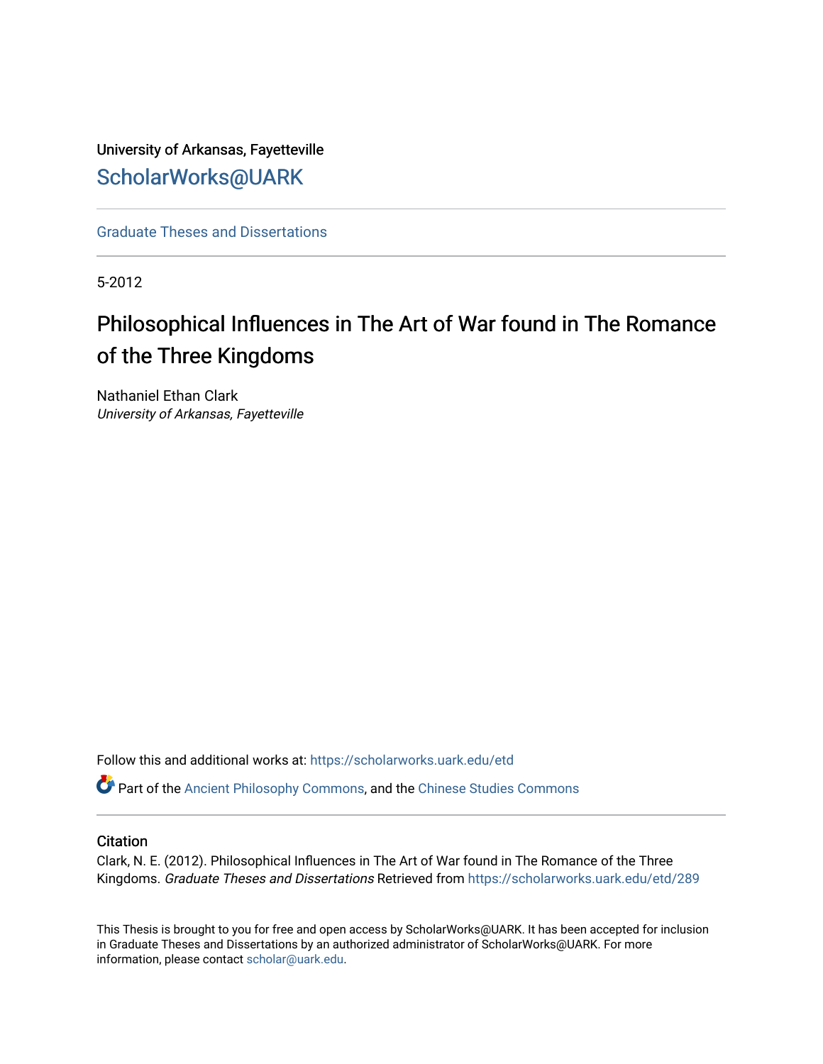University of Arkansas, Fayetteville

ScholarWorks@UARK

Graduate Theses and Dissertations

5-2012

# Philosophical Influences in The Art of War found in The Romance of the Three Kingdoms

Nathaniel Ethan Clark
*University of Arkansas, Fayetteville*

Follow this and additional works at: https://scholarworks.uark.edu/etd

Part of the Ancient Philosophy Commons, and the Chinese Studies Commons

## Citation

Clark, N. E. (2012). Philosophical Influences in The Art of War found in The Romance of the Three Kingdoms. *Graduate Theses and Dissertations* Retrieved from https://scholarworks.uark.edu/etd/289

This Thesis is brought to you for free and open access by ScholarWorks@UARK. It has been accepted for inclusion in Graduate Theses and Dissertations by an authorized administrator of ScholarWorks@UARK. For more information, please contact scholar@uark.edu.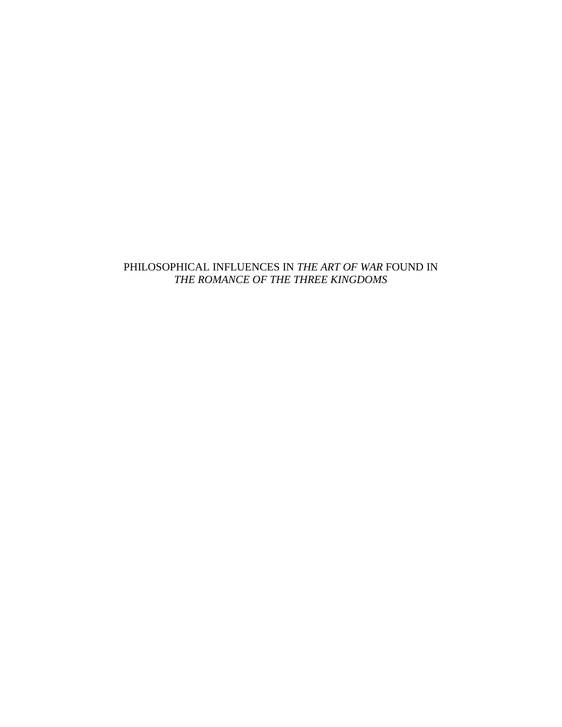# PHILOSOPHICAL INFLUENCES IN *THE ART OF WAR* FOUND IN *THE ROMANCE OF THE THREE KINGDOMS*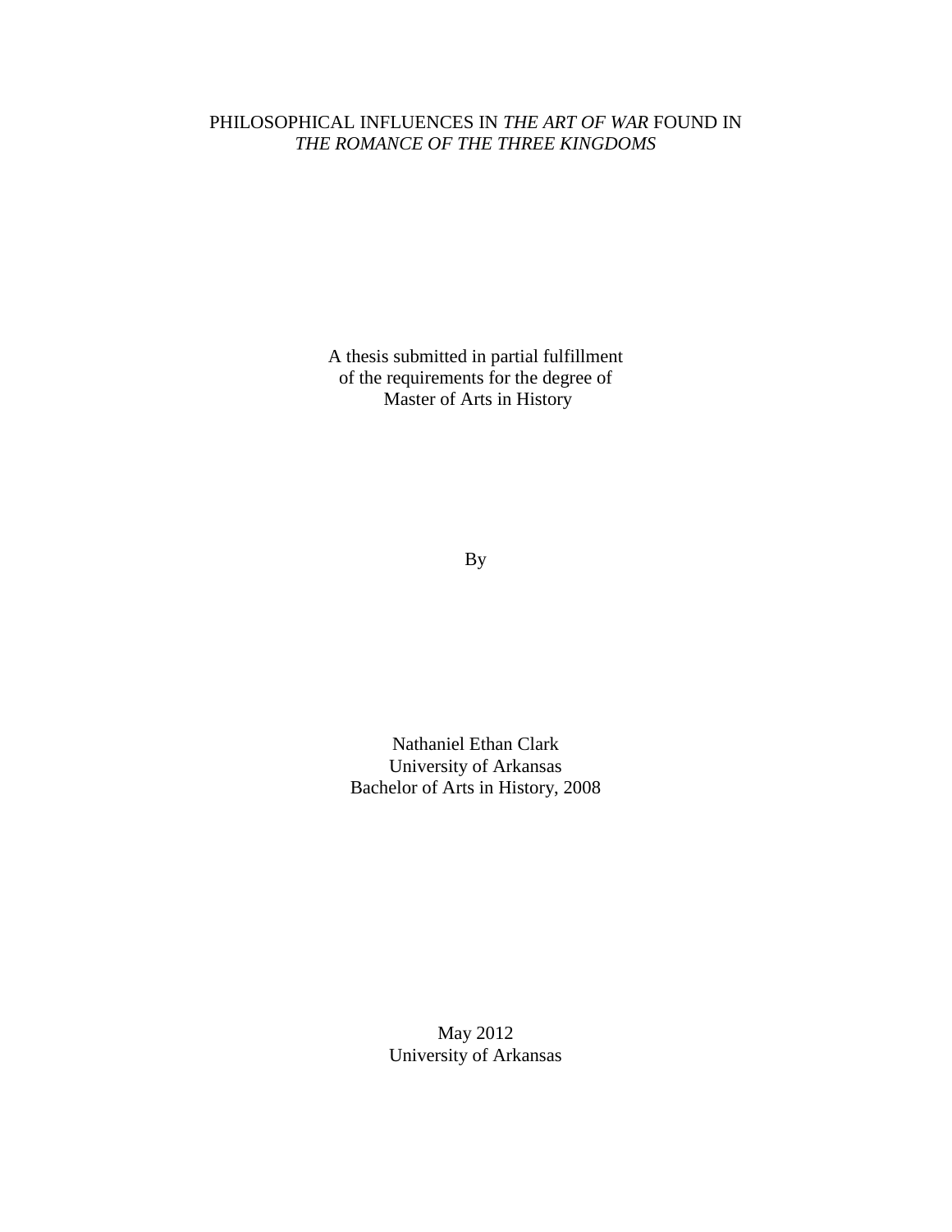PHILOSOPHICAL INFLUENCES IN *THE ART OF WAR* FOUND IN *THE ROMANCE OF THE THREE KINGDOMS*

A thesis submitted in partial fulfillment
of the requirements for the degree of
Master of Arts in History

By

Nathaniel Ethan Clark
University of Arkansas
Bachelor of Arts in History, 2008

May 2012
University of Arkansas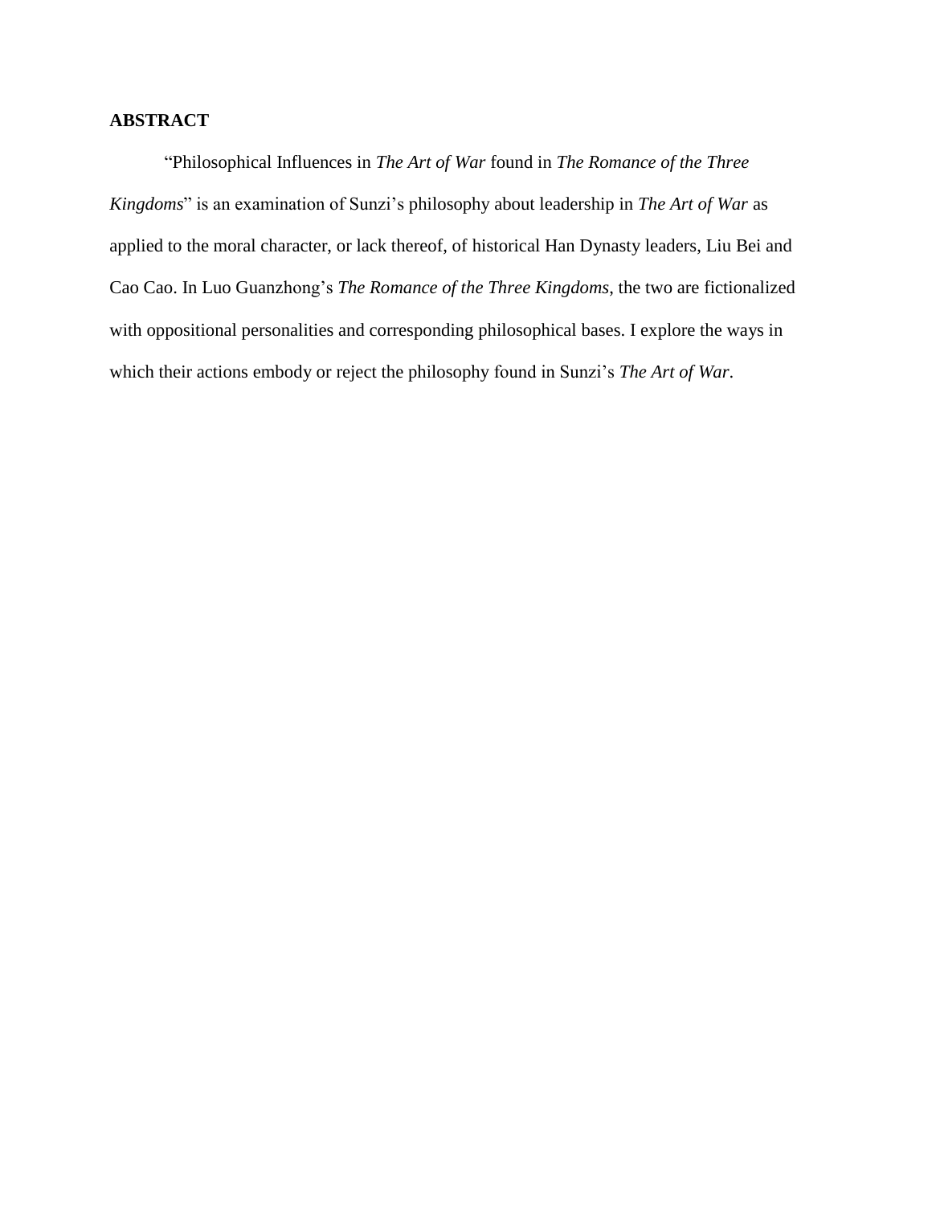**ABSTRACT**

"Philosophical Influences in *The Art of War* found in *The Romance of the Three Kingdoms*" is an examination of Sunzi's philosophy about leadership in *The Art of War* as applied to the moral character, or lack thereof, of historical Han Dynasty leaders, Liu Bei and Cao Cao. In Luo Guanzhong's *The Romance of the Three Kingdoms*, the two are fictionalized with oppositional personalities and corresponding philosophical bases. I explore the ways in which their actions embody or reject the philosophy found in Sunzi's *The Art of War*.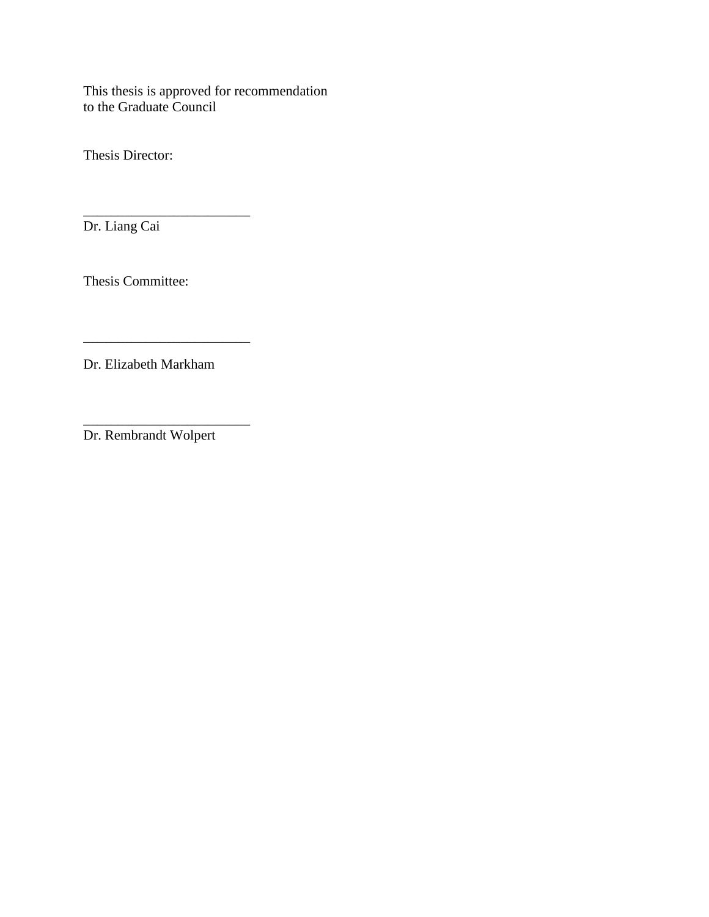This thesis is approved for recommendation
to the Graduate Council

Thesis Director:

________________________
Dr. Liang Cai

Thesis Committee:

________________________
Dr. Elizabeth Markham

________________________
Dr. Rembrandt Wolpert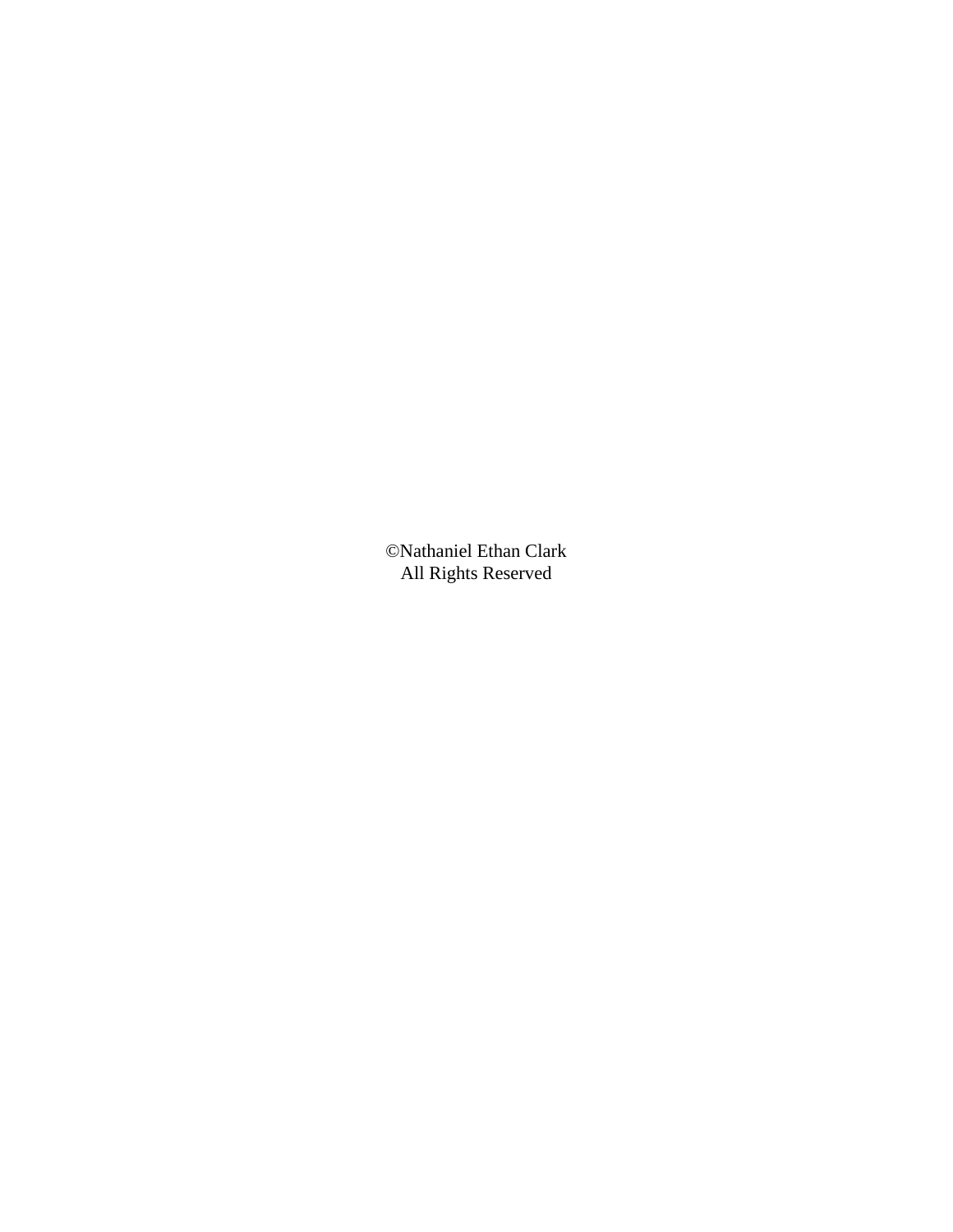©Nathaniel Ethan Clark
All Rights Reserved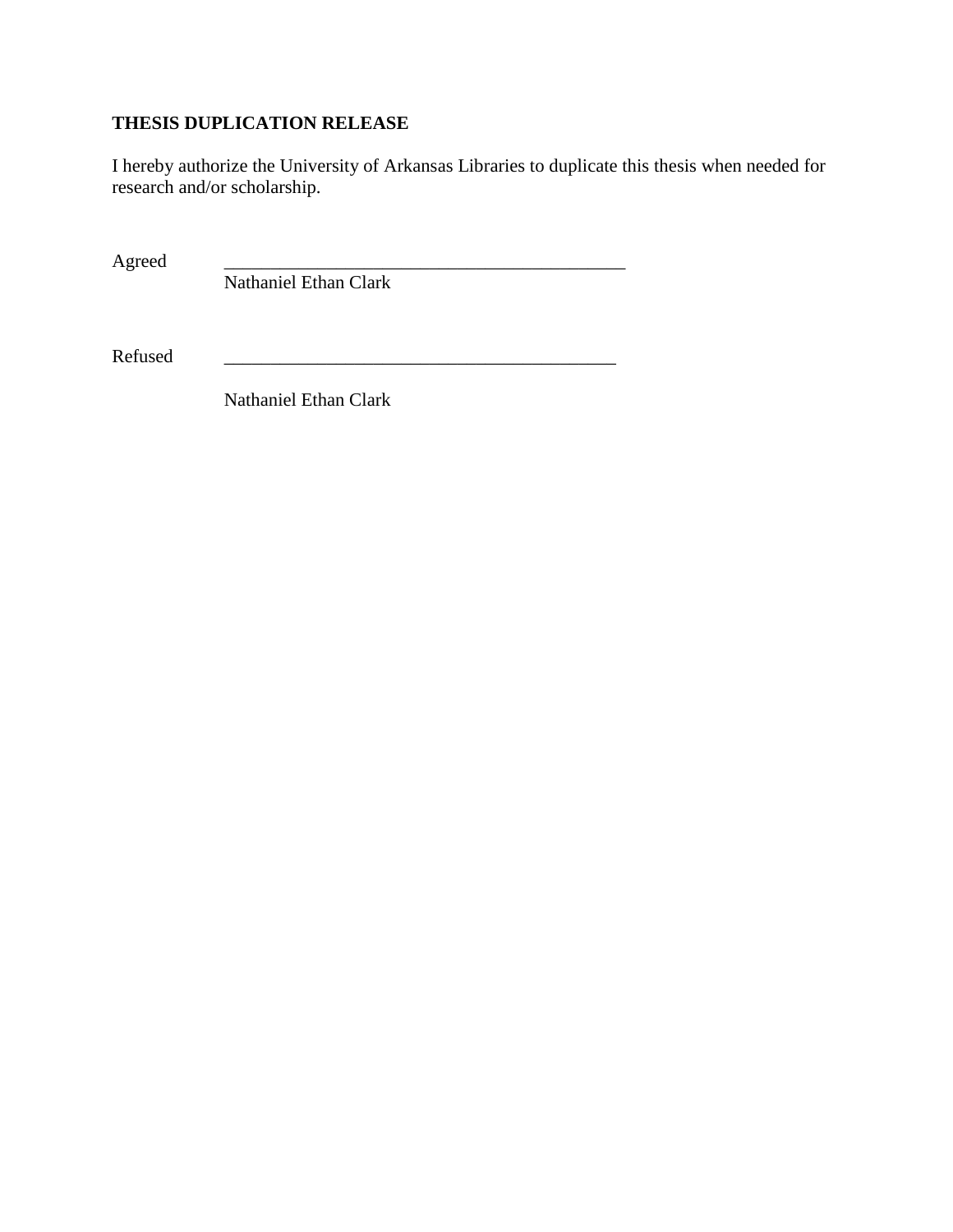**THESIS DUPLICATION RELEASE**

I hereby authorize the University of Arkansas Libraries to duplicate this thesis when needed for research and/or scholarship.

Agreed ____________________________________________
Nathaniel Ethan Clark

Refused ___________________________________________

Nathaniel Ethan Clark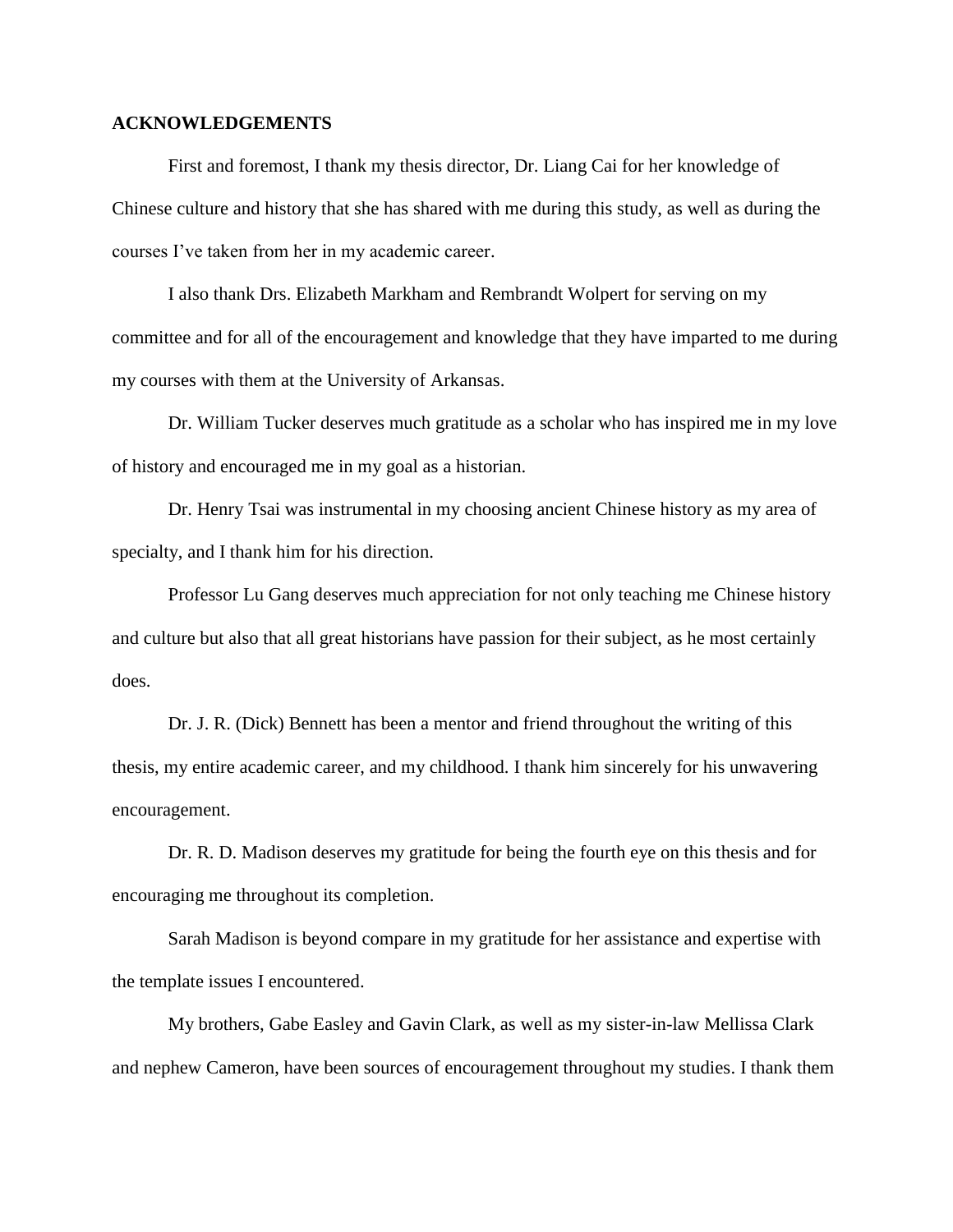**ACKNOWLEDGEMENTS**

First and foremost, I thank my thesis director, Dr. Liang Cai for her knowledge of Chinese culture and history that she has shared with me during this study, as well as during the courses I've taken from her in my academic career.

I also thank Drs. Elizabeth Markham and Rembrandt Wolpert for serving on my committee and for all of the encouragement and knowledge that they have imparted to me during my courses with them at the University of Arkansas.

Dr. William Tucker deserves much gratitude as a scholar who has inspired me in my love of history and encouraged me in my goal as a historian.

Dr. Henry Tsai was instrumental in my choosing ancient Chinese history as my area of specialty, and I thank him for his direction.

Professor Lu Gang deserves much appreciation for not only teaching me Chinese history and culture but also that all great historians have passion for their subject, as he most certainly does.

Dr. J. R. (Dick) Bennett has been a mentor and friend throughout the writing of this thesis, my entire academic career, and my childhood. I thank him sincerely for his unwavering encouragement.

Dr. R. D. Madison deserves my gratitude for being the fourth eye on this thesis and for encouraging me throughout its completion.

Sarah Madison is beyond compare in my gratitude for her assistance and expertise with the template issues I encountered.

My brothers, Gabe Easley and Gavin Clark, as well as my sister-in-law Mellissa Clark and nephew Cameron, have been sources of encouragement throughout my studies. I thank them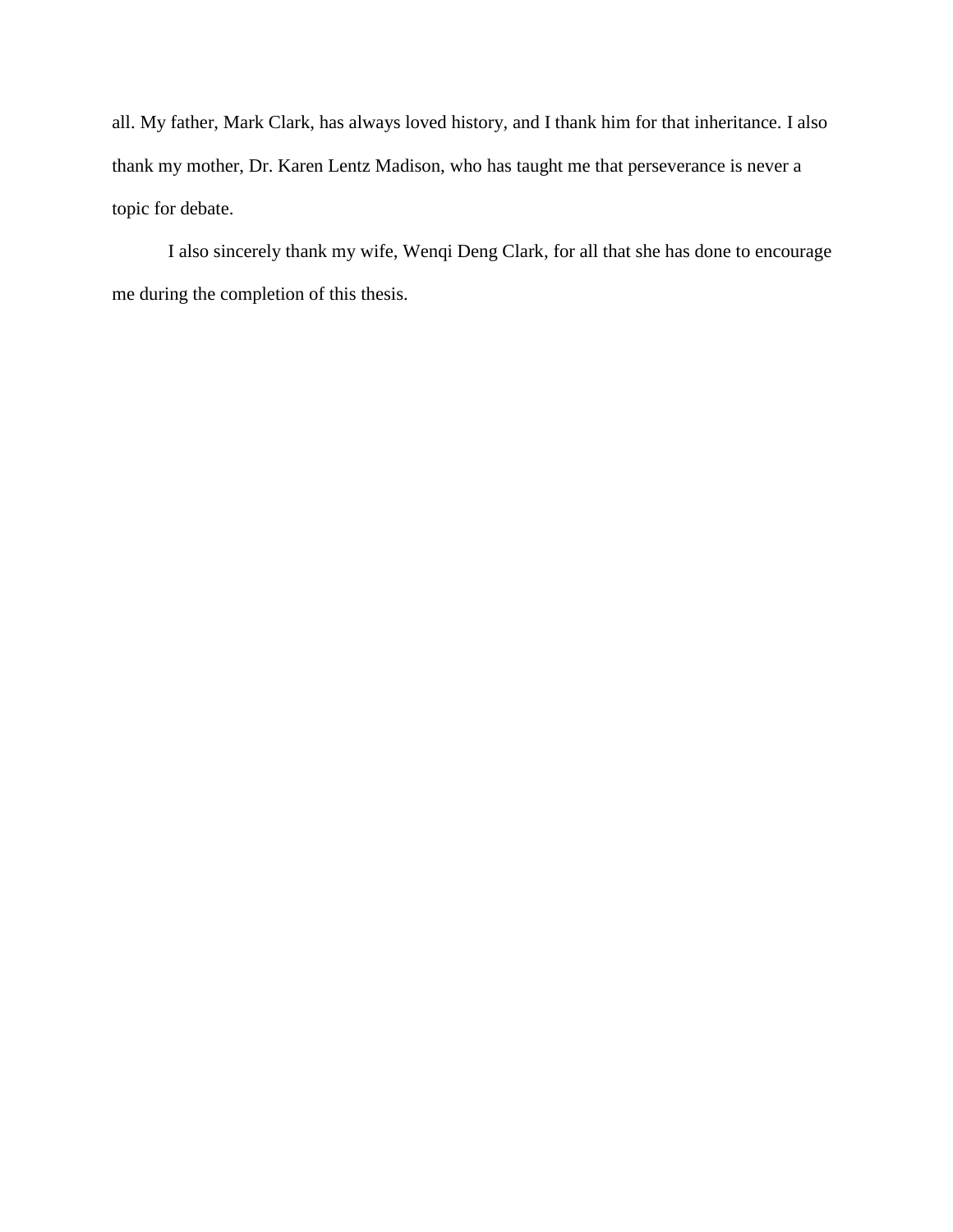all. My father, Mark Clark, has always loved history, and I thank him for that inheritance. I also thank my mother, Dr. Karen Lentz Madison, who has taught me that perseverance is never a topic for debate.

I also sincerely thank my wife, Wenqi Deng Clark, for all that she has done to encourage me during the completion of this thesis.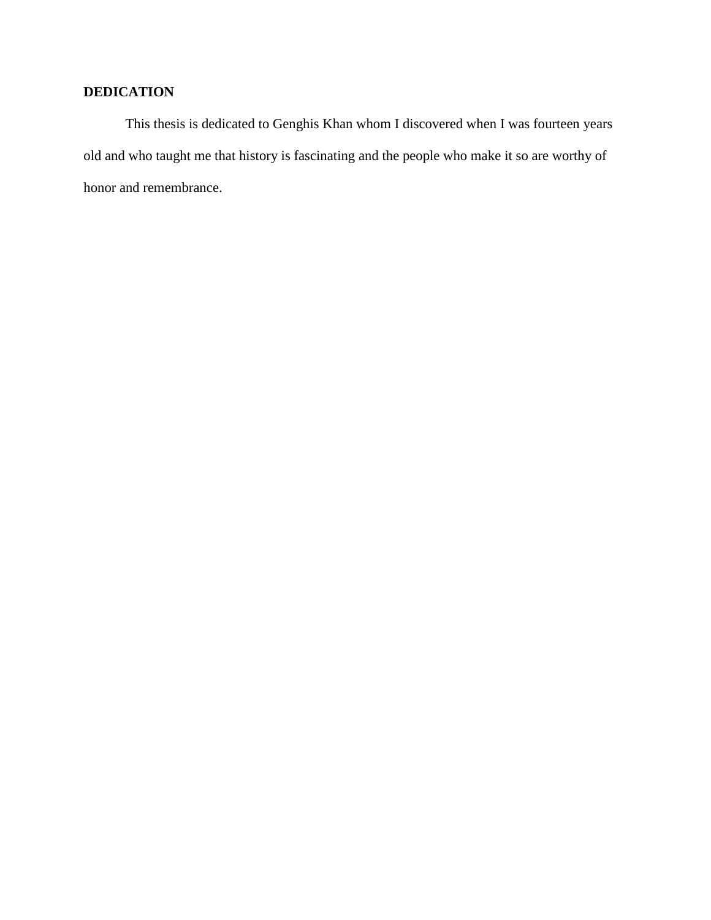## DEDICATION

This thesis is dedicated to Genghis Khan whom I discovered when I was fourteen years old and who taught me that history is fascinating and the people who make it so are worthy of honor and remembrance.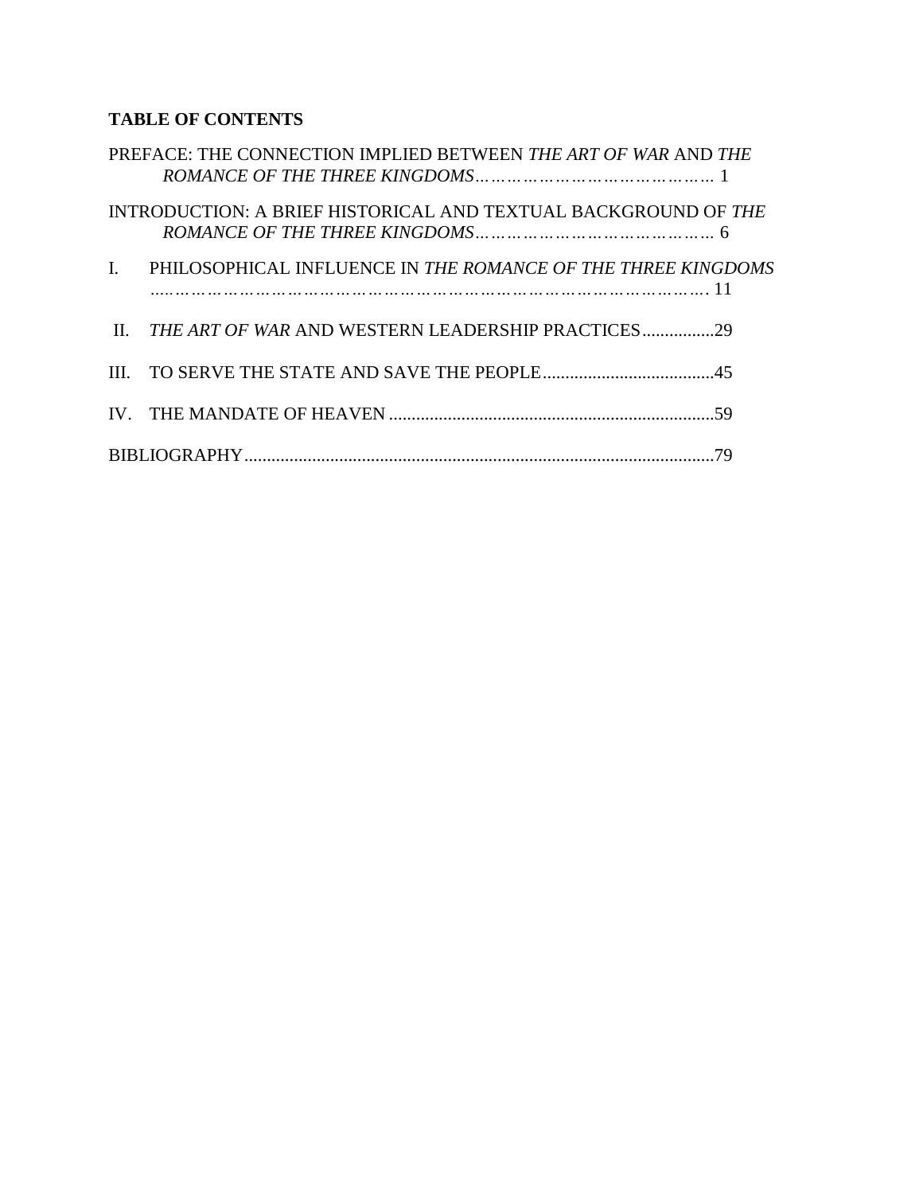**TABLE OF CONTENTS**

PREFACE: THE CONNECTION IMPLIED BETWEEN *THE ART OF WAR* AND *THE ROMANCE OF THE THREE KINGDOMS*…………………………………… 1

INTRODUCTION: A BRIEF HISTORICAL AND TEXTUAL BACKGROUND OF *THE ROMANCE OF THE THREE KINGDOMS*…………………………………… 6

I. PHILOSOPHICAL INFLUENCE IN *THE ROMANCE OF THE THREE KINGDOMS* ………………………………………………………………………………. 11

II. *THE ART OF WAR* AND WESTERN LEADERSHIP PRACTICES................29

III. TO SERVE THE STATE AND SAVE THE PEOPLE......................................45

IV. THE MANDATE OF HEAVEN .......................................................................59

BIBLIOGRAPHY.......................................................................................................79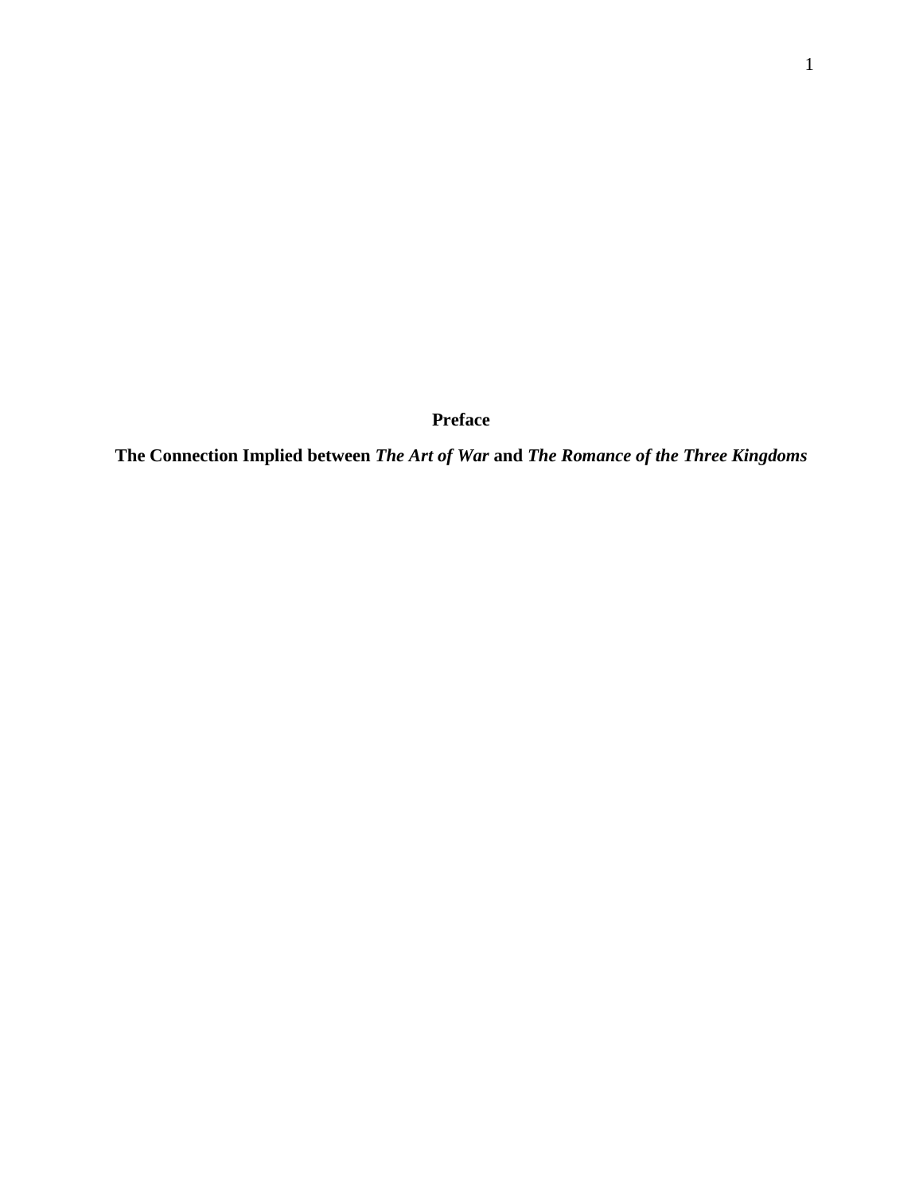# Preface

## The Connection Implied between *The Art of War* and *The Romance of the Three Kingdoms*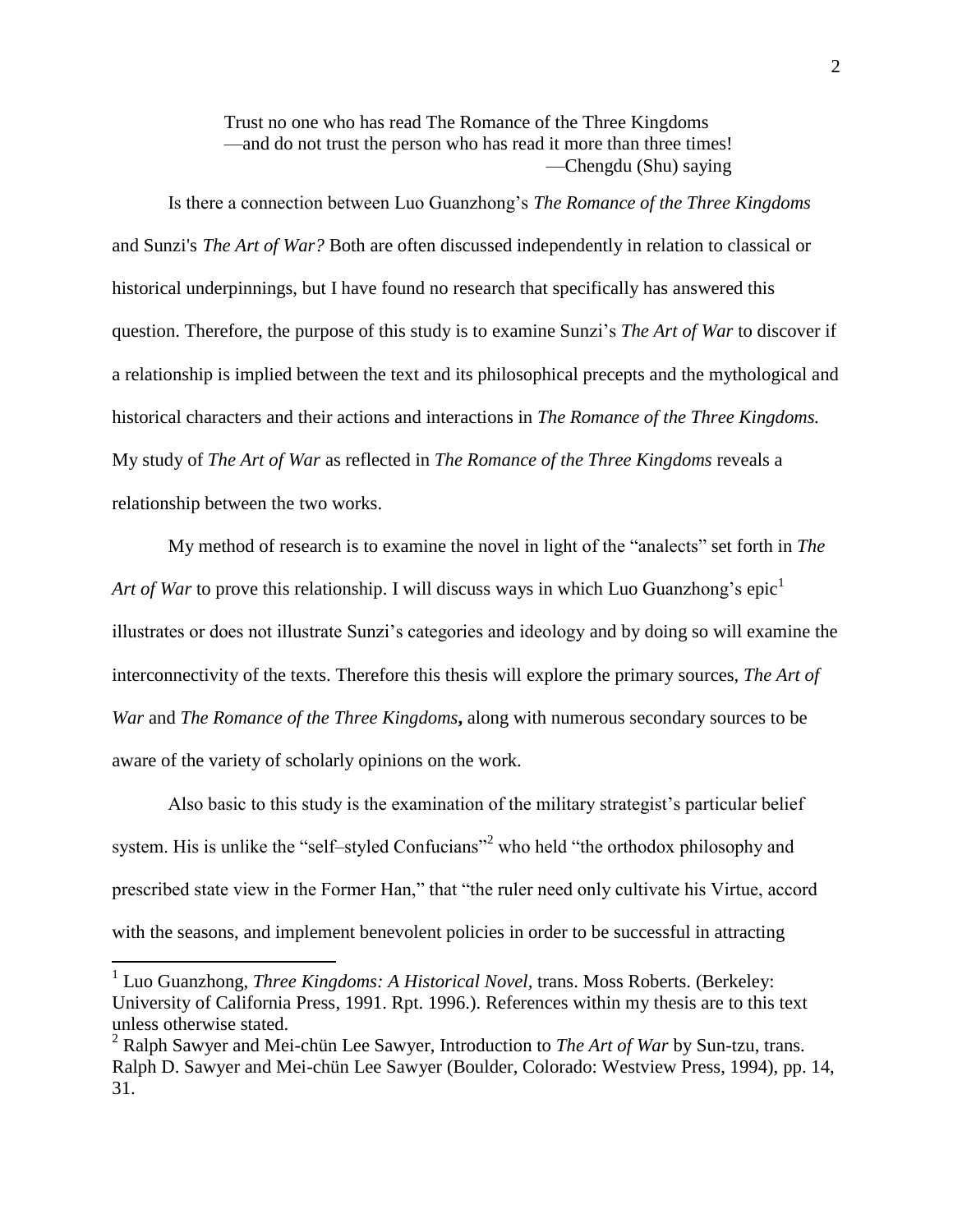> Trust no one who has read The Romance of the Three Kingdoms
> —and do not trust the person who has read it more than three times!
>
> —Chengdu (Shu) saying

Is there a connection between Luo Guanzhong's *The Romance of the Three Kingdoms* and Sunzi's *The Art of War?* Both are often discussed independently in relation to classical or historical underpinnings, but I have found no research that specifically has answered this question. Therefore, the purpose of this study is to examine Sunzi's *The Art of War* to discover if a relationship is implied between the text and its philosophical precepts and the mythological and historical characters and their actions and interactions in *The Romance of the Three Kingdoms.* My study of *The Art of War* as reflected in *The Romance of the Three Kingdoms* reveals a relationship between the two works.

My method of research is to examine the novel in light of the "analects" set forth in *The Art of War* to prove this relationship. I will discuss ways in which Luo Guanzhong's epic[1] illustrates or does not illustrate Sunzi's categories and ideology and by doing so will examine the interconnectivity of the texts. Therefore this thesis will explore the primary sources, *The Art of War* and *The Romance of the Three Kingdoms***,** along with numerous secondary sources to be aware of the variety of scholarly opinions on the work.

Also basic to this study is the examination of the military strategist's particular belief system. His is unlike the "self–styled Confucians"[2] who held "the orthodox philosophy and prescribed state view in the Former Han," that "the ruler need only cultivate his Virtue, accord with the seasons, and implement benevolent policies in order to be successful in attracting

---

[1] Luo Guanzhong, *Three Kingdoms: A Historical Novel,* trans. Moss Roberts. (Berkeley: University of California Press, 1991. Rpt. 1996.). References within my thesis are to this text unless otherwise stated.

[2] Ralph Sawyer and Mei-chün Lee Sawyer, Introduction to *The Art of War* by Sun-tzu, trans. Ralph D. Sawyer and Mei-chün Lee Sawyer (Boulder, Colorado: Westview Press, 1994), pp. 14, 31.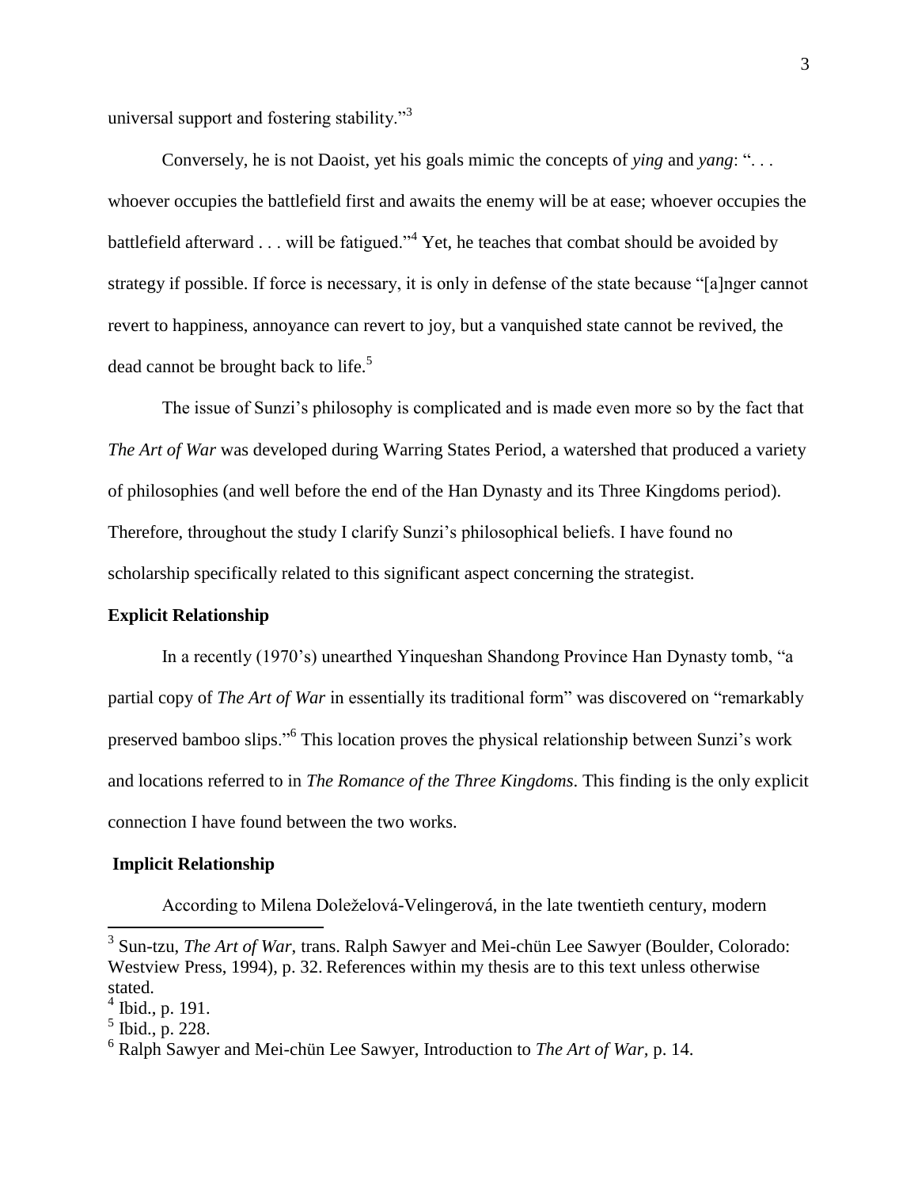universal support and fostering stability."[3]

Conversely, he is not Daoist, yet his goals mimic the concepts of *ying* and *yang*: ". . . whoever occupies the battlefield first and awaits the enemy will be at ease; whoever occupies the battlefield afterward . . . will be fatigued."[4] Yet, he teaches that combat should be avoided by strategy if possible. If force is necessary, it is only in defense of the state because "[a]nger cannot revert to happiness, annoyance can revert to joy, but a vanquished state cannot be revived, the dead cannot be brought back to life.[5]

The issue of Sunzi's philosophy is complicated and is made even more so by the fact that *The Art of War* was developed during Warring States Period, a watershed that produced a variety of philosophies (and well before the end of the Han Dynasty and its Three Kingdoms period). Therefore, throughout the study I clarify Sunzi's philosophical beliefs. I have found no scholarship specifically related to this significant aspect concerning the strategist.

**Explicit Relationship**

In a recently (1970's) unearthed Yinqueshan Shandong Province Han Dynasty tomb, "a partial copy of *The Art of War* in essentially its traditional form" was discovered on "remarkably preserved bamboo slips."[6] This location proves the physical relationship between Sunzi's work and locations referred to in *The Romance of the Three Kingdoms*. This finding is the only explicit connection I have found between the two works.

**Implicit Relationship**

According to Milena Doleželová-Velingerová, in the late twentieth century, modern

---

[3] Sun-tzu, *The Art of War*, trans. Ralph Sawyer and Mei-chün Lee Sawyer (Boulder, Colorado: Westview Press, 1994), p. 32. References within my thesis are to this text unless otherwise stated.

[4] Ibid., p. 191.

[5] Ibid., p. 228.

[6] Ralph Sawyer and Mei-chün Lee Sawyer, Introduction to *The Art of War*, p. 14.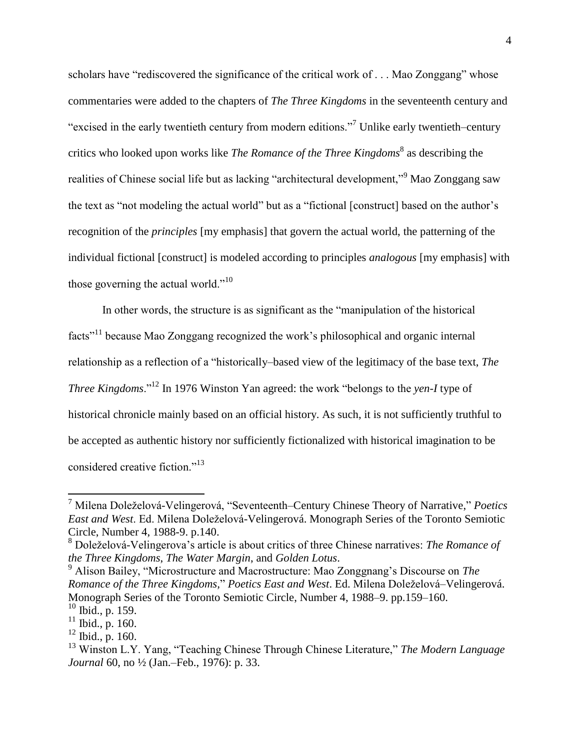scholars have "rediscovered the significance of the critical work of . . . Mao Zonggang" whose commentaries were added to the chapters of *The Three Kingdoms* in the seventeenth century and "excised in the early twentieth century from modern editions."[7] Unlike early twentieth–century critics who looked upon works like *The Romance of the Three Kingdoms*[8] as describing the realities of Chinese social life but as lacking "architectural development,"[9] Mao Zonggang saw the text as "not modeling the actual world" but as a "fictional [construct] based on the author's recognition of the *principles* [my emphasis] that govern the actual world, the patterning of the individual fictional [construct] is modeled according to principles *analogous* [my emphasis] with those governing the actual world."[10]

In other words, the structure is as significant as the "manipulation of the historical facts"[11] because Mao Zonggang recognized the work's philosophical and organic internal relationship as a reflection of a "historically–based view of the legitimacy of the base text, *The Three Kingdoms*."[12] In 1976 Winston Yan agreed: the work "belongs to the *yen-I* type of historical chronicle mainly based on an official history. As such, it is not sufficiently truthful to be accepted as authentic history nor sufficiently fictionalized with historical imagination to be considered creative fiction."[13]

---

[7] Milena Doleželová-Velingerová, "Seventeenth–Century Chinese Theory of Narrative," *Poetics East and West*. Ed. Milena Doleželová-Velingerová. Monograph Series of the Toronto Semiotic Circle, Number 4, 1988-9. p.140.

[8] Doleželová-Velingerova's article is about critics of three Chinese narratives: *The Romance of the Three Kingdoms*, *The Water Margin*, and *Golden Lotus*.

[9] Alison Bailey, "Microstructure and Macrostructure: Mao Zonggnang's Discourse on *The Romance of the Three Kingdoms*," *Poetics East and West*. Ed. Milena Doleželová–Velingerová. Monograph Series of the Toronto Semiotic Circle, Number 4, 1988–9. pp.159–160.

[10] Ibid., p. 159.

[11] Ibid., p. 160.

[12] Ibid., p. 160.

[13] Winston L.Y. Yang, "Teaching Chinese Through Chinese Literature," *The Modern Language Journal* 60, no ½ (Jan.–Feb., 1976): p. 33.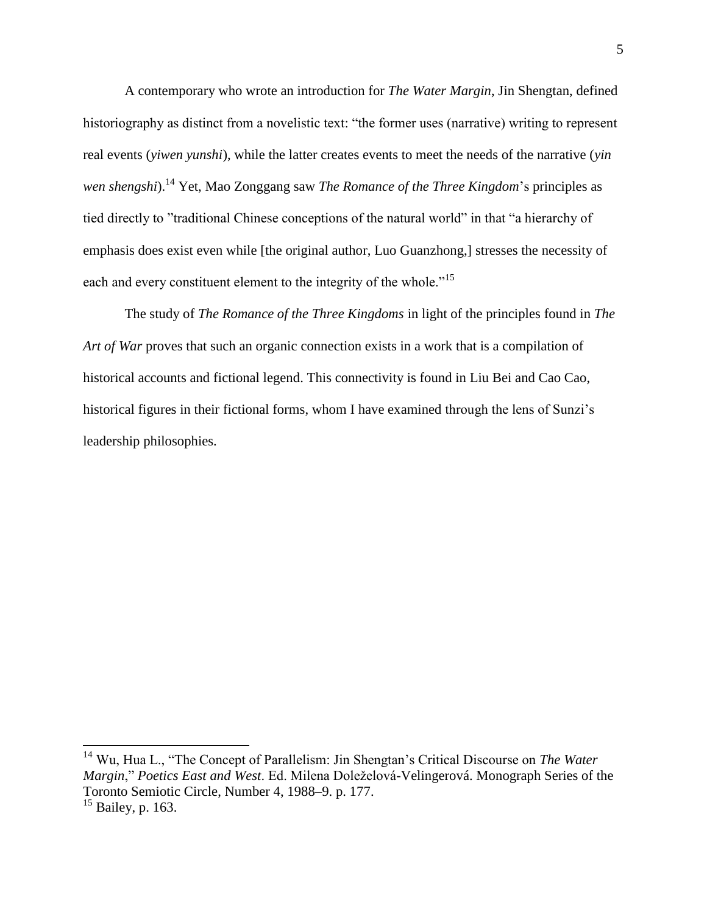A contemporary who wrote an introduction for *The Water Margin*, Jin Shengtan, defined historiography as distinct from a novelistic text: "the former uses (narrative) writing to represent real events (*yiwen yunshi*), while the latter creates events to meet the needs of the narrative (*yin wen shengshi*).[14] Yet, Mao Zonggang saw *The Romance of the Three Kingdom*'s principles as tied directly to "traditional Chinese conceptions of the natural world" in that "a hierarchy of emphasis does exist even while [the original author, Luo Guanzhong,] stresses the necessity of each and every constituent element to the integrity of the whole."[15]

The study of *The Romance of the Three Kingdoms* in light of the principles found in *The Art of War* proves that such an organic connection exists in a work that is a compilation of historical accounts and fictional legend. This connectivity is found in Liu Bei and Cao Cao, historical figures in their fictional forms, whom I have examined through the lens of Sunzi's leadership philosophies.

---

[14] Wu, Hua L., "The Concept of Parallelism: Jin Shengtan's Critical Discourse on *The Water Margin*," *Poetics East and West*. Ed. Milena Doleželová-Velingerová. Monograph Series of the Toronto Semiotic Circle, Number 4, 1988–9. p. 177.

[15] Bailey, p. 163.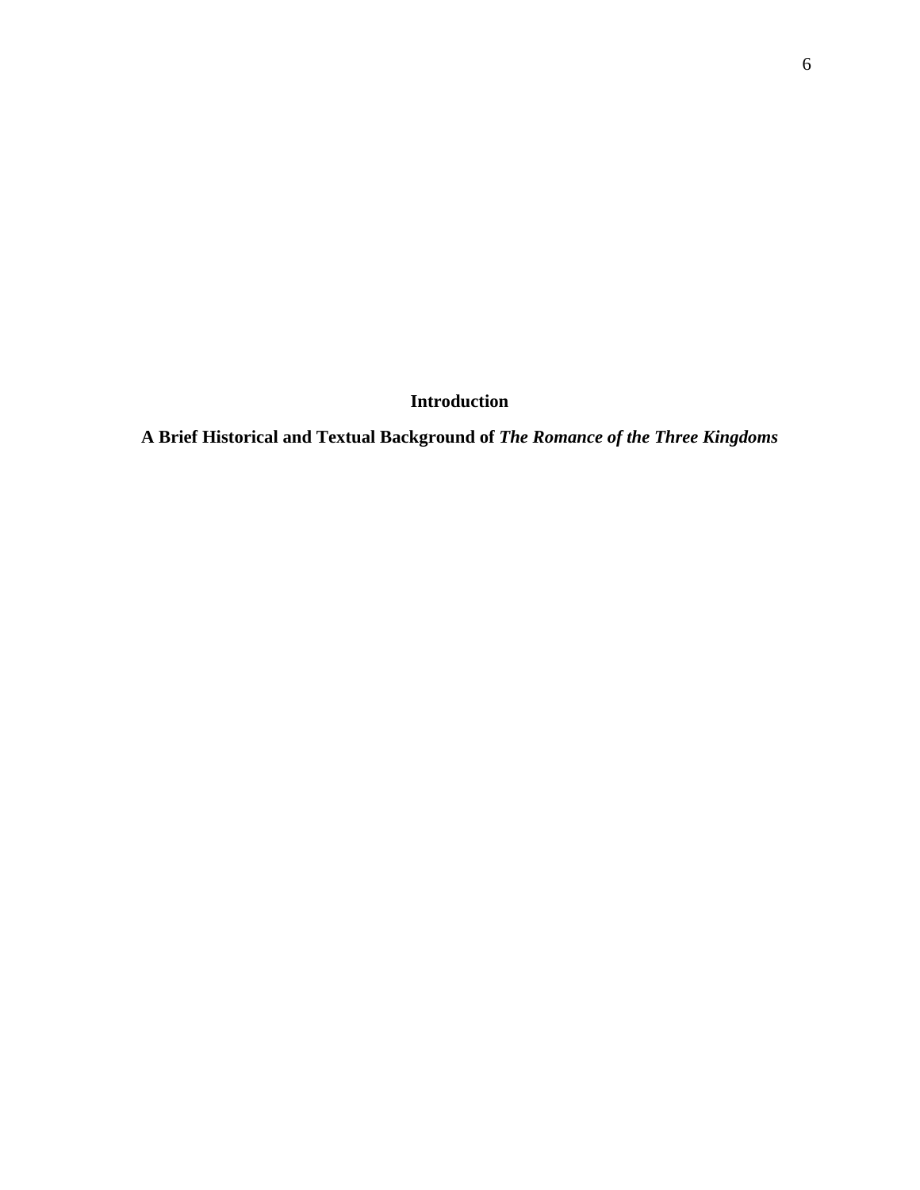# Introduction

## A Brief Historical and Textual Background of *The Romance of the Three Kingdoms*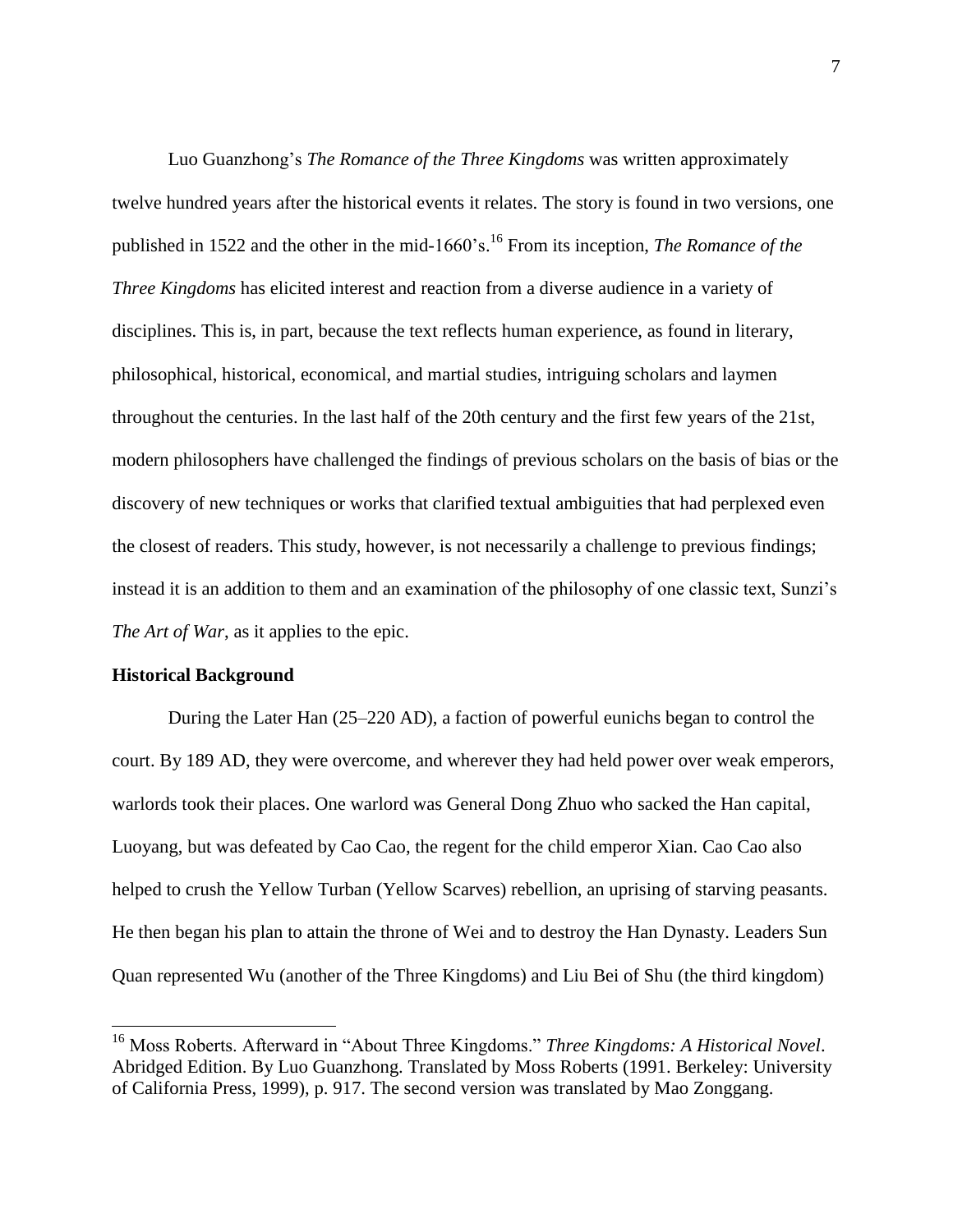Luo Guanzhong's *The Romance of the Three Kingdoms* was written approximately twelve hundred years after the historical events it relates. The story is found in two versions, one published in 1522 and the other in the mid-1660's.[16] From its inception, *The Romance of the Three Kingdoms* has elicited interest and reaction from a diverse audience in a variety of disciplines. This is, in part, because the text reflects human experience, as found in literary, philosophical, historical, economical, and martial studies, intriguing scholars and laymen throughout the centuries. In the last half of the 20th century and the first few years of the 21st, modern philosophers have challenged the findings of previous scholars on the basis of bias or the discovery of new techniques or works that clarified textual ambiguities that had perplexed even the closest of readers. This study, however, is not necessarily a challenge to previous findings; instead it is an addition to them and an examination of the philosophy of one classic text, Sunzi's *The Art of War*, as it applies to the epic.

**Historical Background**

During the Later Han (25–220 AD), a faction of powerful eunichs began to control the court. By 189 AD, they were overcome, and wherever they had held power over weak emperors, warlords took their places. One warlord was General Dong Zhuo who sacked the Han capital, Luoyang, but was defeated by Cao Cao, the regent for the child emperor Xian. Cao Cao also helped to crush the Yellow Turban (Yellow Scarves) rebellion, an uprising of starving peasants. He then began his plan to attain the throne of Wei and to destroy the Han Dynasty. Leaders Sun Quan represented Wu (another of the Three Kingdoms) and Liu Bei of Shu (the third kingdom)

---

[16] Moss Roberts. Afterward in "About Three Kingdoms." *Three Kingdoms: A Historical Novel*. Abridged Edition. By Luo Guanzhong. Translated by Moss Roberts (1991. Berkeley: University of California Press, 1999), p. 917. The second version was translated by Mao Zonggang.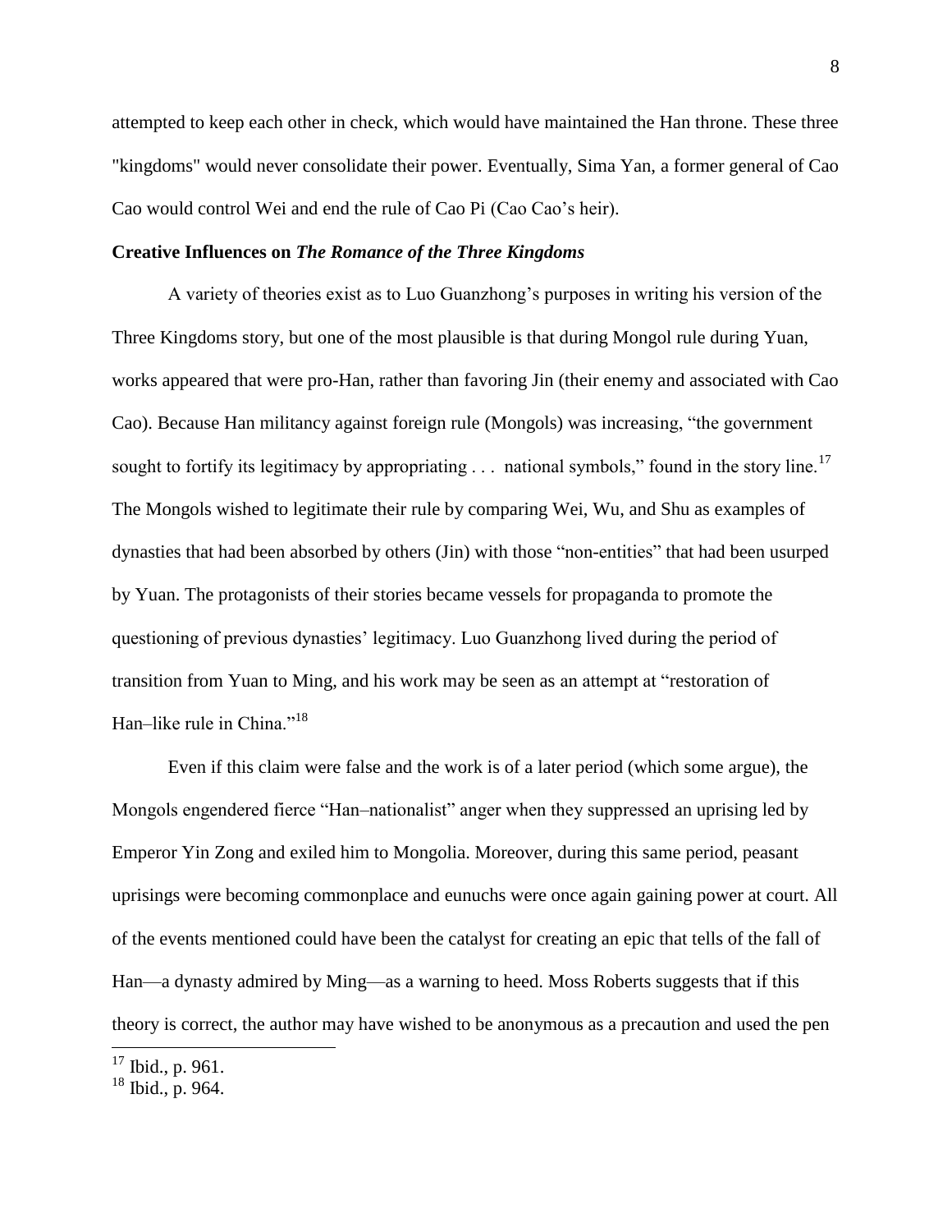attempted to keep each other in check, which would have maintained the Han throne. These three "kingdoms" would never consolidate their power. Eventually, Sima Yan, a former general of Cao Cao would control Wei and end the rule of Cao Pi (Cao Cao's heir).

**Creative Influences on *The Romance of the Three Kingdoms***

A variety of theories exist as to Luo Guanzhong's purposes in writing his version of the Three Kingdoms story, but one of the most plausible is that during Mongol rule during Yuan, works appeared that were pro-Han, rather than favoring Jin (their enemy and associated with Cao Cao). Because Han militancy against foreign rule (Mongols) was increasing, "the government sought to fortify its legitimacy by appropriating . . . national symbols," found in the story line.[17] The Mongols wished to legitimate their rule by comparing Wei, Wu, and Shu as examples of dynasties that had been absorbed by others (Jin) with those "non-entities" that had been usurped by Yuan. The protagonists of their stories became vessels for propaganda to promote the questioning of previous dynasties' legitimacy. Luo Guanzhong lived during the period of transition from Yuan to Ming, and his work may be seen as an attempt at "restoration of Han–like rule in China."[18]

Even if this claim were false and the work is of a later period (which some argue), the Mongols engendered fierce "Han–nationalist" anger when they suppressed an uprising led by Emperor Yin Zong and exiled him to Mongolia. Moreover, during this same period, peasant uprisings were becoming commonplace and eunuchs were once again gaining power at court. All of the events mentioned could have been the catalyst for creating an epic that tells of the fall of Han—a dynasty admired by Ming—as a warning to heed. Moss Roberts suggests that if this theory is correct, the author may have wished to be anonymous as a precaution and used the pen

---

[17] Ibid., p. 961.

[18] Ibid., p. 964.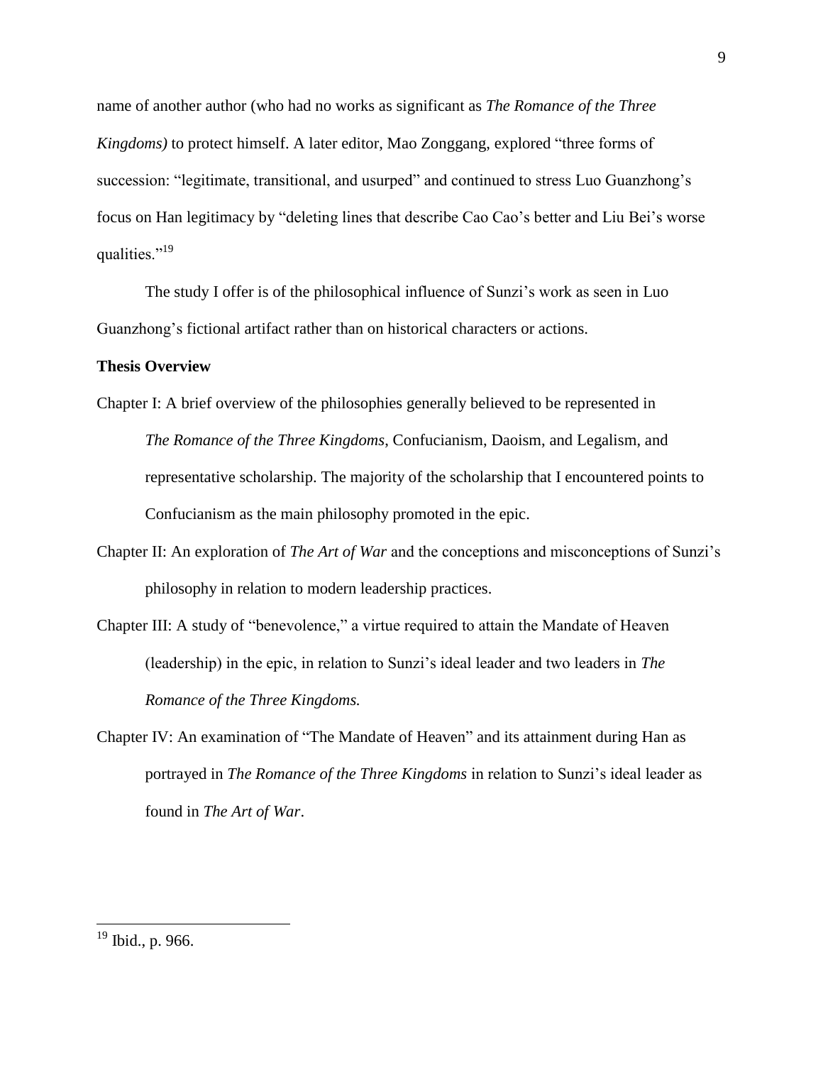name of another author (who had no works as significant as *The Romance of the Three Kingdoms)* to protect himself. A later editor, Mao Zonggang, explored "three forms of succession: "legitimate, transitional, and usurped" and continued to stress Luo Guanzhong's focus on Han legitimacy by "deleting lines that describe Cao Cao's better and Liu Bei's worse qualities."[19]

The study I offer is of the philosophical influence of Sunzi's work as seen in Luo Guanzhong's fictional artifact rather than on historical characters or actions.

**Thesis Overview**

Chapter I: A brief overview of the philosophies generally believed to be represented in *The Romance of the Three Kingdoms*, Confucianism, Daoism, and Legalism, and representative scholarship. The majority of the scholarship that I encountered points to Confucianism as the main philosophy promoted in the epic.

Chapter II: An exploration of *The Art of War* and the conceptions and misconceptions of Sunzi's philosophy in relation to modern leadership practices.

Chapter III: A study of "benevolence," a virtue required to attain the Mandate of Heaven (leadership) in the epic, in relation to Sunzi's ideal leader and two leaders in *The Romance of the Three Kingdoms.*

Chapter IV: An examination of "The Mandate of Heaven" and its attainment during Han as portrayed in *The Romance of the Three Kingdoms* in relation to Sunzi's ideal leader as found in *The Art of War*.

---

[19] Ibid., p. 966.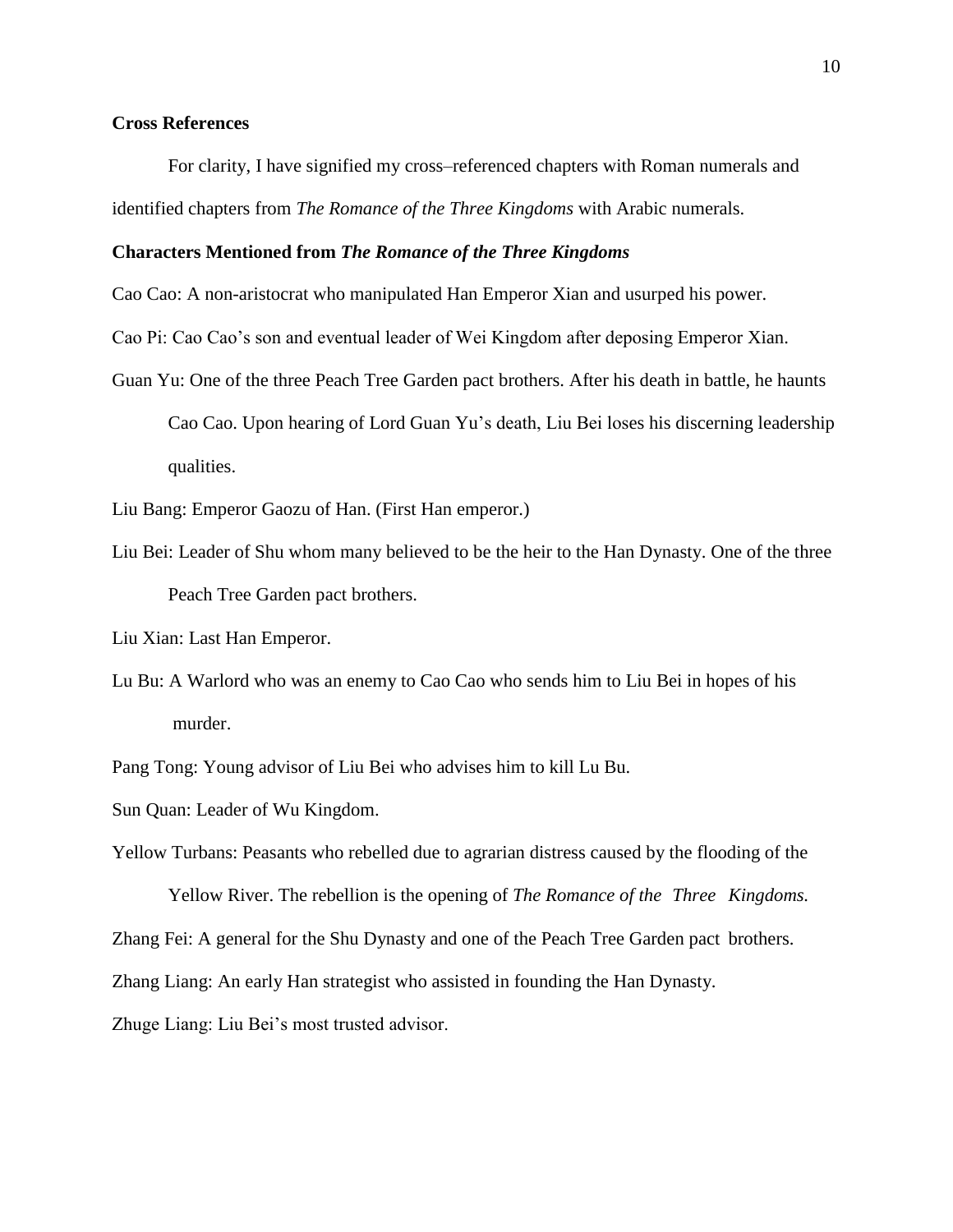**Cross References**

For clarity, I have signified my cross–referenced chapters with Roman numerals and identified chapters from *The Romance of the Three Kingdoms* with Arabic numerals.

**Characters Mentioned from *The Romance of the Three Kingdoms***

Cao Cao: A non-aristocrat who manipulated Han Emperor Xian and usurped his power.

Cao Pi: Cao Cao's son and eventual leader of Wei Kingdom after deposing Emperor Xian.

Guan Yu: One of the three Peach Tree Garden pact brothers. After his death in battle, he haunts Cao Cao. Upon hearing of Lord Guan Yu's death, Liu Bei loses his discerning leadership qualities.

Liu Bang: Emperor Gaozu of Han. (First Han emperor.)

Liu Bei: Leader of Shu whom many believed to be the heir to the Han Dynasty. One of the three Peach Tree Garden pact brothers.

Liu Xian: Last Han Emperor.

Lu Bu: A Warlord who was an enemy to Cao Cao who sends him to Liu Bei in hopes of his murder.

Pang Tong: Young advisor of Liu Bei who advises him to kill Lu Bu.

Sun Quan: Leader of Wu Kingdom.

Yellow Turbans: Peasants who rebelled due to agrarian distress caused by the flooding of the Yellow River. The rebellion is the opening of *The Romance of the Three Kingdoms.*

Zhang Fei: A general for the Shu Dynasty and one of the Peach Tree Garden pact brothers.

Zhang Liang: An early Han strategist who assisted in founding the Han Dynasty.

Zhuge Liang: Liu Bei's most trusted advisor.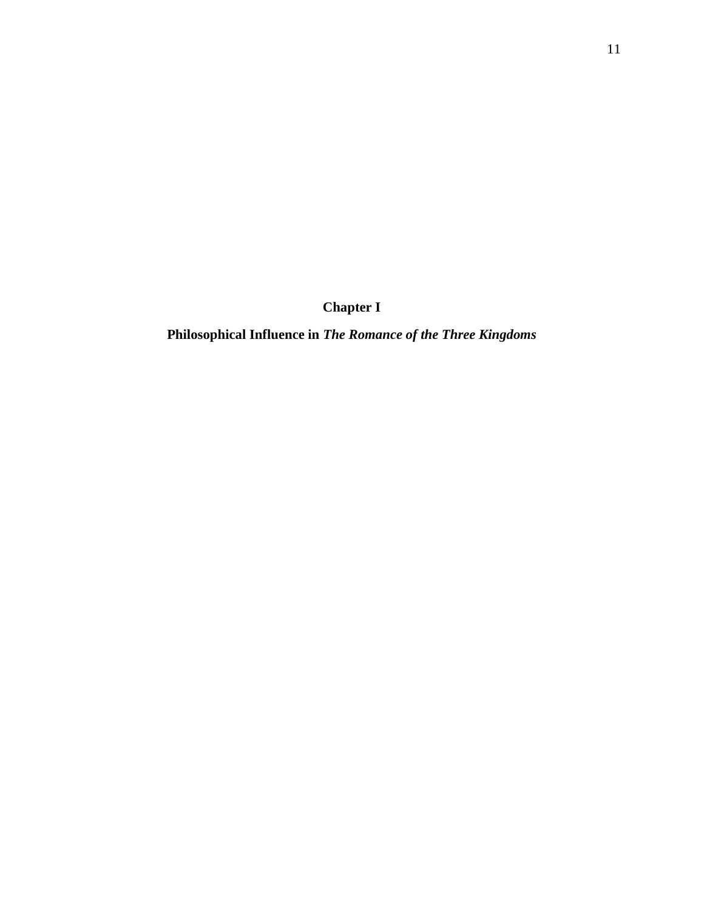# Chapter I

## Philosophical Influence in *The Romance of the Three Kingdoms*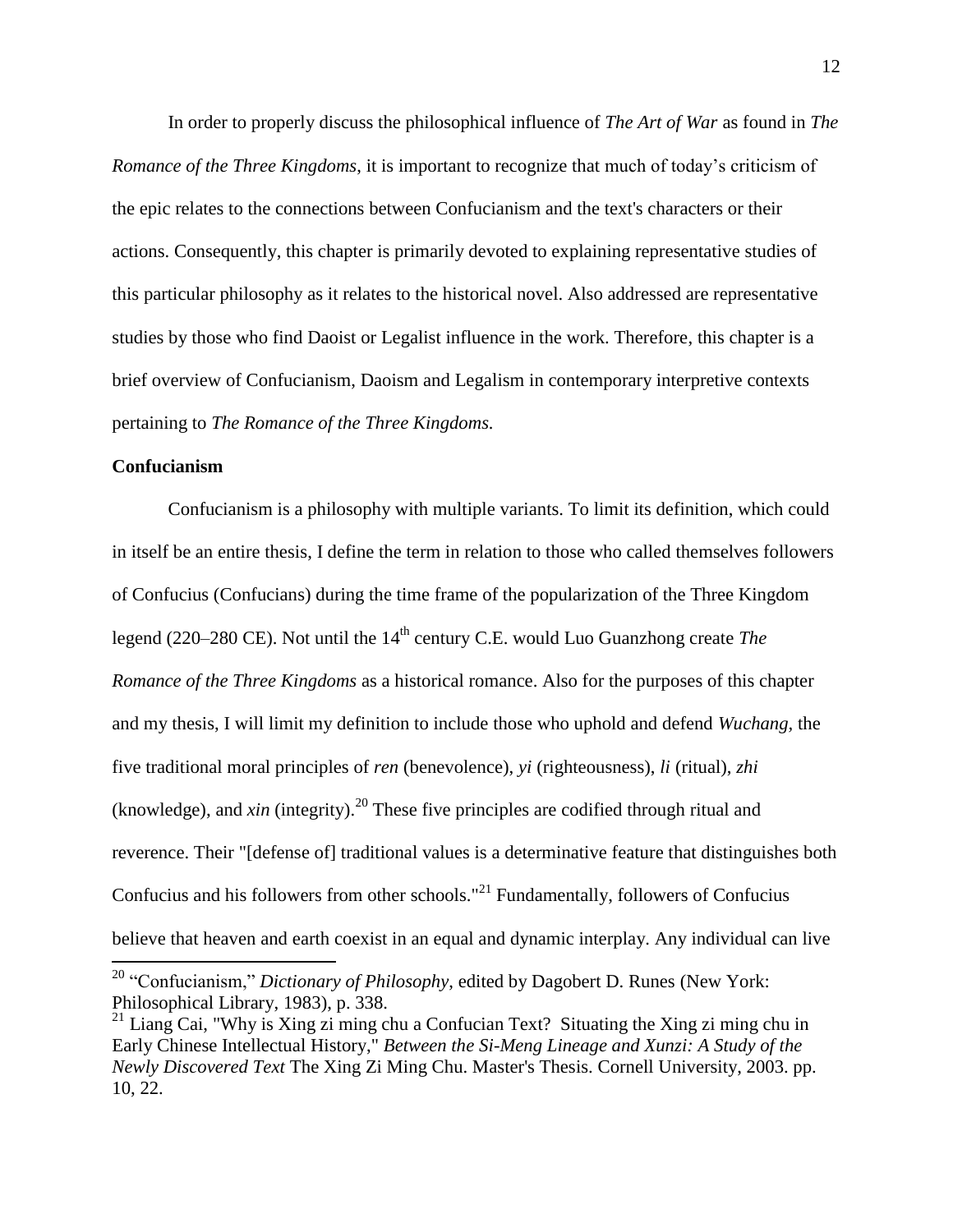In order to properly discuss the philosophical influence of *The Art of War* as found in *The Romance of the Three Kingdoms*, it is important to recognize that much of today's criticism of the epic relates to the connections between Confucianism and the text's characters or their actions. Consequently, this chapter is primarily devoted to explaining representative studies of this particular philosophy as it relates to the historical novel. Also addressed are representative studies by those who find Daoist or Legalist influence in the work. Therefore, this chapter is a brief overview of Confucianism, Daoism and Legalism in contemporary interpretive contexts pertaining to *The Romance of the Three Kingdoms.*

**Confucianism**

Confucianism is a philosophy with multiple variants. To limit its definition, which could in itself be an entire thesis, I define the term in relation to those who called themselves followers of Confucius (Confucians) during the time frame of the popularization of the Three Kingdom legend (220–280 CE). Not until the 14th century C.E. would Luo Guanzhong create *The Romance of the Three Kingdoms* as a historical romance. Also for the purposes of this chapter and my thesis, I will limit my definition to include those who uphold and defend *Wuchang*, the five traditional moral principles of *ren* (benevolence), *yi* (righteousness), *li* (ritual), *zhi* (knowledge), and *xin* (integrity).[20] These five principles are codified through ritual and reverence. Their "[defense of] traditional values is a determinative feature that distinguishes both Confucius and his followers from other schools."[21] Fundamentally, followers of Confucius believe that heaven and earth coexist in an equal and dynamic interplay. Any individual can live

---

[20] "Confucianism," *Dictionary of Philosophy*, edited by Dagobert D. Runes (New York: Philosophical Library, 1983), p. 338.

[21] Liang Cai, "Why is Xing zi ming chu a Confucian Text? Situating the Xing zi ming chu in Early Chinese Intellectual History," *Between the Si-Meng Lineage and Xunzi: A Study of the Newly Discovered Text* The Xing Zi Ming Chu. Master's Thesis. Cornell University, 2003. pp. 10, 22.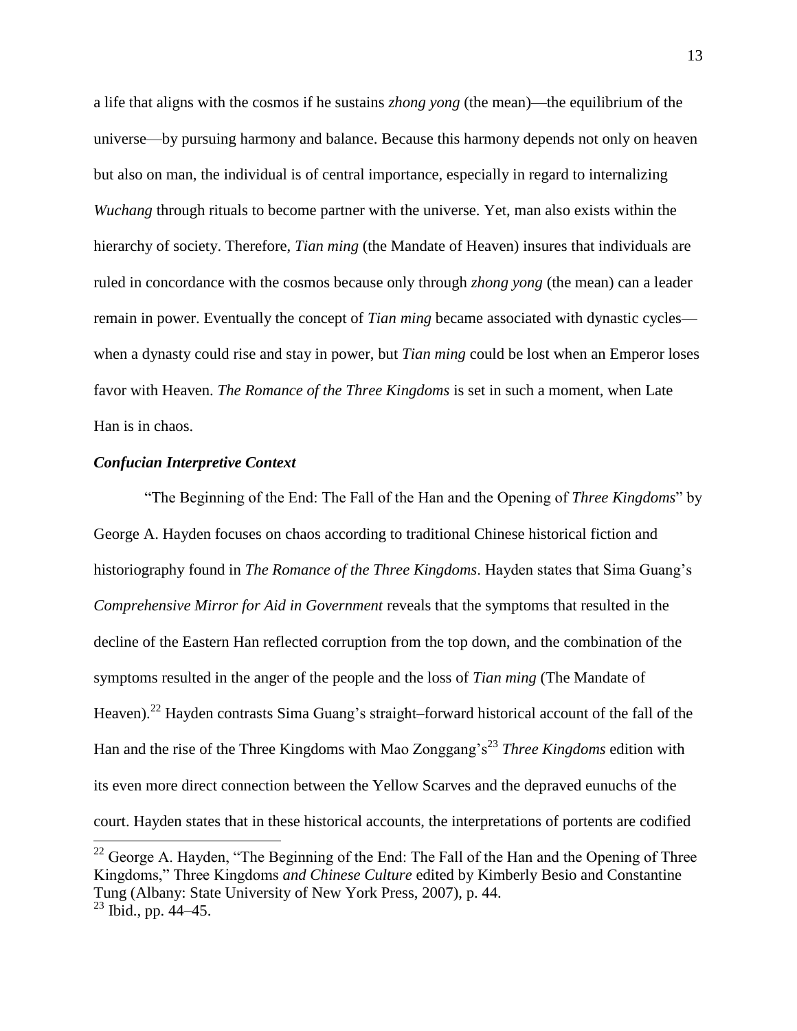a life that aligns with the cosmos if he sustains *zhong yong* (the mean)—the equilibrium of the universe—by pursuing harmony and balance. Because this harmony depends not only on heaven but also on man, the individual is of central importance, especially in regard to internalizing *Wuchang* through rituals to become partner with the universe. Yet, man also exists within the hierarchy of society. Therefore, *Tian ming* (the Mandate of Heaven) insures that individuals are ruled in concordance with the cosmos because only through *zhong yong* (the mean) can a leader remain in power. Eventually the concept of *Tian ming* became associated with dynastic cycles—when a dynasty could rise and stay in power, but *Tian ming* could be lost when an Emperor loses favor with Heaven. *The Romance of the Three Kingdoms* is set in such a moment, when Late Han is in chaos.

### *Confucian Interpretive Context*

"The Beginning of the End: The Fall of the Han and the Opening of *Three Kingdoms*" by George A. Hayden focuses on chaos according to traditional Chinese historical fiction and historiography found in *The Romance of the Three Kingdoms*. Hayden states that Sima Guang's *Comprehensive Mirror for Aid in Government* reveals that the symptoms that resulted in the decline of the Eastern Han reflected corruption from the top down, and the combination of the symptoms resulted in the anger of the people and the loss of *Tian ming* (The Mandate of Heaven).[22] Hayden contrasts Sima Guang's straight–forward historical account of the fall of the Han and the rise of the Three Kingdoms with Mao Zonggang's[23] *Three Kingdoms* edition with its even more direct connection between the Yellow Scarves and the depraved eunuchs of the court. Hayden states that in these historical accounts, the interpretations of portents are codified

[22] George A. Hayden, "The Beginning of the End: The Fall of the Han and the Opening of Three Kingdoms," Three Kingdoms *and Chinese Culture* edited by Kimberly Besio and Constantine Tung (Albany: State University of New York Press, 2007), p. 44.

[23] Ibid., pp. 44–45.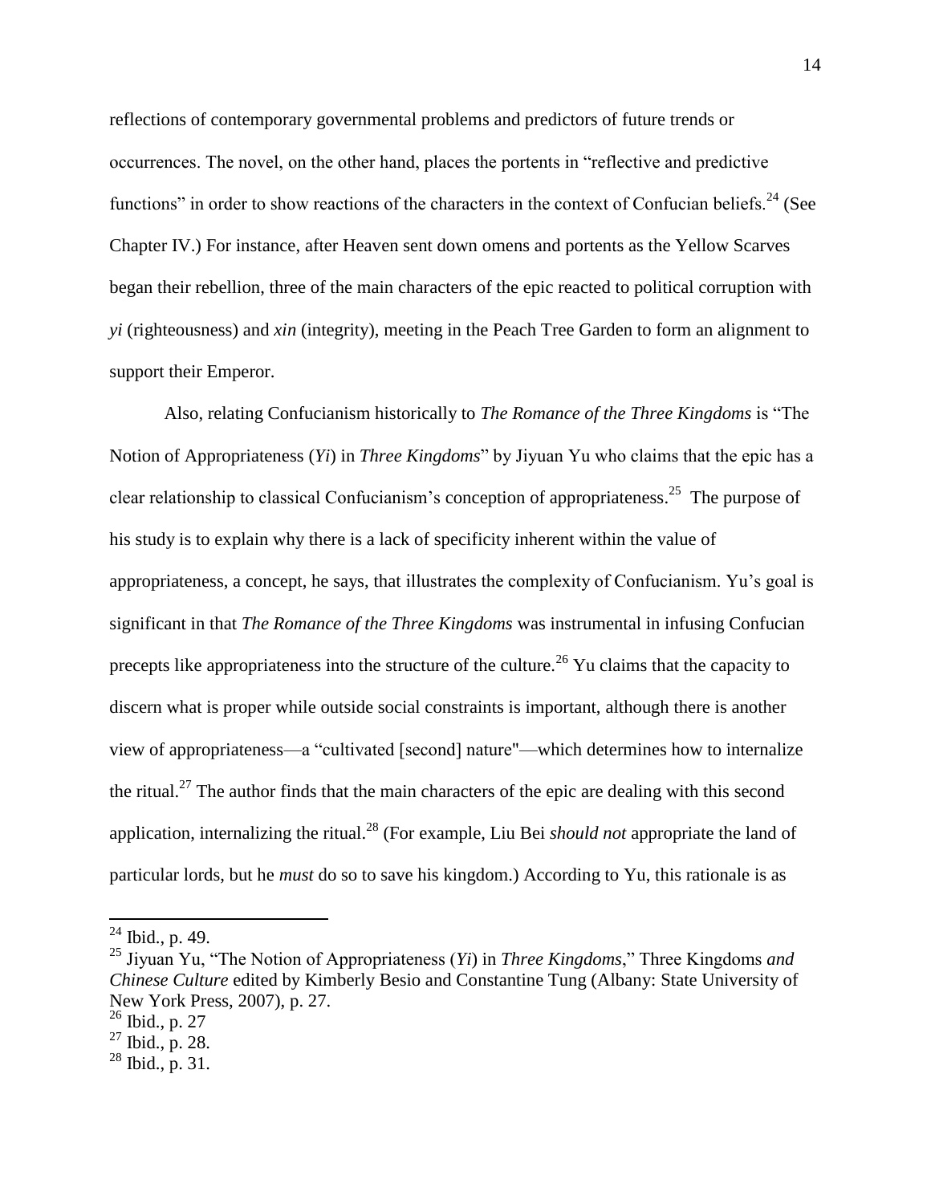reflections of contemporary governmental problems and predictors of future trends or occurrences. The novel, on the other hand, places the portents in "reflective and predictive functions" in order to show reactions of the characters in the context of Confucian beliefs.[24] (See Chapter IV.) For instance, after Heaven sent down omens and portents as the Yellow Scarves began their rebellion, three of the main characters of the epic reacted to political corruption with *yi* (righteousness) and *xin* (integrity), meeting in the Peach Tree Garden to form an alignment to support their Emperor.

Also, relating Confucianism historically to *The Romance of the Three Kingdoms* is "The Notion of Appropriateness (*Yi*) in *Three Kingdoms*" by Jiyuan Yu who claims that the epic has a clear relationship to classical Confucianism's conception of appropriateness.[25] The purpose of his study is to explain why there is a lack of specificity inherent within the value of appropriateness, a concept, he says, that illustrates the complexity of Confucianism. Yu's goal is significant in that *The Romance of the Three Kingdoms* was instrumental in infusing Confucian precepts like appropriateness into the structure of the culture.[26] Yu claims that the capacity to discern what is proper while outside social constraints is important, although there is another view of appropriateness—a "cultivated [second] nature"—which determines how to internalize the ritual.[27] The author finds that the main characters of the epic are dealing with this second application, internalizing the ritual.[28] (For example, Liu Bei *should not* appropriate the land of particular lords, but he *must* do so to save his kingdom.) According to Yu, this rationale is as

---

[24] Ibid., p. 49.

[25] Jiyuan Yu, "The Notion of Appropriateness (*Yi*) in *Three Kingdoms*," Three Kingdoms *and Chinese Culture* edited by Kimberly Besio and Constantine Tung (Albany: State University of New York Press, 2007), p. 27.

[26] Ibid., p. 27

[27] Ibid., p. 28.

[28] Ibid., p. 31.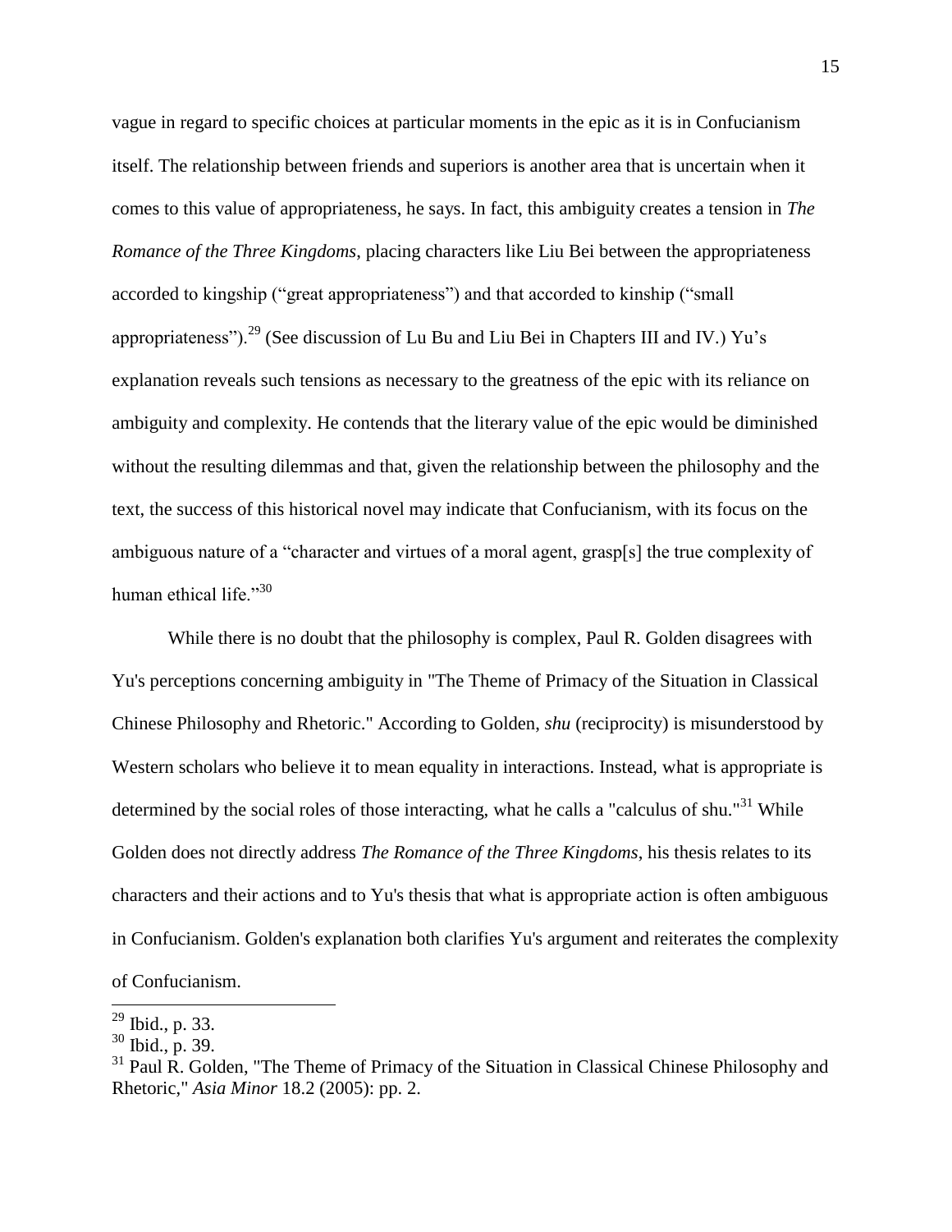vague in regard to specific choices at particular moments in the epic as it is in Confucianism itself. The relationship between friends and superiors is another area that is uncertain when it comes to this value of appropriateness, he says. In fact, this ambiguity creates a tension in *The Romance of the Three Kingdoms*, placing characters like Liu Bei between the appropriateness accorded to kingship ("great appropriateness") and that accorded to kinship ("small appropriateness").[29] (See discussion of Lu Bu and Liu Bei in Chapters III and IV.) Yu's explanation reveals such tensions as necessary to the greatness of the epic with its reliance on ambiguity and complexity. He contends that the literary value of the epic would be diminished without the resulting dilemmas and that, given the relationship between the philosophy and the text, the success of this historical novel may indicate that Confucianism, with its focus on the ambiguous nature of a "character and virtues of a moral agent, grasp[s] the true complexity of human ethical life."[30]

While there is no doubt that the philosophy is complex, Paul R. Golden disagrees with Yu's perceptions concerning ambiguity in "The Theme of Primacy of the Situation in Classical Chinese Philosophy and Rhetoric." According to Golden, *shu* (reciprocity) is misunderstood by Western scholars who believe it to mean equality in interactions. Instead, what is appropriate is determined by the social roles of those interacting, what he calls a "calculus of shu."[31] While Golden does not directly address *The Romance of the Three Kingdoms*, his thesis relates to its characters and their actions and to Yu's thesis that what is appropriate action is often ambiguous in Confucianism. Golden's explanation both clarifies Yu's argument and reiterates the complexity of Confucianism.

---

[29] Ibid., p. 33.

[30] Ibid., p. 39.

[31] Paul R. Golden, "The Theme of Primacy of the Situation in Classical Chinese Philosophy and Rhetoric," *Asia Minor* 18.2 (2005): pp. 2.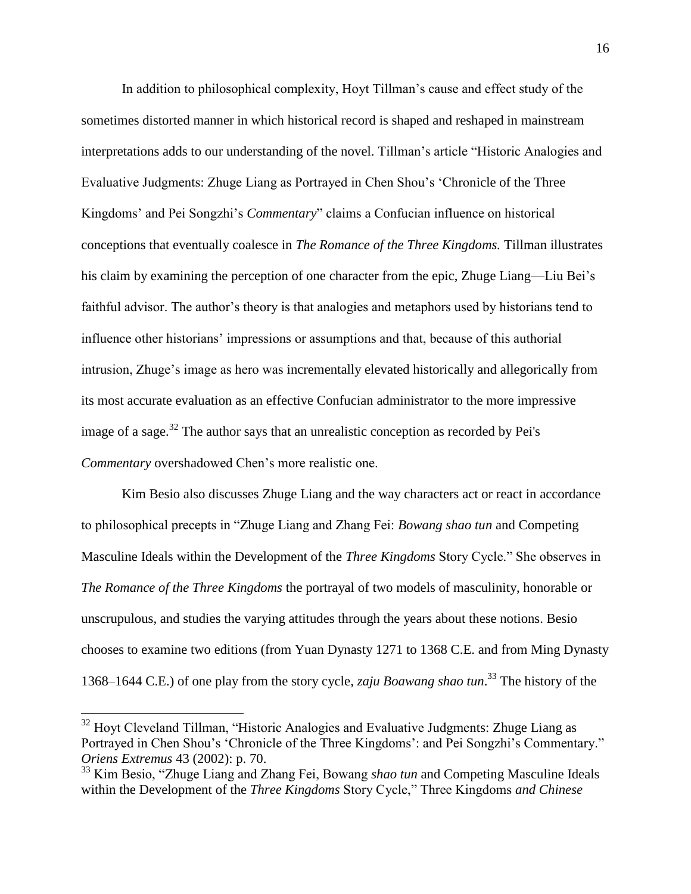In addition to philosophical complexity, Hoyt Tillman's cause and effect study of the sometimes distorted manner in which historical record is shaped and reshaped in mainstream interpretations adds to our understanding of the novel. Tillman's article "Historic Analogies and Evaluative Judgments: Zhuge Liang as Portrayed in Chen Shou's 'Chronicle of the Three Kingdoms' and Pei Songzhi's *Commentary*" claims a Confucian influence on historical conceptions that eventually coalesce in *The Romance of the Three Kingdoms.* Tillman illustrates his claim by examining the perception of one character from the epic, Zhuge Liang—Liu Bei's faithful advisor. The author's theory is that analogies and metaphors used by historians tend to influence other historians' impressions or assumptions and that, because of this authorial intrusion, Zhuge's image as hero was incrementally elevated historically and allegorically from its most accurate evaluation as an effective Confucian administrator to the more impressive image of a sage.[32] The author says that an unrealistic conception as recorded by Pei's *Commentary* overshadowed Chen's more realistic one.

Kim Besio also discusses Zhuge Liang and the way characters act or react in accordance to philosophical precepts in "Zhuge Liang and Zhang Fei: *Bowang shao tun* and Competing Masculine Ideals within the Development of the *Three Kingdoms* Story Cycle." She observes in *The Romance of the Three Kingdoms* the portrayal of two models of masculinity, honorable or unscrupulous, and studies the varying attitudes through the years about these notions. Besio chooses to examine two editions (from Yuan Dynasty 1271 to 1368 C.E. and from Ming Dynasty 1368–1644 C.E.) of one play from the story cycle, *zaju Boawang shao tun*.[33] The history of the

---

[32] Hoyt Cleveland Tillman, "Historic Analogies and Evaluative Judgments: Zhuge Liang as Portrayed in Chen Shou's 'Chronicle of the Three Kingdoms': and Pei Songzhi's Commentary." *Oriens Extremus* 43 (2002): p. 70.

[33] Kim Besio, "Zhuge Liang and Zhang Fei, Bowang *shao tun* and Competing Masculine Ideals within the Development of the *Three Kingdoms* Story Cycle," Three Kingdoms *and Chinese*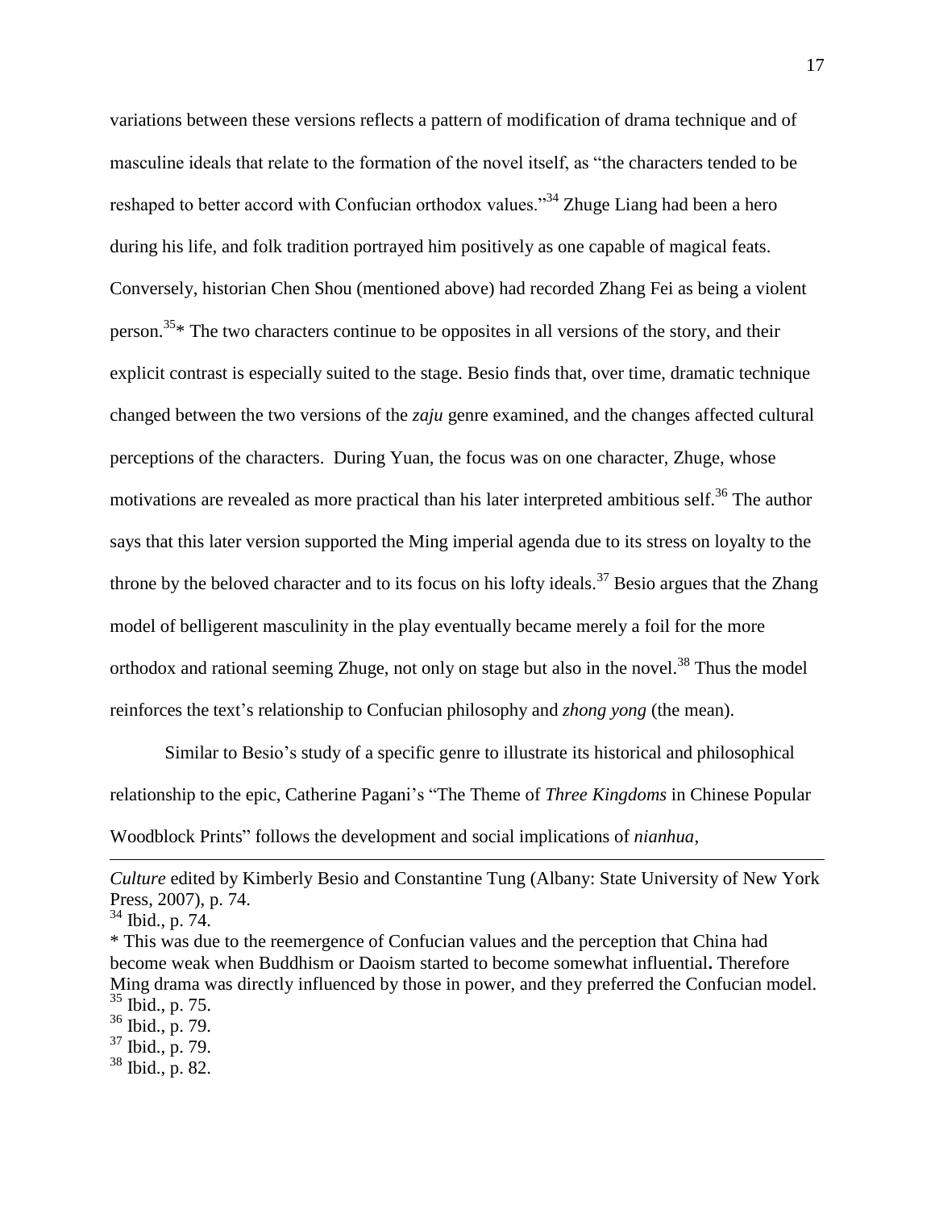variations between these versions reflects a pattern of modification of drama technique and of masculine ideals that relate to the formation of the novel itself, as "the characters tended to be reshaped to better accord with Confucian orthodox values."[34] Zhuge Liang had been a hero during his life, and folk tradition portrayed him positively as one capable of magical feats. Conversely, historian Chen Shou (mentioned above) had recorded Zhang Fei as being a violent person.[35]* The two characters continue to be opposites in all versions of the story, and their explicit contrast is especially suited to the stage. Besio finds that, over time, dramatic technique changed between the two versions of the *zaju* genre examined, and the changes affected cultural perceptions of the characters. During Yuan, the focus was on one character, Zhuge, whose motivations are revealed as more practical than his later interpreted ambitious self.[36] The author says that this later version supported the Ming imperial agenda due to its stress on loyalty to the throne by the beloved character and to its focus on his lofty ideals.[37] Besio argues that the Zhang model of belligerent masculinity in the play eventually became merely a foil for the more orthodox and rational seeming Zhuge, not only on stage but also in the novel.[38] Thus the model reinforces the text's relationship to Confucian philosophy and *zhong yong* (the mean).

Similar to Besio's study of a specific genre to illustrate its historical and philosophical relationship to the epic, Catherine Pagani's "The Theme of *Three Kingdoms* in Chinese Popular Woodblock Prints" follows the development and social implications of *nianhua*,

---

*Culture* edited by Kimberly Besio and Constantine Tung (Albany: State University of New York Press, 2007), p. 74.

[34] Ibid., p. 74.

* This was due to the reemergence of Confucian values and the perception that China had become weak when Buddhism or Daoism started to become somewhat influential**.** Therefore Ming drama was directly influenced by those in power, and they preferred the Confucian model.

[35] Ibid., p. 75.

[36] Ibid., p. 79.

[37] Ibid., p. 79.

[38] Ibid., p. 82.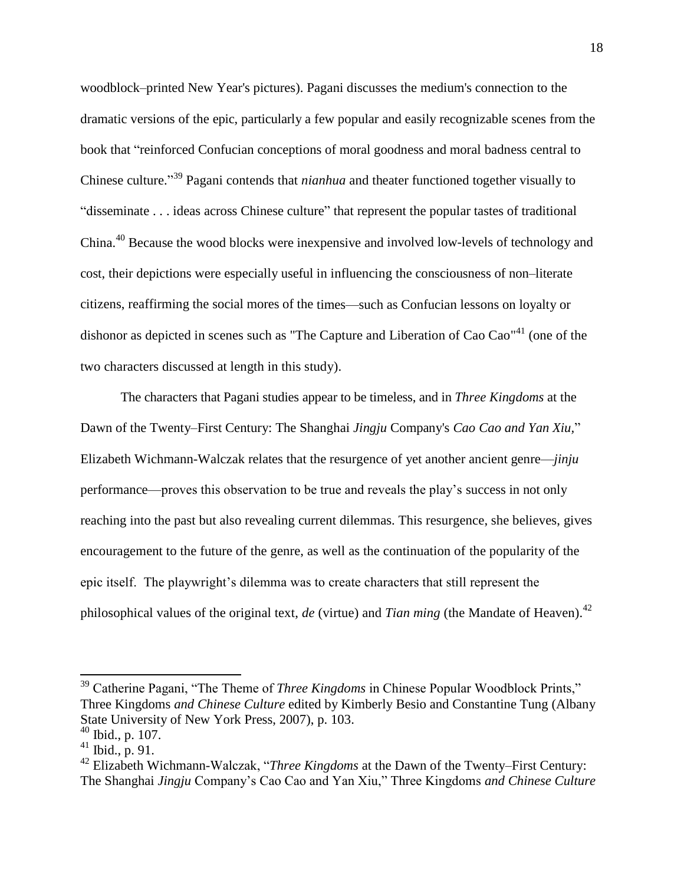woodblock–printed New Year's pictures). Pagani discusses the medium's connection to the dramatic versions of the epic, particularly a few popular and easily recognizable scenes from the book that "reinforced Confucian conceptions of moral goodness and moral badness central to Chinese culture."[39] Pagani contends that *nianhua* and theater functioned together visually to "disseminate . . . ideas across Chinese culture" that represent the popular tastes of traditional China.[40] Because the wood blocks were inexpensive and involved low-levels of technology and cost, their depictions were especially useful in influencing the consciousness of non–literate citizens, reaffirming the social mores of the times—such as Confucian lessons on loyalty or dishonor as depicted in scenes such as "The Capture and Liberation of Cao Cao"[41] (one of the two characters discussed at length in this study).

The characters that Pagani studies appear to be timeless, and in *Three Kingdoms* at the Dawn of the Twenty–First Century: The Shanghai *Jingju* Company's *Cao Cao and Yan Xiu,*" Elizabeth Wichmann-Walczak relates that the resurgence of yet another ancient genre—*jinju* performance—proves this observation to be true and reveals the play's success in not only reaching into the past but also revealing current dilemmas. This resurgence, she believes, gives encouragement to the future of the genre, as well as the continuation of the popularity of the epic itself. The playwright's dilemma was to create characters that still represent the philosophical values of the original text, *de* (virtue) and *Tian ming* (the Mandate of Heaven).[42]

---

[39] Catherine Pagani, "The Theme of *Three Kingdoms* in Chinese Popular Woodblock Prints," Three Kingdoms *and Chinese Culture* edited by Kimberly Besio and Constantine Tung (Albany State University of New York Press, 2007), p. 103.

[40] Ibid., p. 107.

[41] Ibid., p. 91.

[42] Elizabeth Wichmann-Walczak, "*Three Kingdoms* at the Dawn of the Twenty–First Century: The Shanghai *Jingju* Company's Cao Cao and Yan Xiu," Three Kingdoms *and Chinese Culture*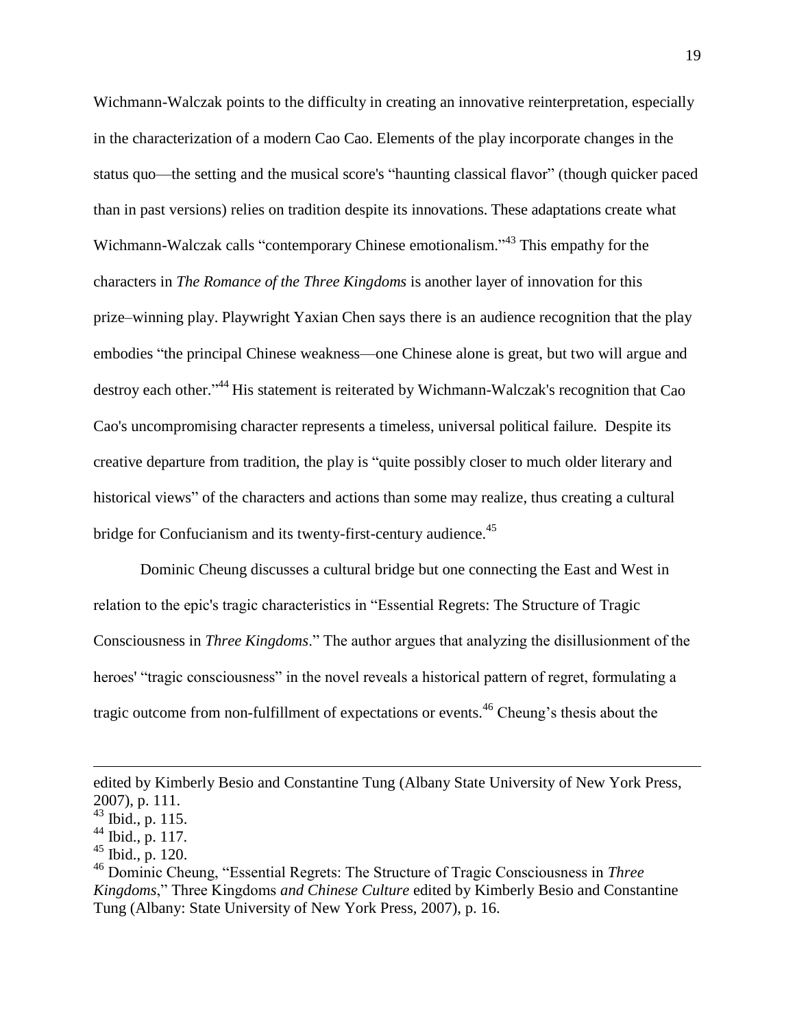Wichmann-Walczak points to the difficulty in creating an innovative reinterpretation, especially in the characterization of a modern Cao Cao. Elements of the play incorporate changes in the status quo—the setting and the musical score's "haunting classical flavor" (though quicker paced than in past versions) relies on tradition despite its innovations. These adaptations create what Wichmann-Walczak calls "contemporary Chinese emotionalism."[43] This empathy for the characters in *The Romance of the Three Kingdoms* is another layer of innovation for this prize–winning play. Playwright Yaxian Chen says there is an audience recognition that the play embodies "the principal Chinese weakness—one Chinese alone is great, but two will argue and destroy each other."[44] His statement is reiterated by Wichmann-Walczak's recognition that Cao Cao's uncompromising character represents a timeless, universal political failure. Despite its creative departure from tradition, the play is "quite possibly closer to much older literary and historical views" of the characters and actions than some may realize, thus creating a cultural bridge for Confucianism and its twenty-first-century audience.[45]

Dominic Cheung discusses a cultural bridge but one connecting the East and West in relation to the epic's tragic characteristics in "Essential Regrets: The Structure of Tragic Consciousness in *Three Kingdoms*." The author argues that analyzing the disillusionment of the heroes' "tragic consciousness" in the novel reveals a historical pattern of regret, formulating a tragic outcome from non-fulfillment of expectations or events.[46] Cheung's thesis about the

---

edited by Kimberly Besio and Constantine Tung (Albany State University of New York Press, 2007), p. 111.

[43] Ibid., p. 115.

[44] Ibid., p. 117.

[45] Ibid., p. 120.

[46] Dominic Cheung, "Essential Regrets: The Structure of Tragic Consciousness in *Three Kingdoms*," Three Kingdoms *and Chinese Culture* edited by Kimberly Besio and Constantine Tung (Albany: State University of New York Press, 2007), p. 16.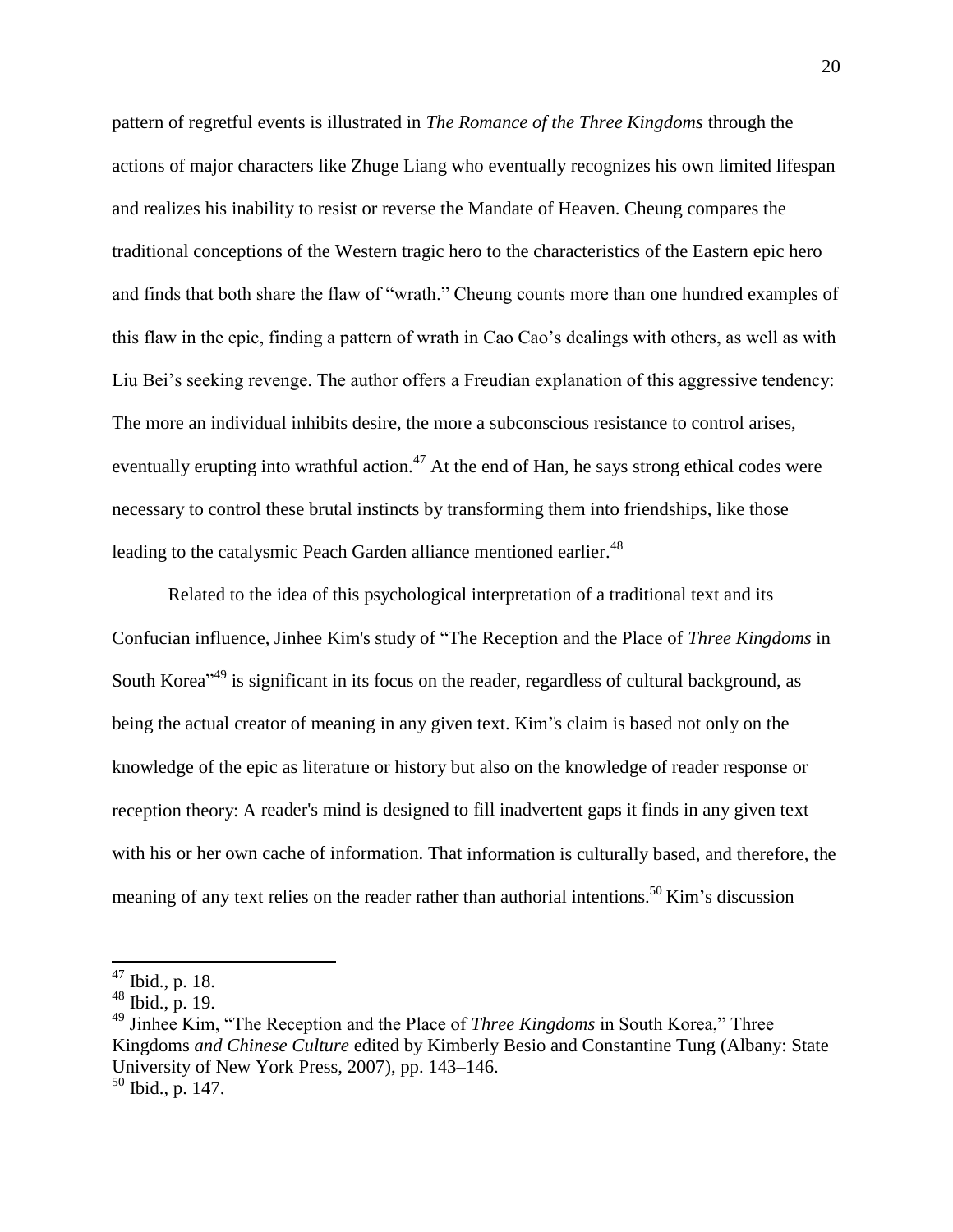pattern of regretful events is illustrated in *The Romance of the Three Kingdoms* through the actions of major characters like Zhuge Liang who eventually recognizes his own limited lifespan and realizes his inability to resist or reverse the Mandate of Heaven. Cheung compares the traditional conceptions of the Western tragic hero to the characteristics of the Eastern epic hero and finds that both share the flaw of "wrath." Cheung counts more than one hundred examples of this flaw in the epic, finding a pattern of wrath in Cao Cao's dealings with others, as well as with Liu Bei's seeking revenge. The author offers a Freudian explanation of this aggressive tendency: The more an individual inhibits desire, the more a subconscious resistance to control arises, eventually erupting into wrathful action.[47] At the end of Han, he says strong ethical codes were necessary to control these brutal instincts by transforming them into friendships, like those leading to the catalysmic Peach Garden alliance mentioned earlier.[48]

Related to the idea of this psychological interpretation of a traditional text and its Confucian influence, Jinhee Kim's study of "The Reception and the Place of *Three Kingdoms* in South Korea"[49] is significant in its focus on the reader, regardless of cultural background, as being the actual creator of meaning in any given text. Kim's claim is based not only on the knowledge of the epic as literature or history but also on the knowledge of reader response or reception theory: A reader's mind is designed to fill inadvertent gaps it finds in any given text with his or her own cache of information. That information is culturally based, and therefore, the meaning of any text relies on the reader rather than authorial intentions.[50] Kim's discussion

---

[47] Ibid., p. 18.

[48] Ibid., p. 19.

[49] Jinhee Kim, "The Reception and the Place of *Three Kingdoms* in South Korea," Three Kingdoms *and Chinese Culture* edited by Kimberly Besio and Constantine Tung (Albany: State University of New York Press, 2007), pp. 143–146.

[50] Ibid., p. 147.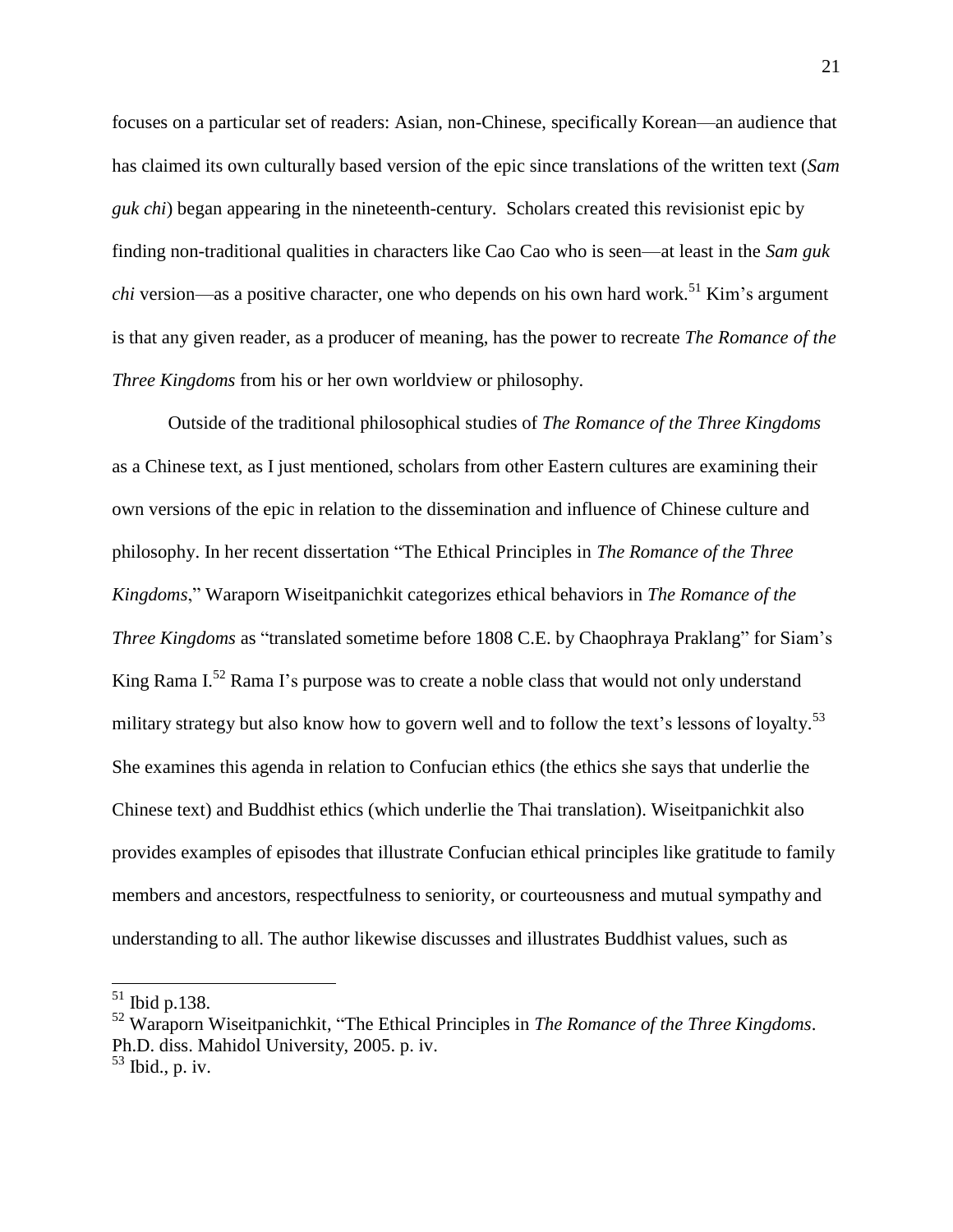focuses on a particular set of readers: Asian, non-Chinese, specifically Korean—an audience that has claimed its own culturally based version of the epic since translations of the written text (*Sam guk chi*) began appearing in the nineteenth-century. Scholars created this revisionist epic by finding non-traditional qualities in characters like Cao Cao who is seen—at least in the *Sam guk chi* version—as a positive character, one who depends on his own hard work.[51] Kim's argument is that any given reader, as a producer of meaning, has the power to recreate *The Romance of the Three Kingdoms* from his or her own worldview or philosophy.

Outside of the traditional philosophical studies of *The Romance of the Three Kingdoms* as a Chinese text, as I just mentioned, scholars from other Eastern cultures are examining their own versions of the epic in relation to the dissemination and influence of Chinese culture and philosophy. In her recent dissertation "The Ethical Principles in *The Romance of the Three Kingdoms*," Waraporn Wiseitpanichkit categorizes ethical behaviors in *The Romance of the Three Kingdoms* as "translated sometime before 1808 C.E. by Chaophraya Praklang" for Siam's King Rama I.[52] Rama I's purpose was to create a noble class that would not only understand military strategy but also know how to govern well and to follow the text's lessons of loyalty.[53] She examines this agenda in relation to Confucian ethics (the ethics she says that underlie the Chinese text) and Buddhist ethics (which underlie the Thai translation). Wiseitpanichkit also provides examples of episodes that illustrate Confucian ethical principles like gratitude to family members and ancestors, respectfulness to seniority, or courteousness and mutual sympathy and understanding to all. The author likewise discusses and illustrates Buddhist values, such as

---

[51] Ibid p.138.

[52] Waraporn Wiseitpanichkit, "The Ethical Principles in *The Romance of the Three Kingdoms*. Ph.D. diss. Mahidol University, 2005. p. iv.

[53] Ibid., p. iv.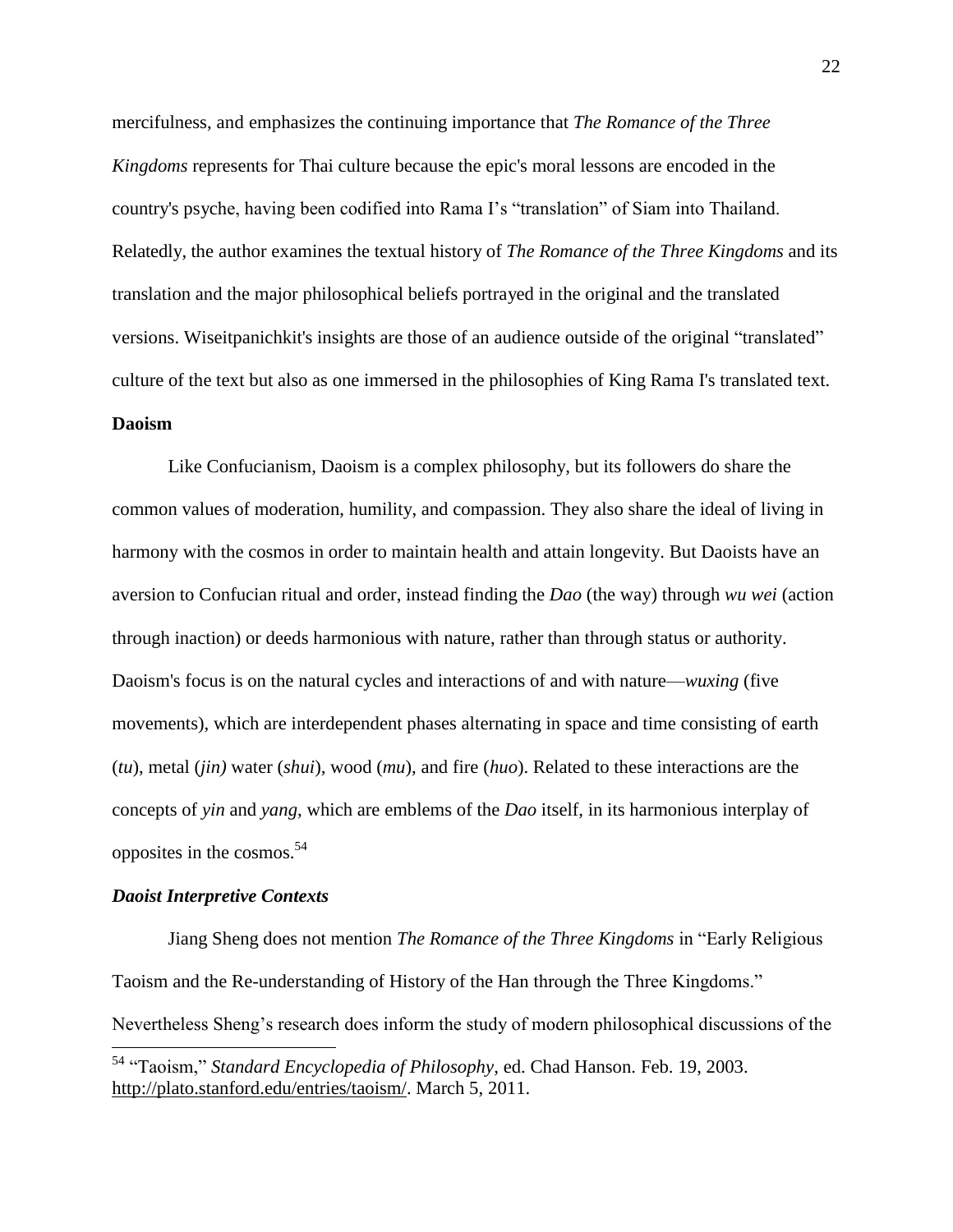mercifulness, and emphasizes the continuing importance that *The Romance of the Three Kingdoms* represents for Thai culture because the epic's moral lessons are encoded in the country's psyche, having been codified into Rama I's "translation" of Siam into Thailand. Relatedly, the author examines the textual history of *The Romance of the Three Kingdoms* and its translation and the major philosophical beliefs portrayed in the original and the translated versions. Wiseitpanichkit's insights are those of an audience outside of the original "translated" culture of the text but also as one immersed in the philosophies of King Rama I's translated text.

**Daoism**

Like Confucianism, Daoism is a complex philosophy, but its followers do share the common values of moderation, humility, and compassion. They also share the ideal of living in harmony with the cosmos in order to maintain health and attain longevity. But Daoists have an aversion to Confucian ritual and order, instead finding the *Dao* (the way) through *wu wei* (action through inaction) or deeds harmonious with nature, rather than through status or authority. Daoism's focus is on the natural cycles and interactions of and with nature—*wuxing* (five movements), which are interdependent phases alternating in space and time consisting of earth (*tu*), metal (*jin)* water (*shui*), wood (*mu*), and fire (*huo*). Related to these interactions are the concepts of *yin* and *yang*, which are emblems of the *Dao* itself, in its harmonious interplay of opposites in the cosmos.[54]

***Daoist Interpretive Contexts***

Jiang Sheng does not mention *The Romance of the Three Kingdoms* in "Early Religious Taoism and the Re-understanding of History of the Han through the Three Kingdoms." Nevertheless Sheng's research does inform the study of modern philosophical discussions of the

---

[54] "Taoism," *Standard Encyclopedia of Philosophy*, ed. Chad Hanson. Feb. 19, 2003. http://plato.stanford.edu/entries/taoism/. March 5, 2011.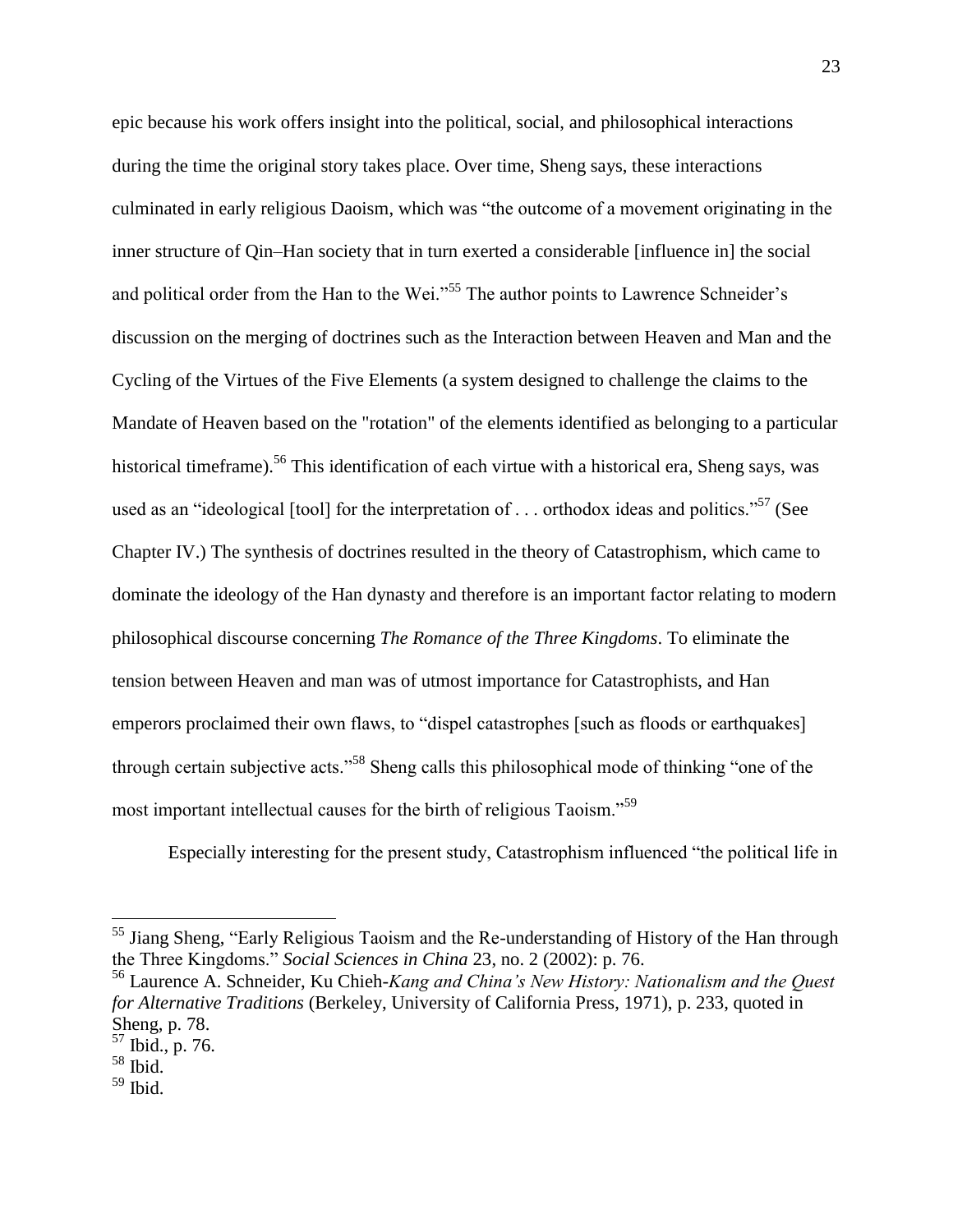epic because his work offers insight into the political, social, and philosophical interactions during the time the original story takes place. Over time, Sheng says, these interactions culminated in early religious Daoism, which was "the outcome of a movement originating in the inner structure of Qin–Han society that in turn exerted a considerable [influence in] the social and political order from the Han to the Wei."[55] The author points to Lawrence Schneider's discussion on the merging of doctrines such as the Interaction between Heaven and Man and the Cycling of the Virtues of the Five Elements (a system designed to challenge the claims to the Mandate of Heaven based on the "rotation" of the elements identified as belonging to a particular historical timeframe).[56] This identification of each virtue with a historical era, Sheng says, was used as an "ideological [tool] for the interpretation of . . . orthodox ideas and politics."[57] (See Chapter IV.) The synthesis of doctrines resulted in the theory of Catastrophism, which came to dominate the ideology of the Han dynasty and therefore is an important factor relating to modern philosophical discourse concerning *The Romance of the Three Kingdoms*. To eliminate the tension between Heaven and man was of utmost importance for Catastrophists, and Han emperors proclaimed their own flaws, to "dispel catastrophes [such as floods or earthquakes] through certain subjective acts."[58] Sheng calls this philosophical mode of thinking "one of the most important intellectual causes for the birth of religious Taoism."[59]

Especially interesting for the present study, Catastrophism influenced "the political life in

---

[55] Jiang Sheng, "Early Religious Taoism and the Re-understanding of History of the Han through the Three Kingdoms." *Social Sciences in China* 23, no. 2 (2002): p. 76.

[56] Laurence A. Schneider, Ku Chieh-*Kang and China's New History: Nationalism and the Quest for Alternative Traditions* (Berkeley, University of California Press, 1971), p. 233, quoted in Sheng, p. 78.

[57] Ibid., p. 76.

[58] Ibid.

[59] Ibid.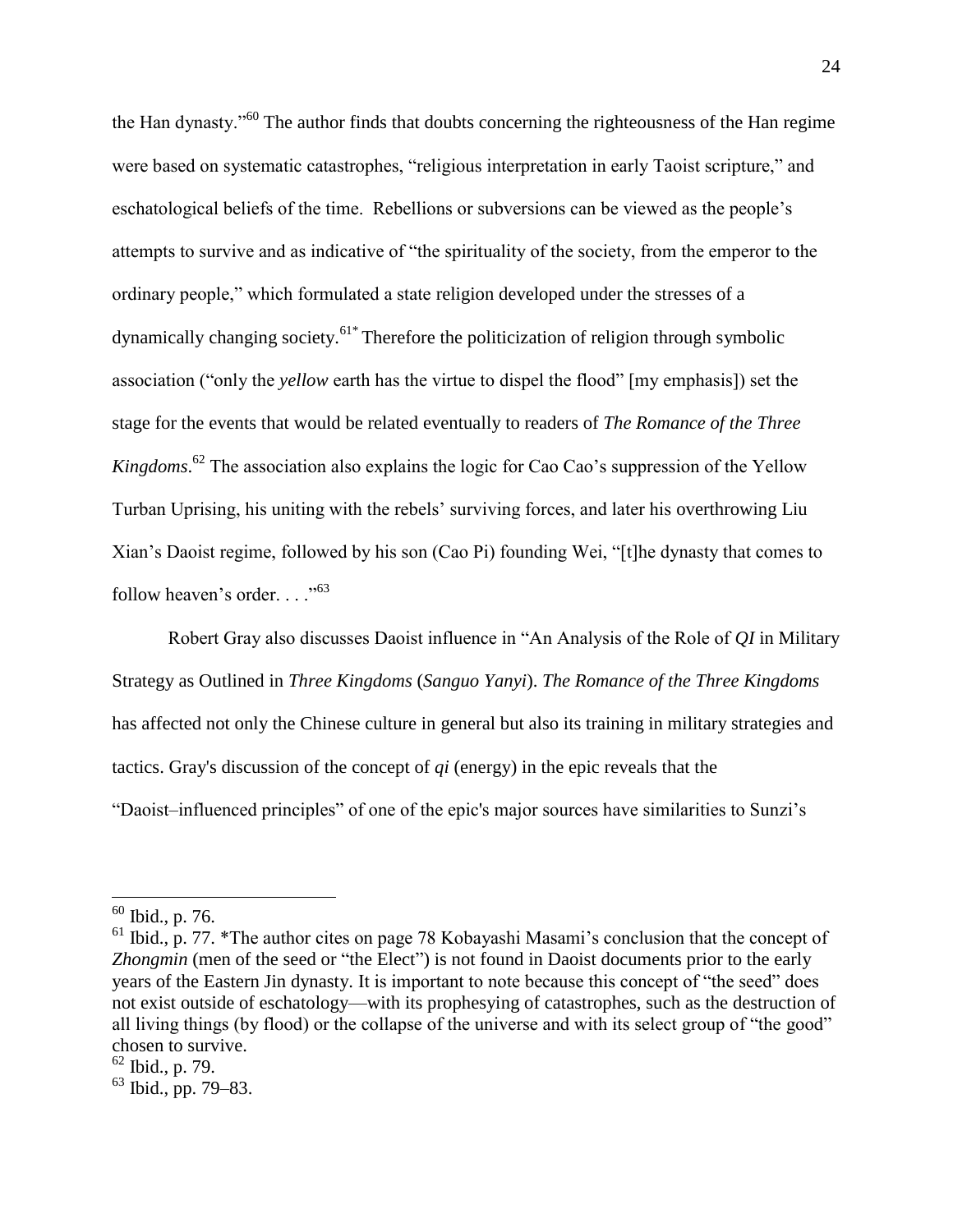the Han dynasty."[60] The author finds that doubts concerning the righteousness of the Han regime were based on systematic catastrophes, "religious interpretation in early Taoist scripture," and eschatological beliefs of the time. Rebellions or subversions can be viewed as the people's attempts to survive and as indicative of "the spirituality of the society, from the emperor to the ordinary people," which formulated a state religion developed under the stresses of a dynamically changing society.[61*] Therefore the politicization of religion through symbolic association ("only the *yellow* earth has the virtue to dispel the flood" [my emphasis]) set the stage for the events that would be related eventually to readers of *The Romance of the Three Kingdoms*.[62] The association also explains the logic for Cao Cao's suppression of the Yellow Turban Uprising, his uniting with the rebels' surviving forces, and later his overthrowing Liu Xian's Daoist regime, followed by his son (Cao Pi) founding Wei, "[t]he dynasty that comes to follow heaven's order. . . ."[63]

Robert Gray also discusses Daoist influence in "An Analysis of the Role of *QI* in Military Strategy as Outlined in *Three Kingdoms* (*Sanguo Yanyi*). *The Romance of the Three Kingdoms* has affected not only the Chinese culture in general but also its training in military strategies and tactics. Gray's discussion of the concept of *qi* (energy) in the epic reveals that the "Daoist–influenced principles" of one of the epic's major sources have similarities to Sunzi's

---

[60] Ibid., p. 76.

[61] Ibid., p. 77. *The author cites on page 78 Kobayashi Masami's conclusion that the concept of *Zhongmin* (men of the seed or "the Elect") is not found in Daoist documents prior to the early years of the Eastern Jin dynasty. It is important to note because this concept of "the seed" does not exist outside of eschatology—with its prophesying of catastrophes, such as the destruction of all living things (by flood) or the collapse of the universe and with its select group of "the good" chosen to survive.

[62] Ibid., p. 79.

[63] Ibid., pp. 79–83.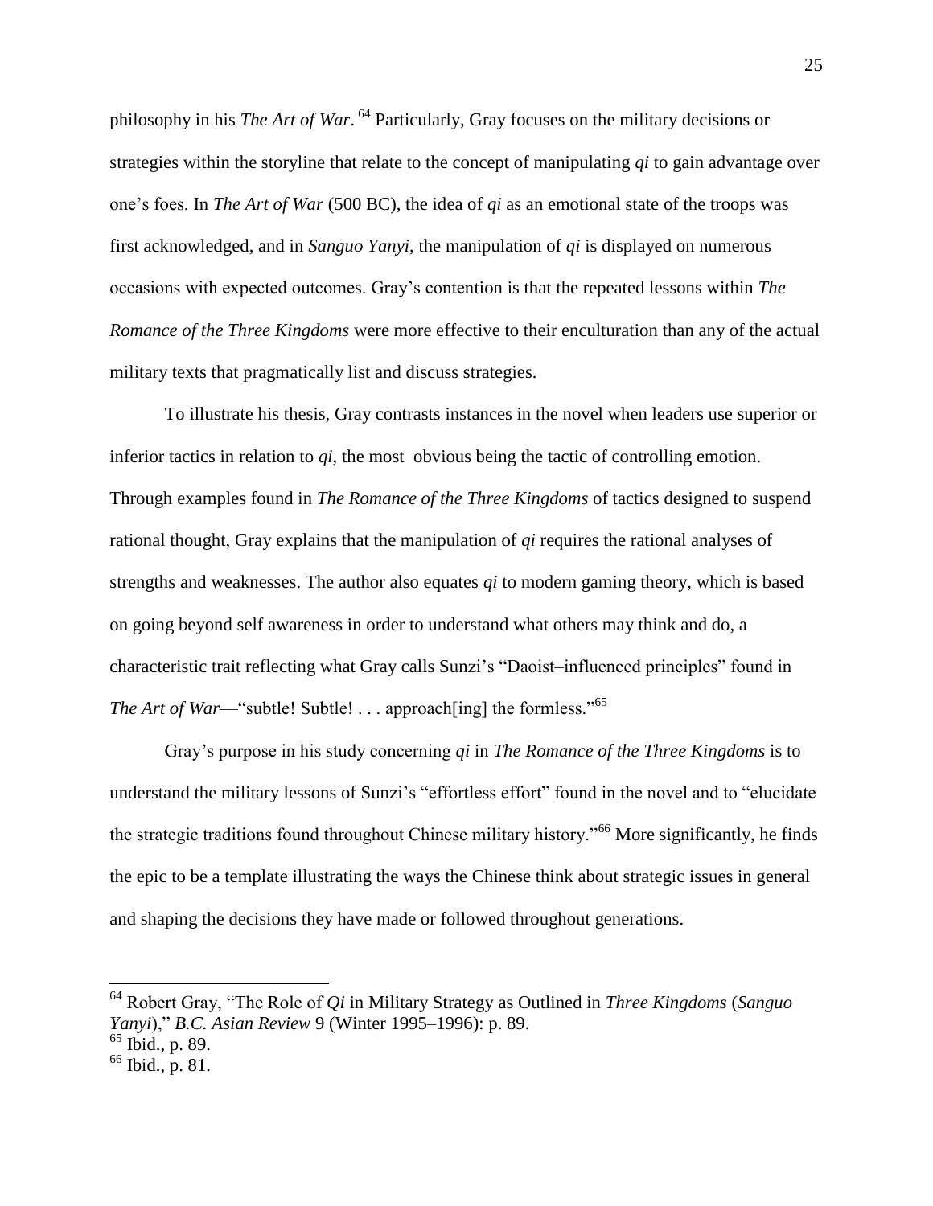philosophy in his *The Art of War*. [64] Particularly, Gray focuses on the military decisions or strategies within the storyline that relate to the concept of manipulating *qi* to gain advantage over one's foes. In *The Art of War* (500 BC), the idea of *qi* as an emotional state of the troops was first acknowledged, and in *Sanguo Yanyi*, the manipulation of *qi* is displayed on numerous occasions with expected outcomes. Gray's contention is that the repeated lessons within *The Romance of the Three Kingdoms* were more effective to their enculturation than any of the actual military texts that pragmatically list and discuss strategies.

To illustrate his thesis, Gray contrasts instances in the novel when leaders use superior or inferior tactics in relation to *qi*, the most obvious being the tactic of controlling emotion. Through examples found in *The Romance of the Three Kingdoms* of tactics designed to suspend rational thought, Gray explains that the manipulation of *qi* requires the rational analyses of strengths and weaknesses. The author also equates *qi* to modern gaming theory, which is based on going beyond self awareness in order to understand what others may think and do, a characteristic trait reflecting what Gray calls Sunzi's "Daoist–influenced principles" found in *The Art of War*—"subtle! Subtle! . . . approach[ing] the formless."[65]

Gray's purpose in his study concerning *qi* in *The Romance of the Three Kingdoms* is to understand the military lessons of Sunzi's "effortless effort" found in the novel and to "elucidate the strategic traditions found throughout Chinese military history."[66] More significantly, he finds the epic to be a template illustrating the ways the Chinese think about strategic issues in general and shaping the decisions they have made or followed throughout generations.

---

[64] Robert Gray, "The Role of *Qi* in Military Strategy as Outlined in *Three Kingdoms* (*Sanguo Yanyi*)," *B.C. Asian Review* 9 (Winter 1995–1996): p. 89.

[65] Ibid., p. 89.

[66] Ibid., p. 81.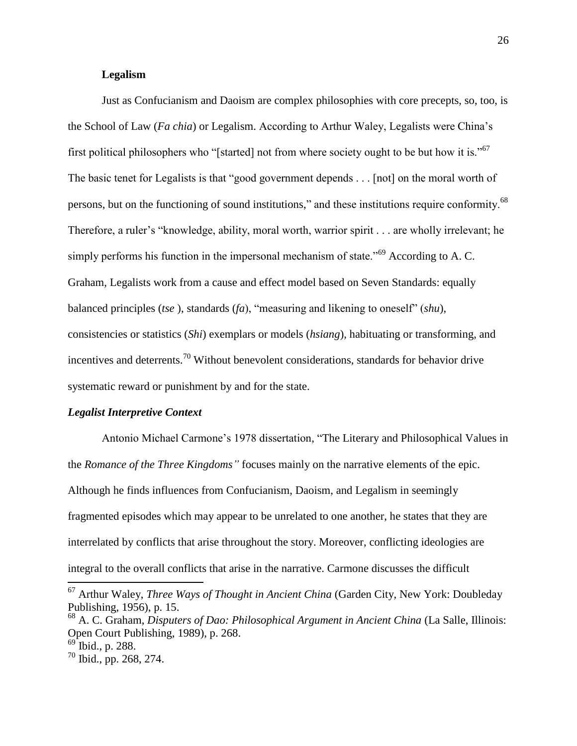**Legalism**

Just as Confucianism and Daoism are complex philosophies with core precepts, so, too, is the School of Law (*Fa chia*) or Legalism. According to Arthur Waley, Legalists were China's first political philosophers who "[started] not from where society ought to be but how it is."[67] The basic tenet for Legalists is that "good government depends . . . [not] on the moral worth of persons, but on the functioning of sound institutions," and these institutions require conformity.[68] Therefore, a ruler's "knowledge, ability, moral worth, warrior spirit . . . are wholly irrelevant; he simply performs his function in the impersonal mechanism of state."[69] According to A. C. Graham, Legalists work from a cause and effect model based on Seven Standards: equally balanced principles (*tse* ), standards (*fa*), "measuring and likening to oneself" (*shu*), consistencies or statistics (*Shi*) exemplars or models (*hsiang*), habituating or transforming, and incentives and deterrents.[70] Without benevolent considerations, standards for behavior drive systematic reward or punishment by and for the state.

***Legalist Interpretive Context***

Antonio Michael Carmone's 1978 dissertation, "The Literary and Philosophical Values in the *Romance of the Three Kingdoms"* focuses mainly on the narrative elements of the epic. Although he finds influences from Confucianism, Daoism, and Legalism in seemingly fragmented episodes which may appear to be unrelated to one another, he states that they are interrelated by conflicts that arise throughout the story. Moreover, conflicting ideologies are integral to the overall conflicts that arise in the narrative. Carmone discusses the difficult

---

[67] Arthur Waley, *Three Ways of Thought in Ancient China* (Garden City, New York: Doubleday Publishing, 1956), p. 15.

[68] A. C. Graham, *Disputers of Dao: Philosophical Argument in Ancient China* (La Salle, Illinois: Open Court Publishing, 1989), p. 268.

[69] Ibid., p. 288.

[70] Ibid., pp. 268, 274.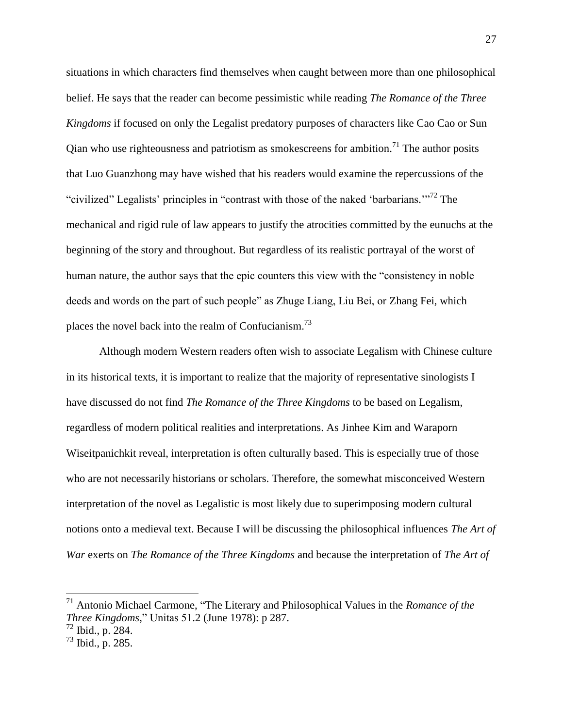situations in which characters find themselves when caught between more than one philosophical belief. He says that the reader can become pessimistic while reading *The Romance of the Three Kingdoms* if focused on only the Legalist predatory purposes of characters like Cao Cao or Sun Qian who use righteousness and patriotism as smokescreens for ambition.[71] The author posits that Luo Guanzhong may have wished that his readers would examine the repercussions of the "civilized" Legalists' principles in "contrast with those of the naked 'barbarians.'"[72] The mechanical and rigid rule of law appears to justify the atrocities committed by the eunuchs at the beginning of the story and throughout. But regardless of its realistic portrayal of the worst of human nature, the author says that the epic counters this view with the "consistency in noble deeds and words on the part of such people" as Zhuge Liang, Liu Bei, or Zhang Fei, which places the novel back into the realm of Confucianism.[73]

Although modern Western readers often wish to associate Legalism with Chinese culture in its historical texts, it is important to realize that the majority of representative sinologists I have discussed do not find *The Romance of the Three Kingdoms* to be based on Legalism, regardless of modern political realities and interpretations. As Jinhee Kim and Waraporn Wiseitpanichkit reveal, interpretation is often culturally based. This is especially true of those who are not necessarily historians or scholars. Therefore, the somewhat misconceived Western interpretation of the novel as Legalistic is most likely due to superimposing modern cultural notions onto a medieval text. Because I will be discussing the philosophical influences *The Art of War* exerts on *The Romance of the Three Kingdoms* and because the interpretation of *The Art of*

---

[71] Antonio Michael Carmone, "The Literary and Philosophical Values in the *Romance of the Three Kingdoms*," Unitas 51.2 (June 1978): p 287.

[72] Ibid., p. 284.

[73] Ibid., p. 285.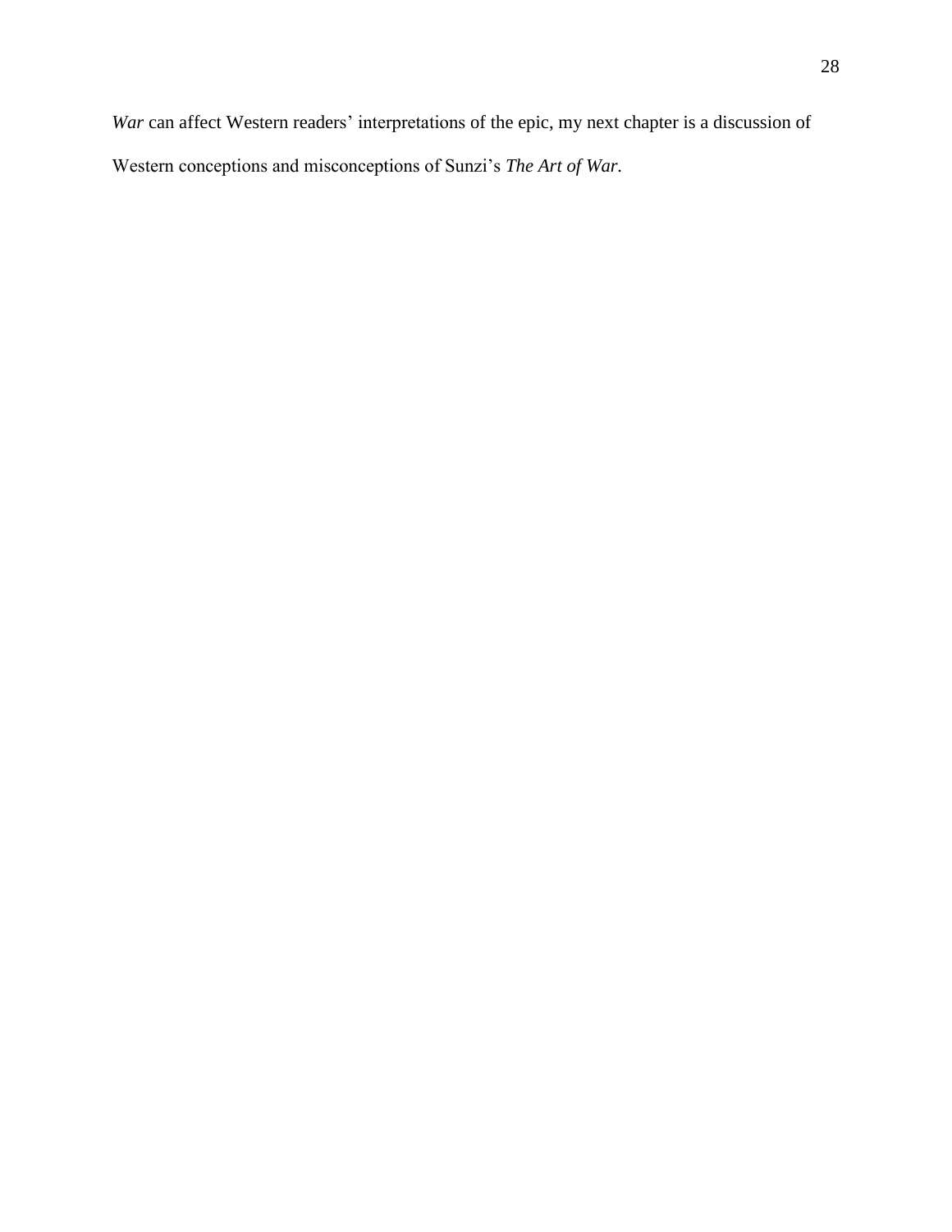*War* can affect Western readers' interpretations of the epic, my next chapter is a discussion of Western conceptions and misconceptions of Sunzi's *The Art of War*.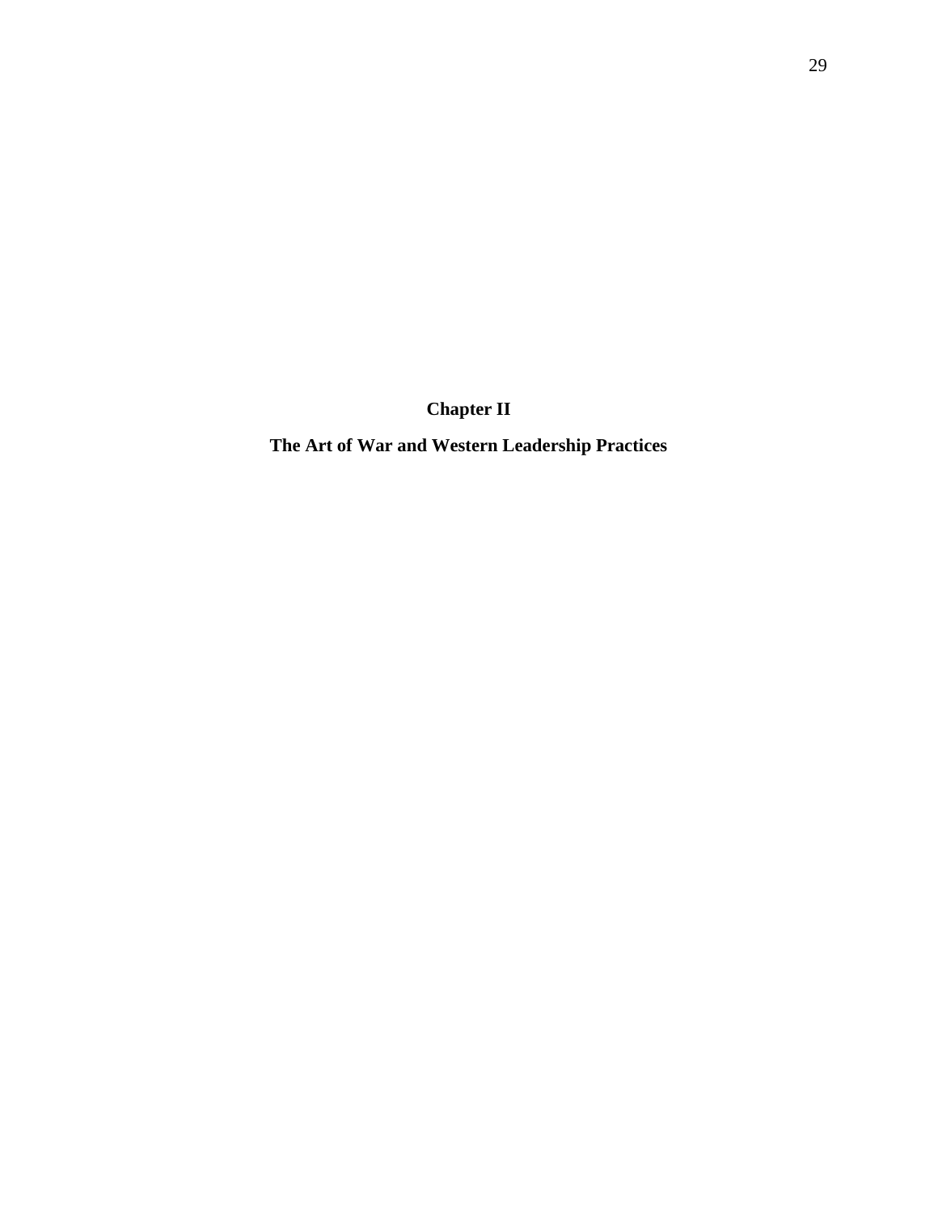# Chapter II

## The Art of War and Western Leadership Practices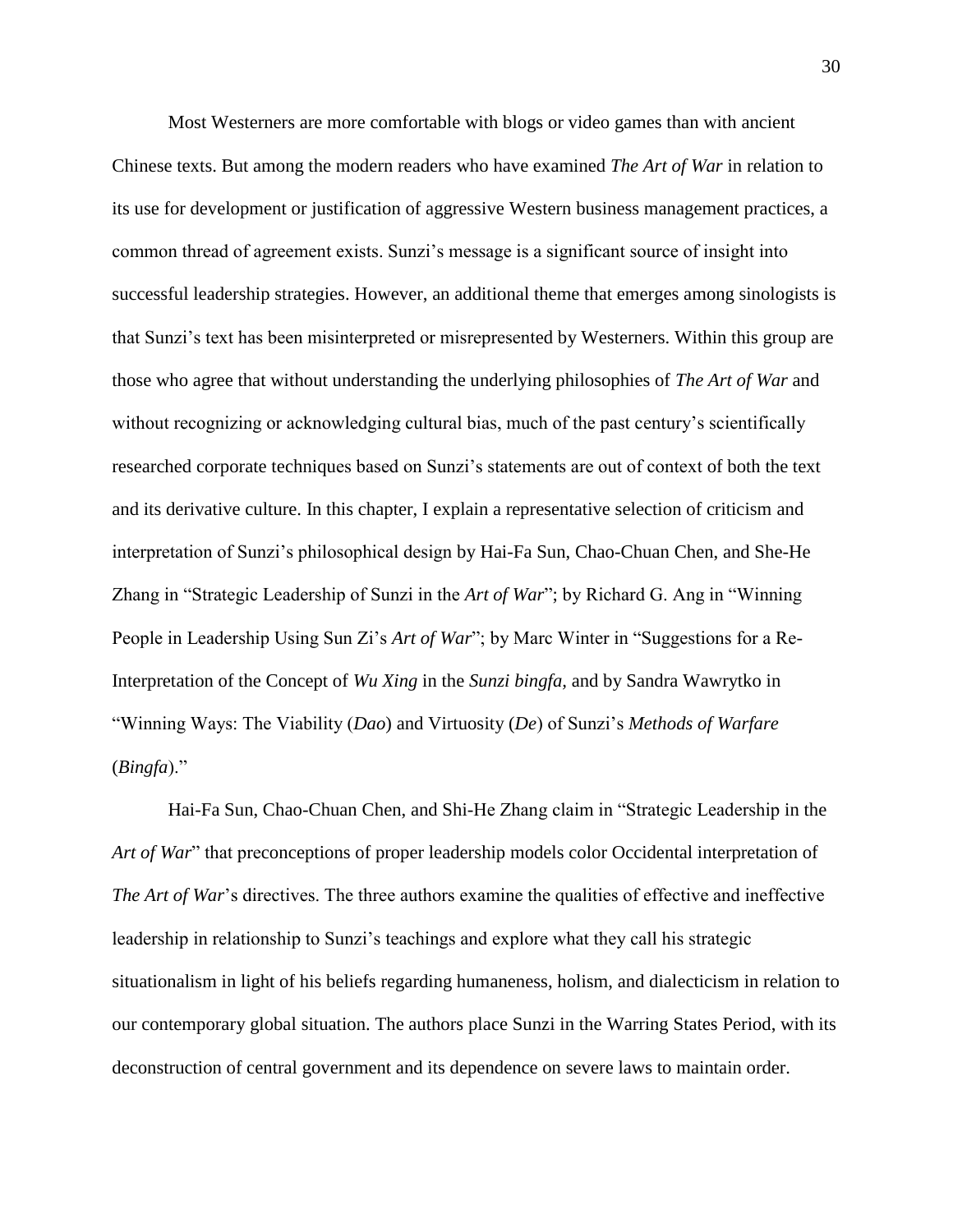Most Westerners are more comfortable with blogs or video games than with ancient Chinese texts. But among the modern readers who have examined *The Art of War* in relation to its use for development or justification of aggressive Western business management practices, a common thread of agreement exists. Sunzi's message is a significant source of insight into successful leadership strategies. However, an additional theme that emerges among sinologists is that Sunzi's text has been misinterpreted or misrepresented by Westerners. Within this group are those who agree that without understanding the underlying philosophies of *The Art of War* and without recognizing or acknowledging cultural bias, much of the past century's scientifically researched corporate techniques based on Sunzi's statements are out of context of both the text and its derivative culture. In this chapter, I explain a representative selection of criticism and interpretation of Sunzi's philosophical design by Hai-Fa Sun, Chao-Chuan Chen, and She-He Zhang in "Strategic Leadership of Sunzi in the *Art of War*"; by Richard G. Ang in "Winning People in Leadership Using Sun Zi's *Art of War*"; by Marc Winter in "Suggestions for a Re-Interpretation of the Concept of *Wu Xing* in the *Sunzi bingfa,* and by Sandra Wawrytko in "Winning Ways: The Viability (*Dao*) and Virtuosity (*De*) of Sunzi's *Methods of Warfare* (*Bingfa*)."

Hai-Fa Sun, Chao-Chuan Chen, and Shi-He Zhang claim in "Strategic Leadership in the *Art of War*" that preconceptions of proper leadership models color Occidental interpretation of *The Art of War*'s directives. The three authors examine the qualities of effective and ineffective leadership in relationship to Sunzi's teachings and explore what they call his strategic situationalism in light of his beliefs regarding humaneness, holism, and dialecticism in relation to our contemporary global situation. The authors place Sunzi in the Warring States Period, with its deconstruction of central government and its dependence on severe laws to maintain order.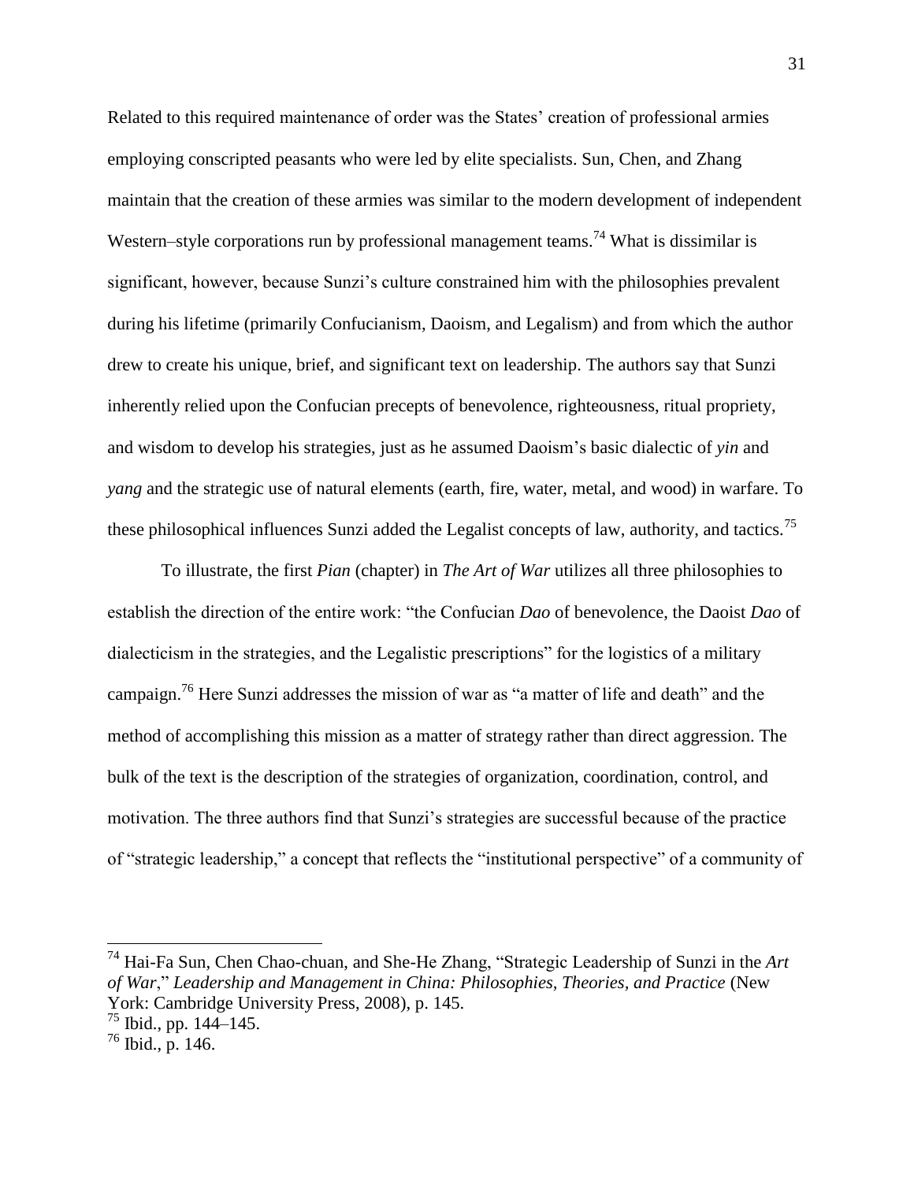Related to this required maintenance of order was the States' creation of professional armies employing conscripted peasants who were led by elite specialists. Sun, Chen, and Zhang maintain that the creation of these armies was similar to the modern development of independent Western–style corporations run by professional management teams.[74] What is dissimilar is significant, however, because Sunzi's culture constrained him with the philosophies prevalent during his lifetime (primarily Confucianism, Daoism, and Legalism) and from which the author drew to create his unique, brief, and significant text on leadership. The authors say that Sunzi inherently relied upon the Confucian precepts of benevolence, righteousness, ritual propriety, and wisdom to develop his strategies, just as he assumed Daoism's basic dialectic of *yin* and *yang* and the strategic use of natural elements (earth, fire, water, metal, and wood) in warfare. To these philosophical influences Sunzi added the Legalist concepts of law, authority, and tactics.[75]

To illustrate, the first *Pian* (chapter) in *The Art of War* utilizes all three philosophies to establish the direction of the entire work: "the Confucian *Dao* of benevolence, the Daoist *Dao* of dialecticism in the strategies, and the Legalistic prescriptions" for the logistics of a military campaign.[76] Here Sunzi addresses the mission of war as "a matter of life and death" and the method of accomplishing this mission as a matter of strategy rather than direct aggression. The bulk of the text is the description of the strategies of organization, coordination, control, and motivation. The three authors find that Sunzi's strategies are successful because of the practice of "strategic leadership," a concept that reflects the "institutional perspective" of a community of

---

[74] Hai-Fa Sun, Chen Chao-chuan, and She-He Zhang, "Strategic Leadership of Sunzi in the *Art of War*," *Leadership and Management in China: Philosophies, Theories, and Practice* (New York: Cambridge University Press, 2008), p. 145.

[75] Ibid., pp. 144–145.

[76] Ibid., p. 146.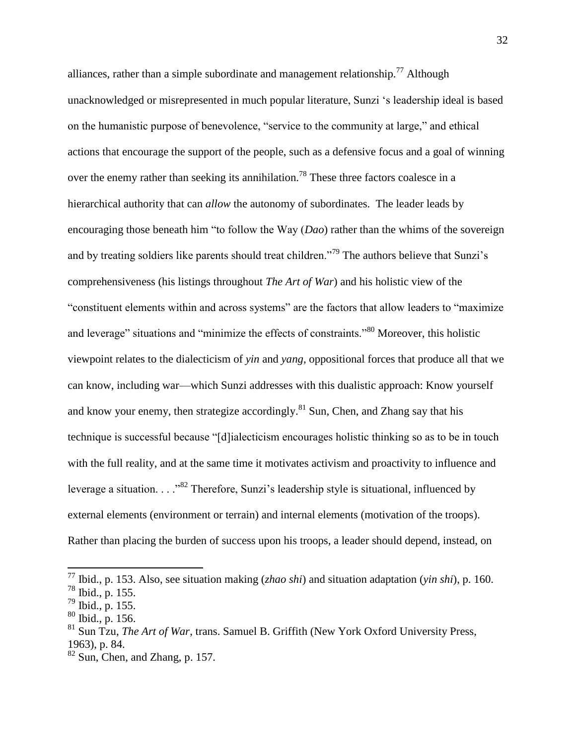alliances, rather than a simple subordinate and management relationship.[77] Although unacknowledged or misrepresented in much popular literature, Sunzi 's leadership ideal is based on the humanistic purpose of benevolence, "service to the community at large," and ethical actions that encourage the support of the people, such as a defensive focus and a goal of winning over the enemy rather than seeking its annihilation.[78] These three factors coalesce in a hierarchical authority that can *allow* the autonomy of subordinates. The leader leads by encouraging those beneath him "to follow the Way (*Dao*) rather than the whims of the sovereign and by treating soldiers like parents should treat children."[79] The authors believe that Sunzi's comprehensiveness (his listings throughout *The Art of War*) and his holistic view of the "constituent elements within and across systems" are the factors that allow leaders to "maximize and leverage" situations and "minimize the effects of constraints."[80] Moreover, this holistic viewpoint relates to the dialecticism of *yin* and *yang*, oppositional forces that produce all that we can know, including war—which Sunzi addresses with this dualistic approach: Know yourself and know your enemy, then strategize accordingly.[81] Sun, Chen, and Zhang say that his technique is successful because "[d]ialecticism encourages holistic thinking so as to be in touch with the full reality, and at the same time it motivates activism and proactivity to influence and leverage a situation. . . ."[82] Therefore, Sunzi's leadership style is situational, influenced by external elements (environment or terrain) and internal elements (motivation of the troops). Rather than placing the burden of success upon his troops, a leader should depend, instead, on

---

[77] Ibid., p. 153. Also, see situation making (*zhao shi*) and situation adaptation (*yin shi*), p. 160.
[78] Ibid., p. 155.
[79] Ibid., p. 155.
[80] Ibid., p. 156.
[81] Sun Tzu, *The Art of War*, trans. Samuel B. Griffith (New York Oxford University Press, 1963), p. 84.
[82] Sun, Chen, and Zhang, p. 157.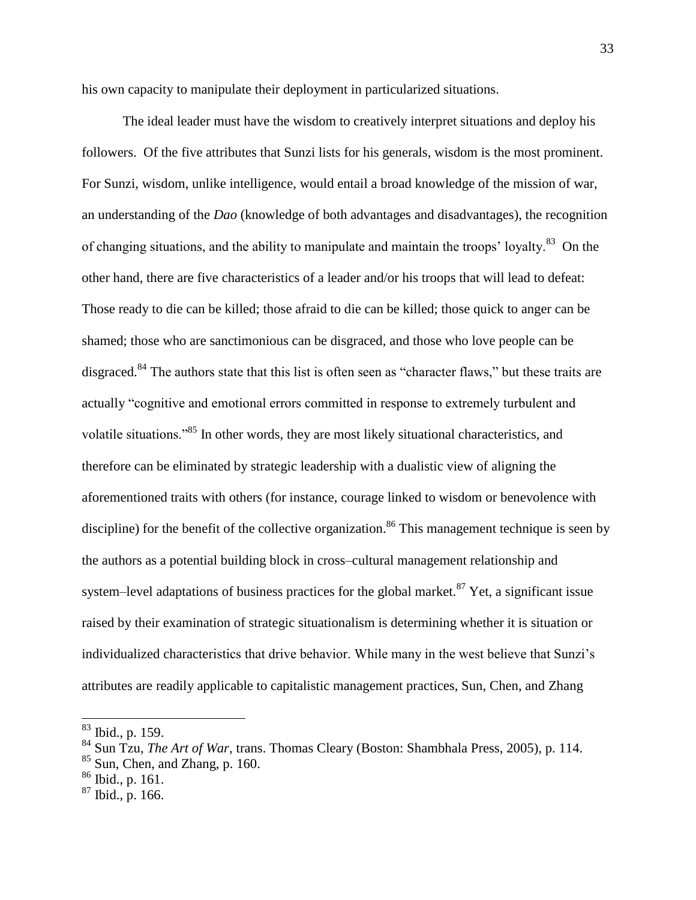his own capacity to manipulate their deployment in particularized situations.

The ideal leader must have the wisdom to creatively interpret situations and deploy his followers. Of the five attributes that Sunzi lists for his generals, wisdom is the most prominent. For Sunzi, wisdom, unlike intelligence, would entail a broad knowledge of the mission of war, an understanding of the *Dao* (knowledge of both advantages and disadvantages), the recognition of changing situations, and the ability to manipulate and maintain the troops' loyalty.[83] On the other hand, there are five characteristics of a leader and/or his troops that will lead to defeat: Those ready to die can be killed; those afraid to die can be killed; those quick to anger can be shamed; those who are sanctimonious can be disgraced, and those who love people can be disgraced.[84] The authors state that this list is often seen as "character flaws," but these traits are actually "cognitive and emotional errors committed in response to extremely turbulent and volatile situations."[85] In other words, they are most likely situational characteristics, and therefore can be eliminated by strategic leadership with a dualistic view of aligning the aforementioned traits with others (for instance, courage linked to wisdom or benevolence with discipline) for the benefit of the collective organization.[86] This management technique is seen by the authors as a potential building block in cross–cultural management relationship and system–level adaptations of business practices for the global market.[87] Yet, a significant issue raised by their examination of strategic situationalism is determining whether it is situation or individualized characteristics that drive behavior. While many in the west believe that Sunzi's attributes are readily applicable to capitalistic management practices, Sun, Chen, and Zhang

---

[83] Ibid., p. 159.

[84] Sun Tzu, *The Art of War*, trans. Thomas Cleary (Boston: Shambhala Press, 2005), p. 114.

[85] Sun, Chen, and Zhang, p. 160.

[86] Ibid., p. 161.

[87] Ibid., p. 166.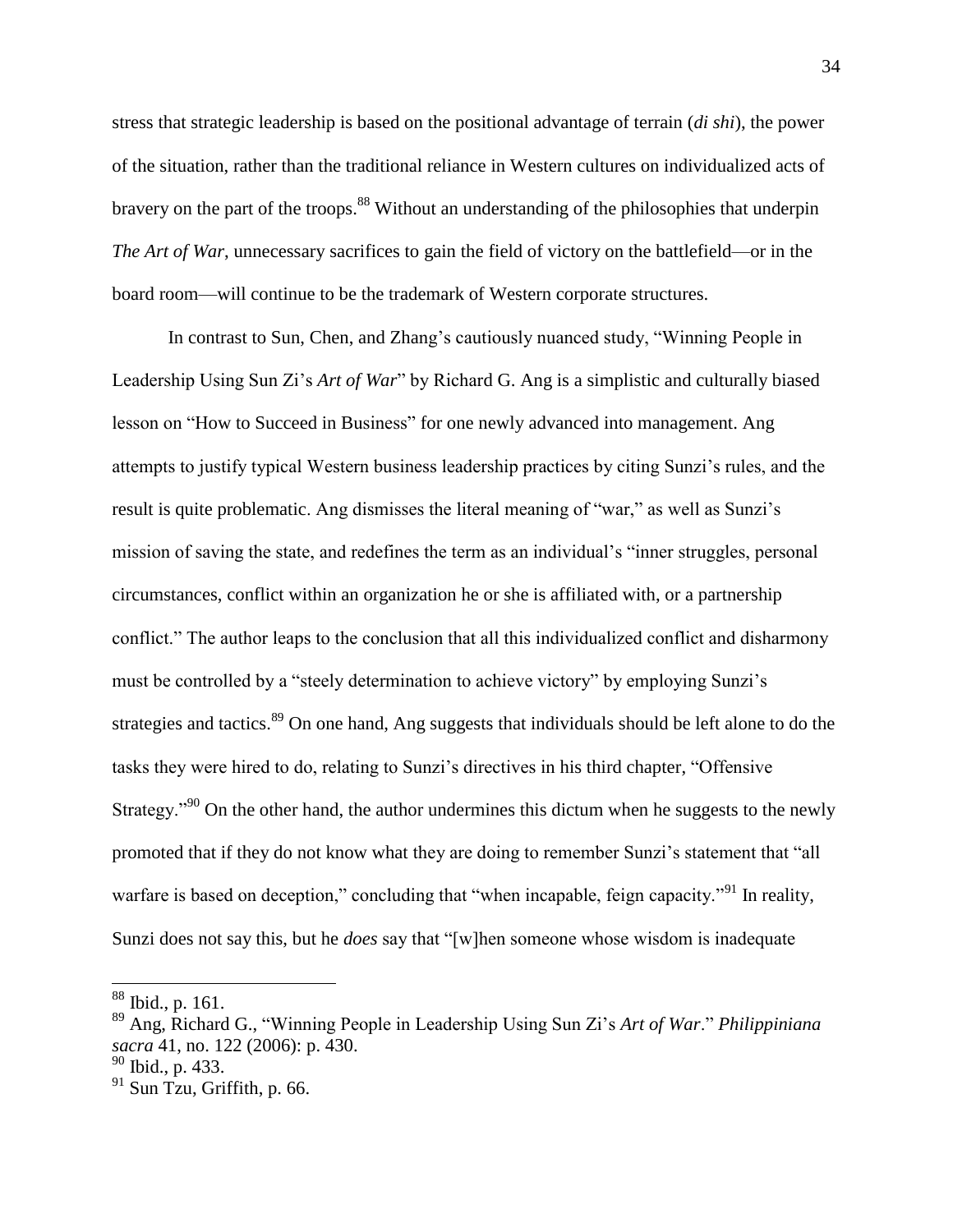stress that strategic leadership is based on the positional advantage of terrain (*di shi*), the power of the situation, rather than the traditional reliance in Western cultures on individualized acts of bravery on the part of the troops.[88] Without an understanding of the philosophies that underpin *The Art of War*, unnecessary sacrifices to gain the field of victory on the battlefield—or in the board room—will continue to be the trademark of Western corporate structures.

In contrast to Sun, Chen, and Zhang's cautiously nuanced study, "Winning People in Leadership Using Sun Zi's *Art of War*" by Richard G. Ang is a simplistic and culturally biased lesson on "How to Succeed in Business" for one newly advanced into management. Ang attempts to justify typical Western business leadership practices by citing Sunzi's rules, and the result is quite problematic. Ang dismisses the literal meaning of "war," as well as Sunzi's mission of saving the state, and redefines the term as an individual's "inner struggles, personal circumstances, conflict within an organization he or she is affiliated with, or a partnership conflict." The author leaps to the conclusion that all this individualized conflict and disharmony must be controlled by a "steely determination to achieve victory" by employing Sunzi's strategies and tactics.[89] On one hand, Ang suggests that individuals should be left alone to do the tasks they were hired to do, relating to Sunzi's directives in his third chapter, "Offensive Strategy."[90] On the other hand, the author undermines this dictum when he suggests to the newly promoted that if they do not know what they are doing to remember Sunzi's statement that "all warfare is based on deception," concluding that "when incapable, feign capacity."[91] In reality, Sunzi does not say this, but he *does* say that "[w]hen someone whose wisdom is inadequate

---

[88] Ibid., p. 161.

[89] Ang, Richard G., "Winning People in Leadership Using Sun Zi's *Art of War*." *Philippiniana sacra* 41, no. 122 (2006): p. 430.

[90] Ibid., p. 433.

[91] Sun Tzu, Griffith, p. 66.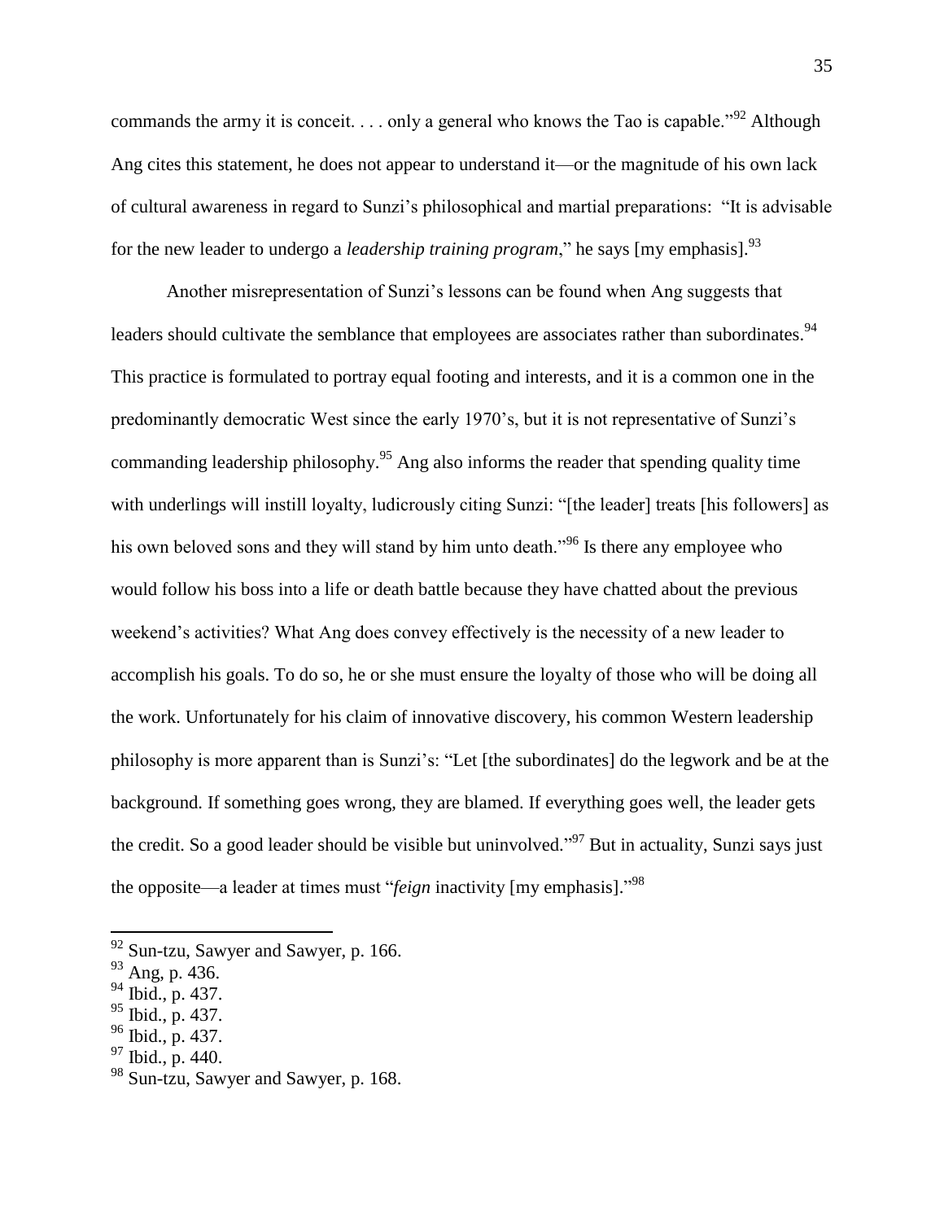commands the army it is conceit. . . . only a general who knows the Tao is capable."[92] Although Ang cites this statement, he does not appear to understand it—or the magnitude of his own lack of cultural awareness in regard to Sunzi's philosophical and martial preparations: "It is advisable for the new leader to undergo a *leadership training program*," he says [my emphasis].[93]

Another misrepresentation of Sunzi's lessons can be found when Ang suggests that leaders should cultivate the semblance that employees are associates rather than subordinates.[94] This practice is formulated to portray equal footing and interests, and it is a common one in the predominantly democratic West since the early 1970's, but it is not representative of Sunzi's commanding leadership philosophy.[95] Ang also informs the reader that spending quality time with underlings will instill loyalty, ludicrously citing Sunzi: "[the leader] treats [his followers] as his own beloved sons and they will stand by him unto death."[96] Is there any employee who would follow his boss into a life or death battle because they have chatted about the previous weekend's activities? What Ang does convey effectively is the necessity of a new leader to accomplish his goals. To do so, he or she must ensure the loyalty of those who will be doing all the work. Unfortunately for his claim of innovative discovery, his common Western leadership philosophy is more apparent than is Sunzi's: "Let [the subordinates] do the legwork and be at the background. If something goes wrong, they are blamed. If everything goes well, the leader gets the credit. So a good leader should be visible but uninvolved."[97] But in actuality, Sunzi says just the opposite—a leader at times must "*feign* inactivity [my emphasis]."[98]

---

[92] Sun-tzu, Sawyer and Sawyer, p. 166.

[93] Ang, p. 436.

[94] Ibid., p. 437.

[95] Ibid., p. 437.

[96] Ibid., p. 437.

[97] Ibid., p. 440.

[98] Sun-tzu, Sawyer and Sawyer, p. 168.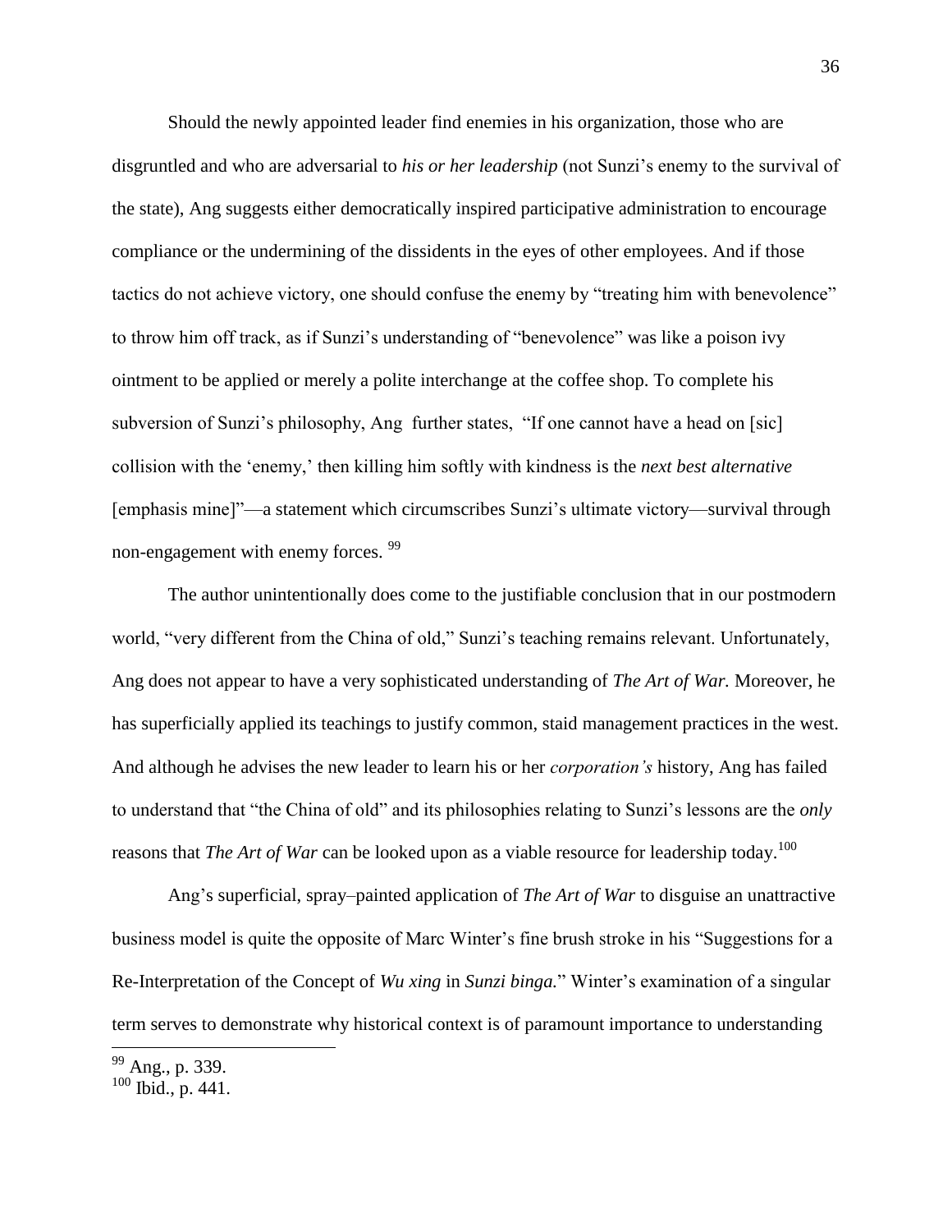Should the newly appointed leader find enemies in his organization, those who are disgruntled and who are adversarial to *his or her leadership* (not Sunzi's enemy to the survival of the state), Ang suggests either democratically inspired participative administration to encourage compliance or the undermining of the dissidents in the eyes of other employees. And if those tactics do not achieve victory, one should confuse the enemy by "treating him with benevolence" to throw him off track, as if Sunzi's understanding of "benevolence" was like a poison ivy ointment to be applied or merely a polite interchange at the coffee shop. To complete his subversion of Sunzi's philosophy, Ang further states, "If one cannot have a head on [sic] collision with the 'enemy,' then killing him softly with kindness is the *next best alternative* [emphasis mine]"—a statement which circumscribes Sunzi's ultimate victory—survival through non-engagement with enemy forces. [99]

The author unintentionally does come to the justifiable conclusion that in our postmodern world, "very different from the China of old," Sunzi's teaching remains relevant. Unfortunately, Ang does not appear to have a very sophisticated understanding of *The Art of War.* Moreover, he has superficially applied its teachings to justify common, staid management practices in the west. And although he advises the new leader to learn his or her *corporation's* history, Ang has failed to understand that "the China of old" and its philosophies relating to Sunzi's lessons are the *only* reasons that *The Art of War* can be looked upon as a viable resource for leadership today.[100]

Ang's superficial, spray–painted application of *The Art of War* to disguise an unattractive business model is quite the opposite of Marc Winter's fine brush stroke in his "Suggestions for a Re-Interpretation of the Concept of *Wu xing* in *Sunzi binga.*" Winter's examination of a singular term serves to demonstrate why historical context is of paramount importance to understanding

---

[99] Ang., p. 339.

[100] Ibid., p. 441.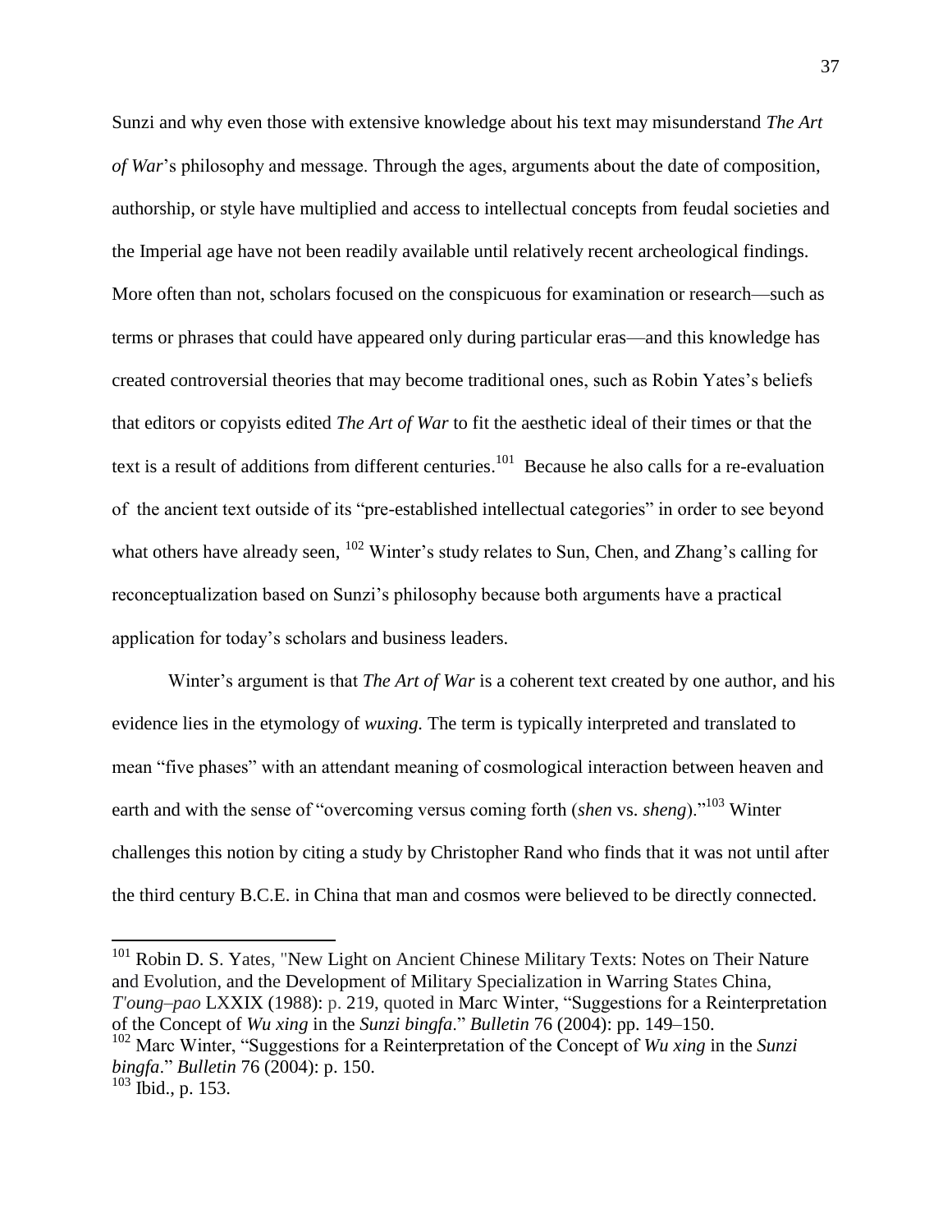Sunzi and why even those with extensive knowledge about his text may misunderstand *The Art of War*'s philosophy and message. Through the ages, arguments about the date of composition, authorship, or style have multiplied and access to intellectual concepts from feudal societies and the Imperial age have not been readily available until relatively recent archeological findings. More often than not, scholars focused on the conspicuous for examination or research—such as terms or phrases that could have appeared only during particular eras—and this knowledge has created controversial theories that may become traditional ones, such as Robin Yates's beliefs that editors or copyists edited *The Art of War* to fit the aesthetic ideal of their times or that the text is a result of additions from different centuries.[101] Because he also calls for a re-evaluation of the ancient text outside of its "pre-established intellectual categories" in order to see beyond what others have already seen, [102] Winter's study relates to Sun, Chen, and Zhang's calling for reconceptualization based on Sunzi's philosophy because both arguments have a practical application for today's scholars and business leaders.

Winter's argument is that *The Art of War* is a coherent text created by one author, and his evidence lies in the etymology of *wuxing.* The term is typically interpreted and translated to mean "five phases" with an attendant meaning of cosmological interaction between heaven and earth and with the sense of "overcoming versus coming forth (*shen* vs. *sheng*)."[103] Winter challenges this notion by citing a study by Christopher Rand who finds that it was not until after the third century B.C.E. in China that man and cosmos were believed to be directly connected.

---

[101] Robin D. S. Yates, "New Light on Ancient Chinese Military Texts: Notes on Their Nature and Evolution, and the Development of Military Specialization in Warring States China, *T'oung–pao* LXXIX (1988): p. 219, quoted in Marc Winter, "Suggestions for a Reinterpretation of the Concept of *Wu xing* in the *Sunzi bingfa*." *Bulletin* 76 (2004): pp. 149–150.

[102] Marc Winter, "Suggestions for a Reinterpretation of the Concept of *Wu xing* in the *Sunzi bingfa*." *Bulletin* 76 (2004): p. 150.

[103] Ibid., p. 153.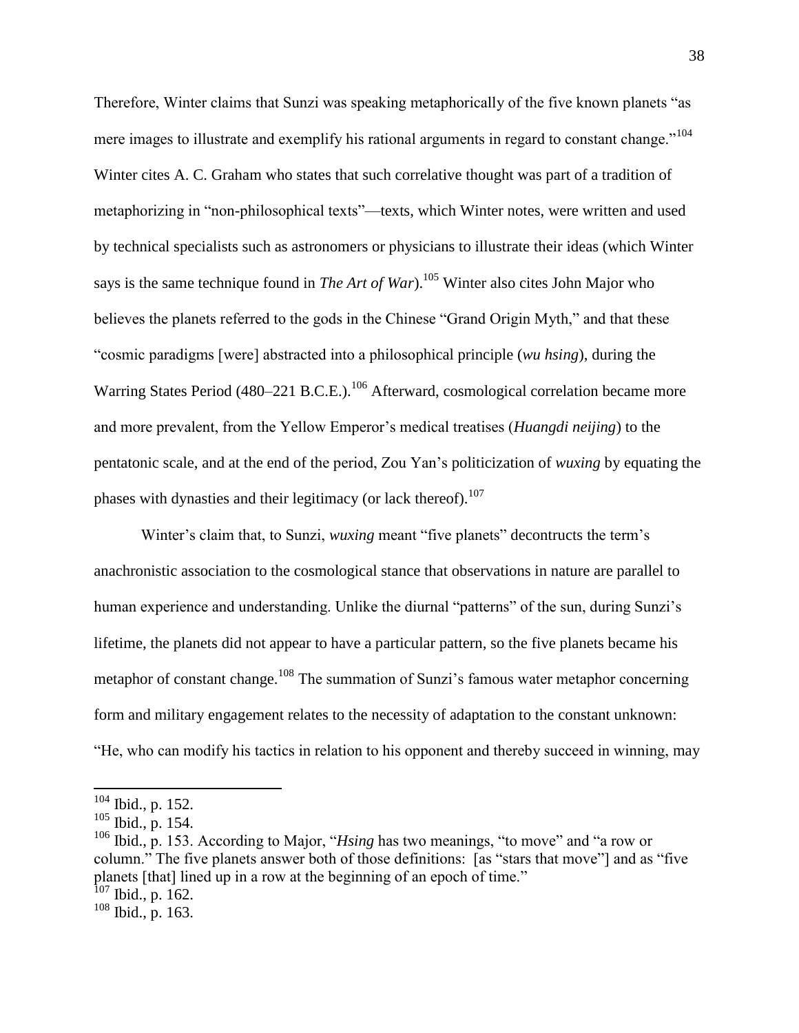Therefore, Winter claims that Sunzi was speaking metaphorically of the five known planets "as mere images to illustrate and exemplify his rational arguments in regard to constant change."[104] Winter cites A. C. Graham who states that such correlative thought was part of a tradition of metaphorizing in "non-philosophical texts"—texts, which Winter notes, were written and used by technical specialists such as astronomers or physicians to illustrate their ideas (which Winter says is the same technique found in *The Art of War*).[105] Winter also cites John Major who believes the planets referred to the gods in the Chinese "Grand Origin Myth," and that these "cosmic paradigms [were] abstracted into a philosophical principle (*wu hsing*), during the Warring States Period (480–221 B.C.E.).[106] Afterward, cosmological correlation became more and more prevalent, from the Yellow Emperor's medical treatises (*Huangdi neijing*) to the pentatonic scale, and at the end of the period, Zou Yan's politicization of *wuxing* by equating the phases with dynasties and their legitimacy (or lack thereof).[107]

Winter's claim that, to Sunzi, *wuxing* meant "five planets" decontructs the term's anachronistic association to the cosmological stance that observations in nature are parallel to human experience and understanding. Unlike the diurnal "patterns" of the sun, during Sunzi's lifetime, the planets did not appear to have a particular pattern, so the five planets became his metaphor of constant change.[108] The summation of Sunzi's famous water metaphor concerning form and military engagement relates to the necessity of adaptation to the constant unknown: "He, who can modify his tactics in relation to his opponent and thereby succeed in winning, may

---

[104] Ibid., p. 152.

[105] Ibid., p. 154.

[106] Ibid., p. 153. According to Major, "*Hsing* has two meanings, "to move" and "a row or column." The five planets answer both of those definitions: [as "stars that move"] and as "five planets [that] lined up in a row at the beginning of an epoch of time."

[107] Ibid., p. 162.

[108] Ibid., p. 163.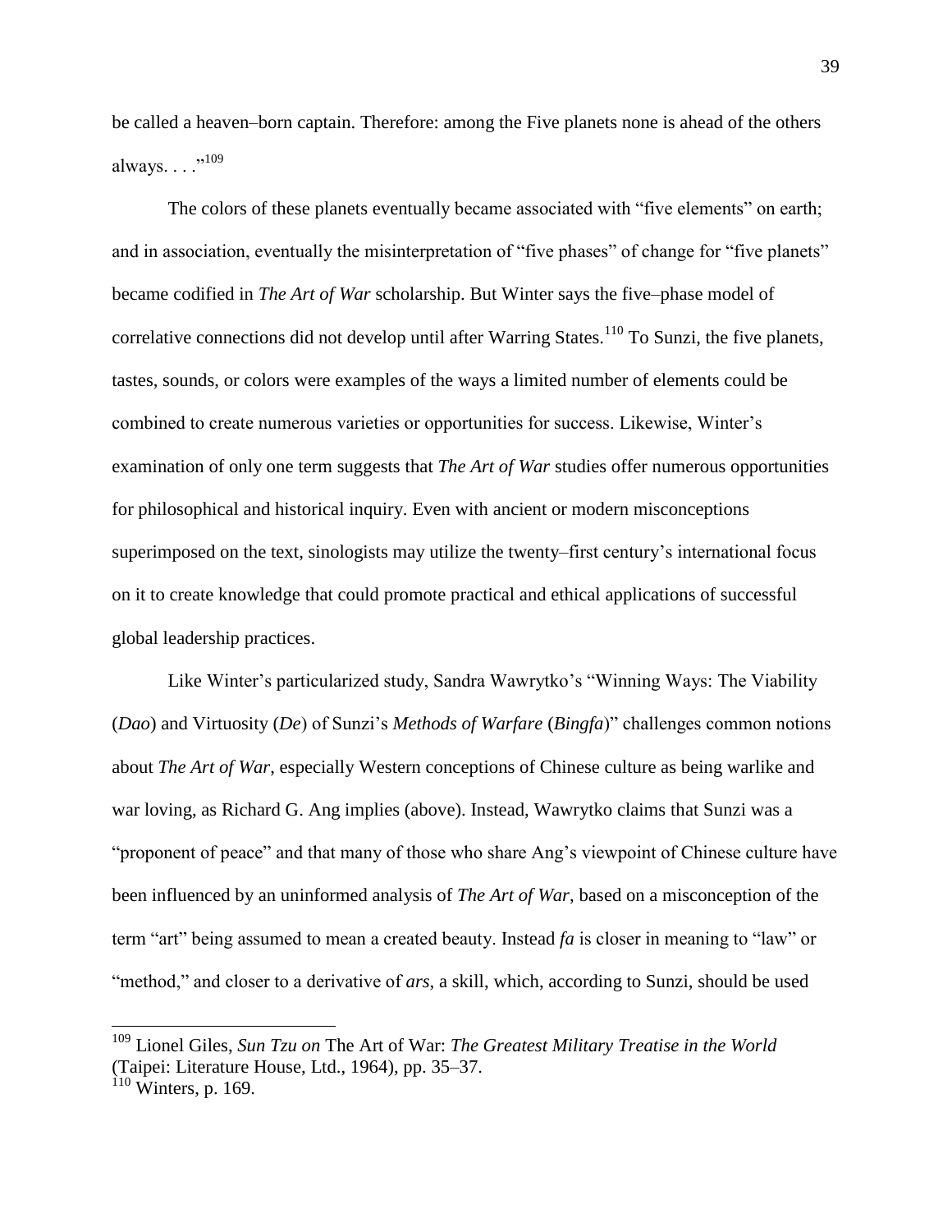be called a heaven–born captain. Therefore: among the Five planets none is ahead of the others always. . . ."[109]

The colors of these planets eventually became associated with "five elements" on earth; and in association, eventually the misinterpretation of "five phases" of change for "five planets" became codified in *The Art of War* scholarship. But Winter says the five–phase model of correlative connections did not develop until after Warring States.[110] To Sunzi, the five planets, tastes, sounds, or colors were examples of the ways a limited number of elements could be combined to create numerous varieties or opportunities for success. Likewise, Winter's examination of only one term suggests that *The Art of War* studies offer numerous opportunities for philosophical and historical inquiry. Even with ancient or modern misconceptions superimposed on the text, sinologists may utilize the twenty–first century's international focus on it to create knowledge that could promote practical and ethical applications of successful global leadership practices.

Like Winter's particularized study, Sandra Wawrytko's "Winning Ways: The Viability (*Dao*) and Virtuosity (*De*) of Sunzi's *Methods of Warfare* (*Bingfa*)" challenges common notions about *The Art of War*, especially Western conceptions of Chinese culture as being warlike and war loving, as Richard G. Ang implies (above). Instead, Wawrytko claims that Sunzi was a "proponent of peace" and that many of those who share Ang's viewpoint of Chinese culture have been influenced by an uninformed analysis of *The Art of War*, based on a misconception of the term "art" being assumed to mean a created beauty. Instead *fa* is closer in meaning to "law" or "method," and closer to a derivative of *ars*, a skill, which, according to Sunzi, should be used

---

[109] Lionel Giles, *Sun Tzu on* The Art of War: *The Greatest Military Treatise in the World* (Taipei: Literature House, Ltd., 1964), pp. 35–37.

[110] Winters, p. 169.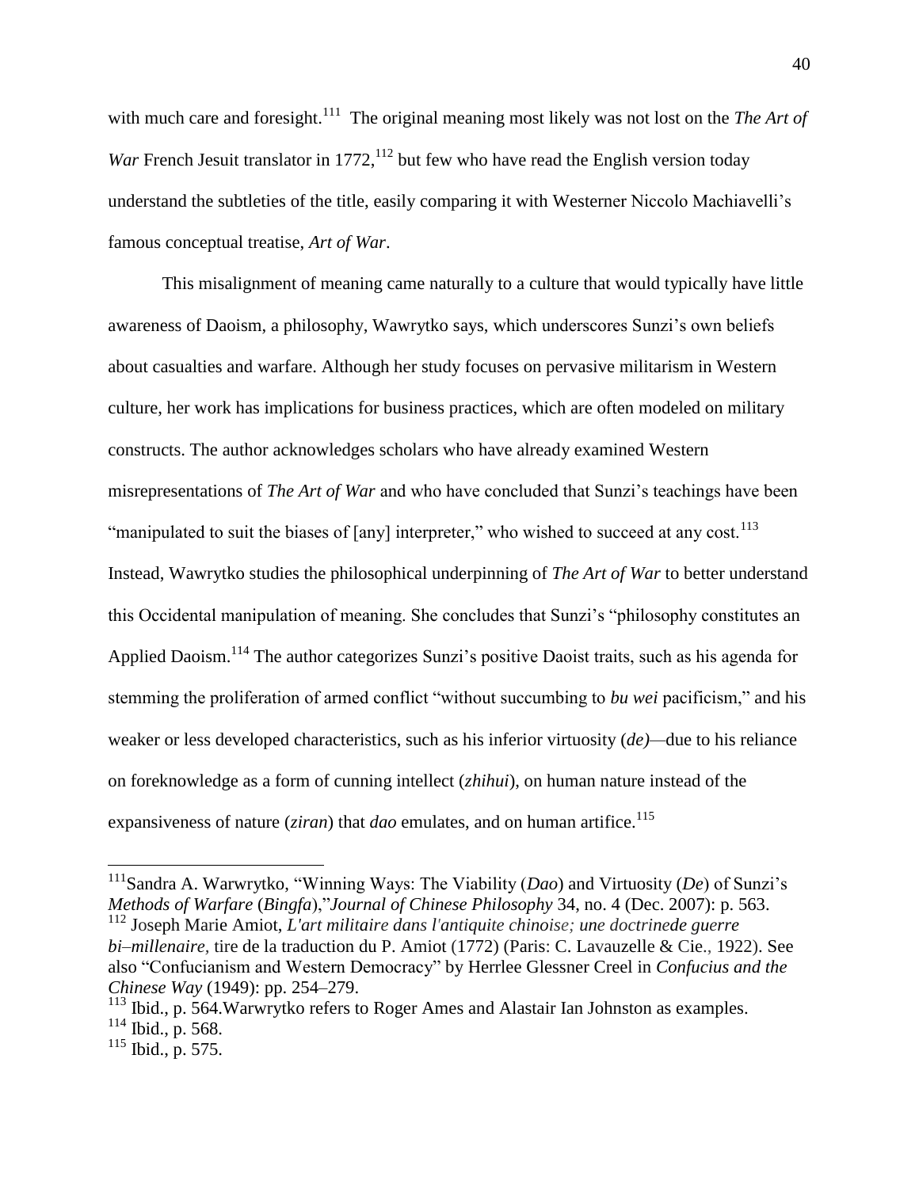with much care and foresight.[111] The original meaning most likely was not lost on the *The Art of War* French Jesuit translator in 1772,[112] but few who have read the English version today understand the subtleties of the title, easily comparing it with Westerner Niccolo Machiavelli's famous conceptual treatise, *Art of War*.

This misalignment of meaning came naturally to a culture that would typically have little awareness of Daoism, a philosophy, Wawrytko says, which underscores Sunzi's own beliefs about casualties and warfare. Although her study focuses on pervasive militarism in Western culture, her work has implications for business practices, which are often modeled on military constructs. The author acknowledges scholars who have already examined Western misrepresentations of *The Art of War* and who have concluded that Sunzi's teachings have been "manipulated to suit the biases of [any] interpreter," who wished to succeed at any cost.[113] Instead, Wawrytko studies the philosophical underpinning of *The Art of War* to better understand this Occidental manipulation of meaning. She concludes that Sunzi's "philosophy constitutes an Applied Daoism.[114] The author categorizes Sunzi's positive Daoist traits, such as his agenda for stemming the proliferation of armed conflict "without succumbing to *bu wei* pacificism," and his weaker or less developed characteristics, such as his inferior virtuosity (*de)*—due to his reliance on foreknowledge as a form of cunning intellect (*zhihui*), on human nature instead of the expansiveness of nature (*ziran*) that *dao* emulates, and on human artifice.[115]

---

[111] Sandra A. Warwrytko, "Winning Ways: The Viability (*Dao*) and Virtuosity (*De*) of Sunzi's *Methods of Warfare* (*Bingfa*),"*Journal of Chinese Philosophy* 34, no. 4 (Dec. 2007): p. 563.

[112] Joseph Marie Amiot, *L'art militaire dans l'antiquite chinoise; une doctrinede guerre bi–millenaire,* tire de la traduction du P. Amiot (1772) (Paris: C. Lavauzelle & Cie., 1922). See also "Confucianism and Western Democracy" by Herrlee Glessner Creel in *Confucius and the Chinese Way* (1949): pp. 254–279.

[113] Ibid., p. 564.Warwrytko refers to Roger Ames and Alastair Ian Johnston as examples.

[114] Ibid., p. 568.

[115] Ibid., p. 575.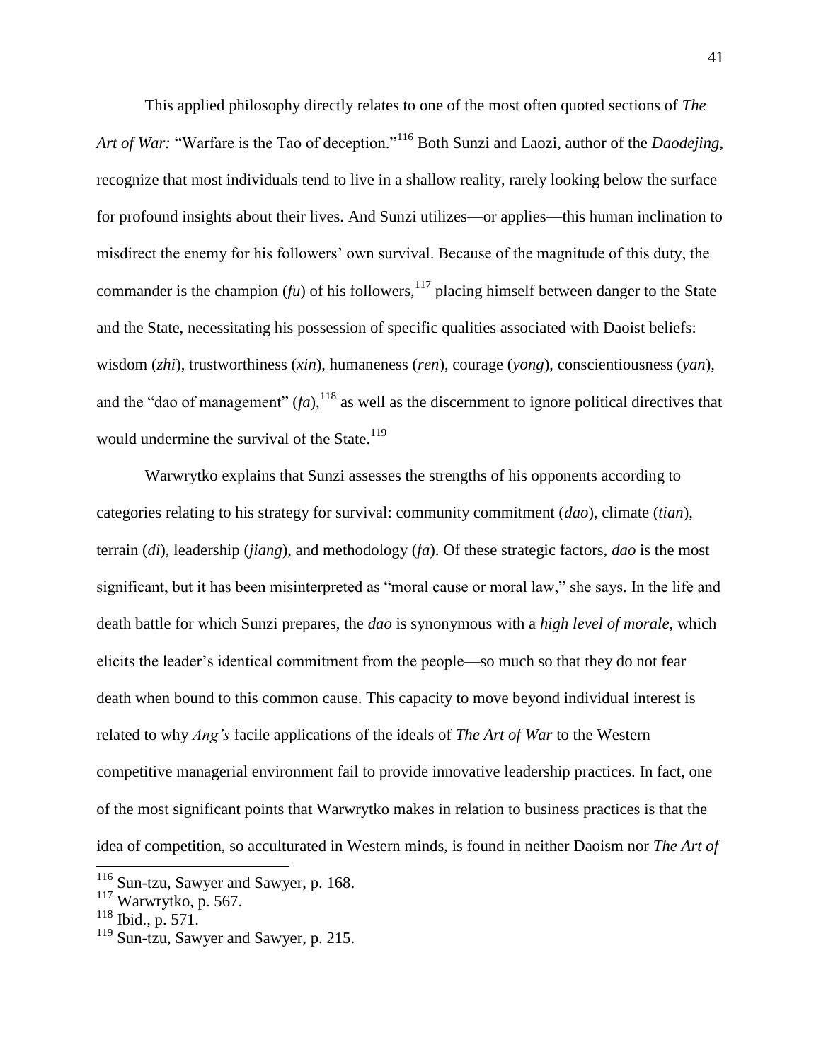This applied philosophy directly relates to one of the most often quoted sections of *The Art of War:* "Warfare is the Tao of deception."[116] Both Sunzi and Laozi, author of the *Daodejing*, recognize that most individuals tend to live in a shallow reality, rarely looking below the surface for profound insights about their lives. And Sunzi utilizes—or applies—this human inclination to misdirect the enemy for his followers' own survival. Because of the magnitude of this duty, the commander is the champion (*fu*) of his followers,[117] placing himself between danger to the State and the State, necessitating his possession of specific qualities associated with Daoist beliefs: wisdom (*zhi*), trustworthiness (*xin*), humaneness (*ren*), courage (*yong*), conscientiousness (*yan*), and the "dao of management" (*fa*),[118] as well as the discernment to ignore political directives that would undermine the survival of the State.[119]

Warwrytko explains that Sunzi assesses the strengths of his opponents according to categories relating to his strategy for survival: community commitment (*dao*), climate (*tian*), terrain (*di*), leadership (*jiang*), and methodology (*fa*). Of these strategic factors, *dao* is the most significant, but it has been misinterpreted as "moral cause or moral law," she says. In the life and death battle for which Sunzi prepares, the *dao* is synonymous with a *high level of morale*, which elicits the leader's identical commitment from the people—so much so that they do not fear death when bound to this common cause. This capacity to move beyond individual interest is related to why *Ang's* facile applications of the ideals of *The Art of War* to the Western competitive managerial environment fail to provide innovative leadership practices. In fact, one of the most significant points that Warwrytko makes in relation to business practices is that the idea of competition, so acculturated in Western minds, is found in neither Daoism nor *The Art of*

[116] Sun-tzu, Sawyer and Sawyer, p. 168.

[117] Warwrytko, p. 567.

[118] Ibid., p. 571.

[119] Sun-tzu, Sawyer and Sawyer, p. 215.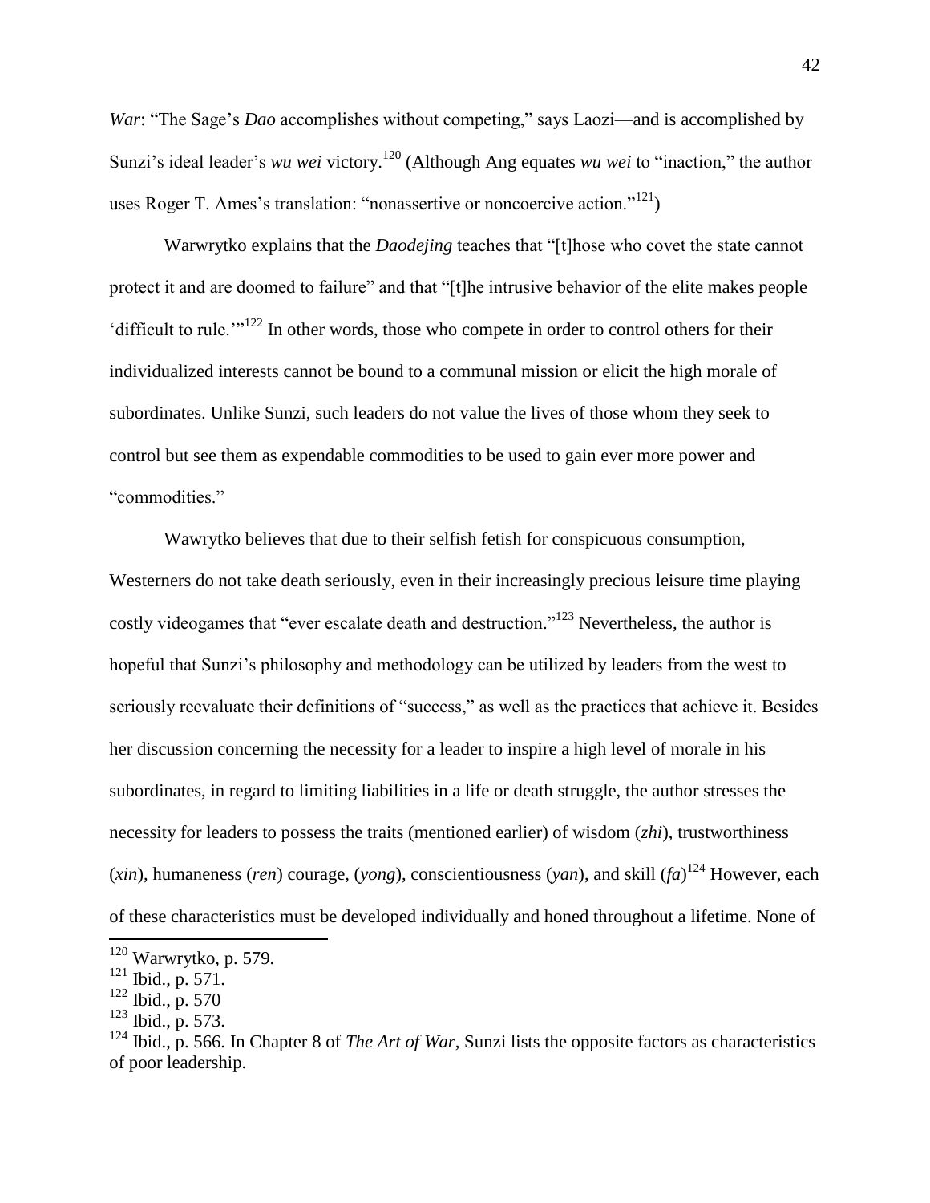*War*: "The Sage's *Dao* accomplishes without competing," says Laozi—and is accomplished by Sunzi's ideal leader's *wu wei* victory.[120] (Although Ang equates *wu wei* to "inaction," the author uses Roger T. Ames's translation: "nonassertive or noncoercive action."[121])

Warwrytko explains that the *Daodejing* teaches that "[t]hose who covet the state cannot protect it and are doomed to failure" and that "[t]he intrusive behavior of the elite makes people 'difficult to rule.'"[122] In other words, those who compete in order to control others for their individualized interests cannot be bound to a communal mission or elicit the high morale of subordinates. Unlike Sunzi, such leaders do not value the lives of those whom they seek to control but see them as expendable commodities to be used to gain ever more power and "commodities."

Wawrytko believes that due to their selfish fetish for conspicuous consumption, Westerners do not take death seriously, even in their increasingly precious leisure time playing costly videogames that "ever escalate death and destruction."[123] Nevertheless, the author is hopeful that Sunzi's philosophy and methodology can be utilized by leaders from the west to seriously reevaluate their definitions of "success," as well as the practices that achieve it. Besides her discussion concerning the necessity for a leader to inspire a high level of morale in his subordinates, in regard to limiting liabilities in a life or death struggle, the author stresses the necessity for leaders to possess the traits (mentioned earlier) of wisdom (*zhi*), trustworthiness (*xin*), humaneness (*ren*) courage, (*yong*), conscientiousness (*yan*), and skill (*fa*)[124] However, each of these characteristics must be developed individually and honed throughout a lifetime. None of

---

[120] Warwrytko, p. 579.

[121] Ibid., p. 571.

[122] Ibid., p. 570

[123] Ibid., p. 573.

[124] Ibid., p. 566. In Chapter 8 of *The Art of War*, Sunzi lists the opposite factors as characteristics of poor leadership.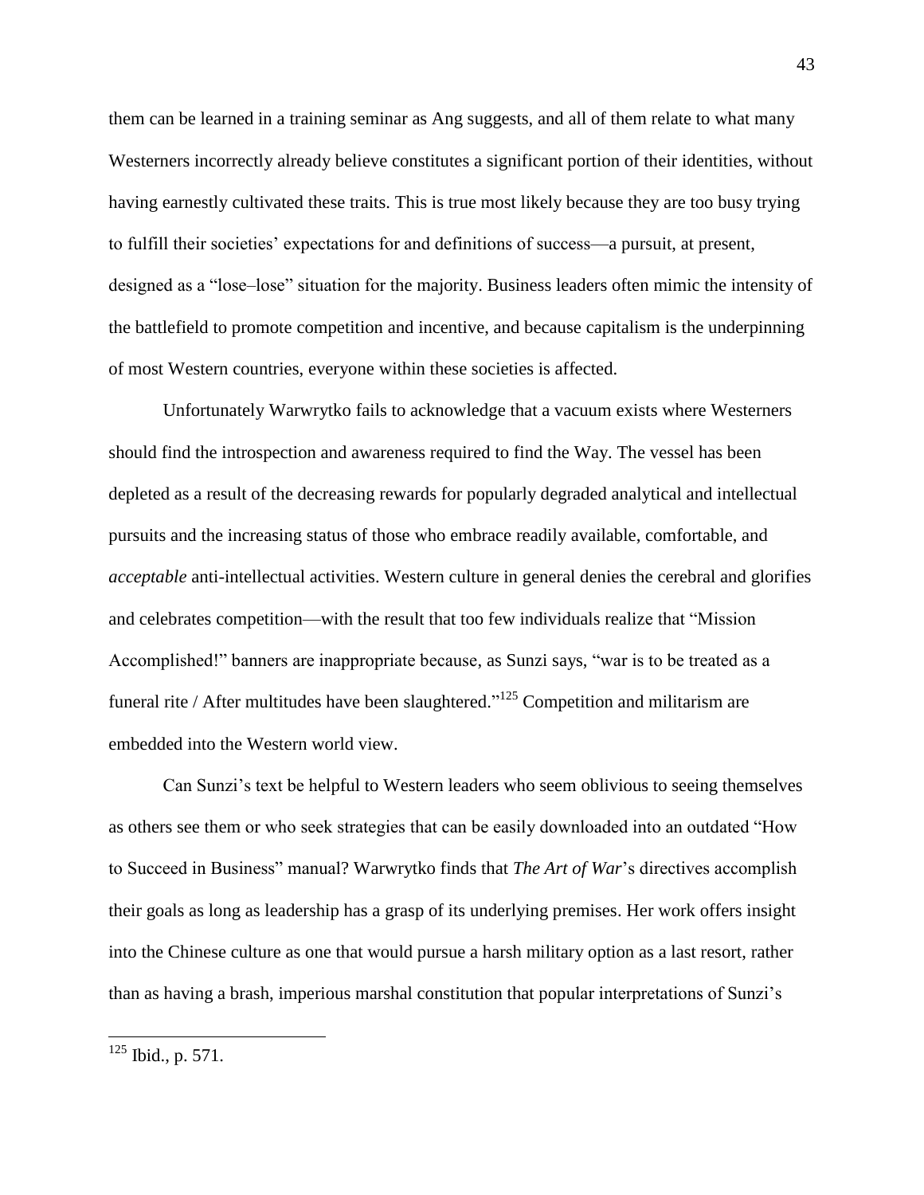them can be learned in a training seminar as Ang suggests, and all of them relate to what many Westerners incorrectly already believe constitutes a significant portion of their identities, without having earnestly cultivated these traits. This is true most likely because they are too busy trying to fulfill their societies' expectations for and definitions of success—a pursuit, at present, designed as a "lose–lose" situation for the majority. Business leaders often mimic the intensity of the battlefield to promote competition and incentive, and because capitalism is the underpinning of most Western countries, everyone within these societies is affected.

Unfortunately Warwrytko fails to acknowledge that a vacuum exists where Westerners should find the introspection and awareness required to find the Way. The vessel has been depleted as a result of the decreasing rewards for popularly degraded analytical and intellectual pursuits and the increasing status of those who embrace readily available, comfortable, and *acceptable* anti-intellectual activities. Western culture in general denies the cerebral and glorifies and celebrates competition—with the result that too few individuals realize that "Mission Accomplished!" banners are inappropriate because, as Sunzi says, "war is to be treated as a funeral rite / After multitudes have been slaughtered."[125] Competition and militarism are embedded into the Western world view.

Can Sunzi's text be helpful to Western leaders who seem oblivious to seeing themselves as others see them or who seek strategies that can be easily downloaded into an outdated "How to Succeed in Business" manual? Warwrytko finds that *The Art of War*'s directives accomplish their goals as long as leadership has a grasp of its underlying premises. Her work offers insight into the Chinese culture as one that would pursue a harsh military option as a last resort, rather than as having a brash, imperious marshal constitution that popular interpretations of Sunzi's

---

[125] Ibid., p. 571.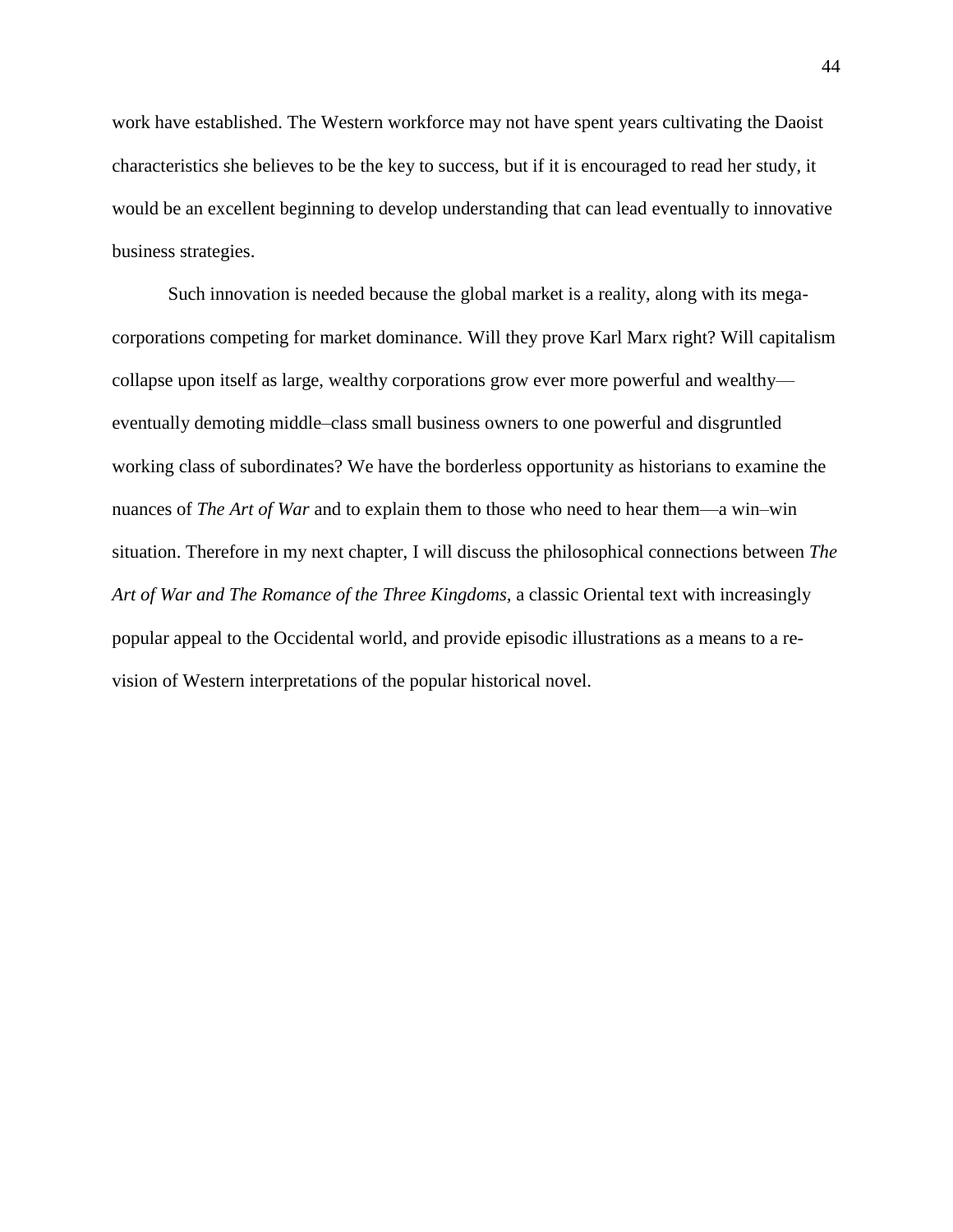work have established. The Western workforce may not have spent years cultivating the Daoist characteristics she believes to be the key to success, but if it is encouraged to read her study, it would be an excellent beginning to develop understanding that can lead eventually to innovative business strategies.

Such innovation is needed because the global market is a reality, along with its mega-corporations competing for market dominance. Will they prove Karl Marx right? Will capitalism collapse upon itself as large, wealthy corporations grow ever more powerful and wealthy—eventually demoting middle–class small business owners to one powerful and disgruntled working class of subordinates? We have the borderless opportunity as historians to examine the nuances of *The Art of War* and to explain them to those who need to hear them—a win–win situation. Therefore in my next chapter, I will discuss the philosophical connections between *The Art of War and The Romance of the Three Kingdoms,* a classic Oriental text with increasingly popular appeal to the Occidental world, and provide episodic illustrations as a means to a re-vision of Western interpretations of the popular historical novel.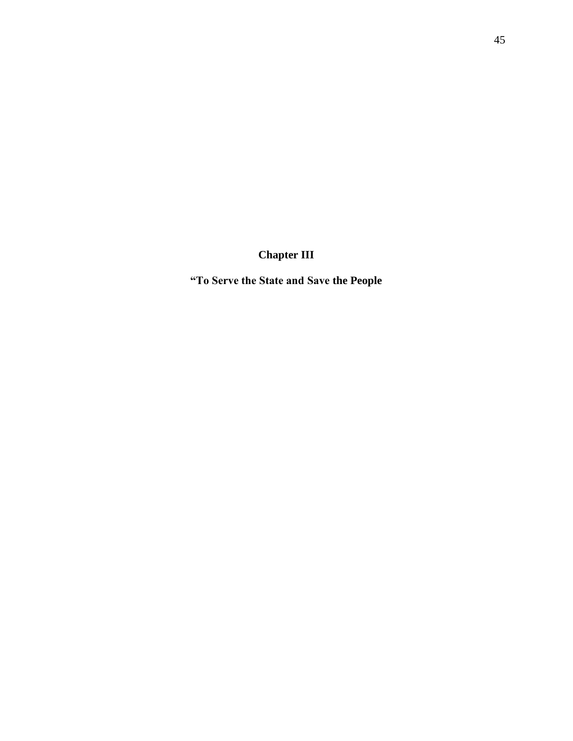# Chapter III

## "To Serve the State and Save the People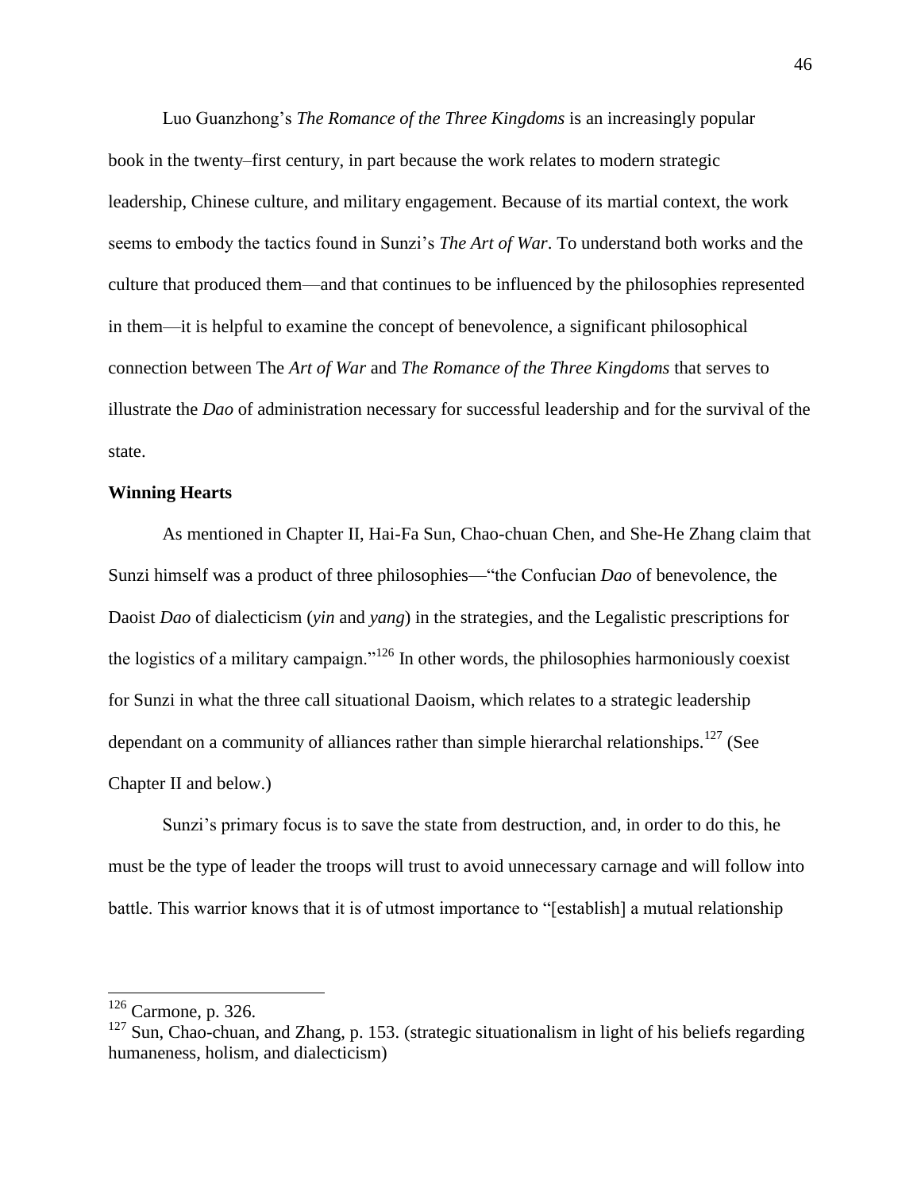Luo Guanzhong's *The Romance of the Three Kingdoms* is an increasingly popular book in the twenty–first century, in part because the work relates to modern strategic leadership, Chinese culture, and military engagement. Because of its martial context, the work seems to embody the tactics found in Sunzi's *The Art of War*. To understand both works and the culture that produced them—and that continues to be influenced by the philosophies represented in them—it is helpful to examine the concept of benevolence, a significant philosophical connection between The *Art of War* and *The Romance of the Three Kingdoms* that serves to illustrate the *Dao* of administration necessary for successful leadership and for the survival of the state.

**Winning Hearts**

As mentioned in Chapter II, Hai-Fa Sun, Chao-chuan Chen, and She-He Zhang claim that Sunzi himself was a product of three philosophies—"the Confucian *Dao* of benevolence, the Daoist *Dao* of dialecticism (*yin* and *yang*) in the strategies, and the Legalistic prescriptions for the logistics of a military campaign."[126] In other words, the philosophies harmoniously coexist for Sunzi in what the three call situational Daoism, which relates to a strategic leadership dependant on a community of alliances rather than simple hierarchal relationships.[127] (See Chapter II and below.)

Sunzi's primary focus is to save the state from destruction, and, in order to do this, he must be the type of leader the troops will trust to avoid unnecessary carnage and will follow into battle. This warrior knows that it is of utmost importance to "[establish] a mutual relationship

---

[126] Carmone, p. 326.

[127] Sun, Chao-chuan, and Zhang, p. 153. (strategic situationalism in light of his beliefs regarding humaneness, holism, and dialecticism)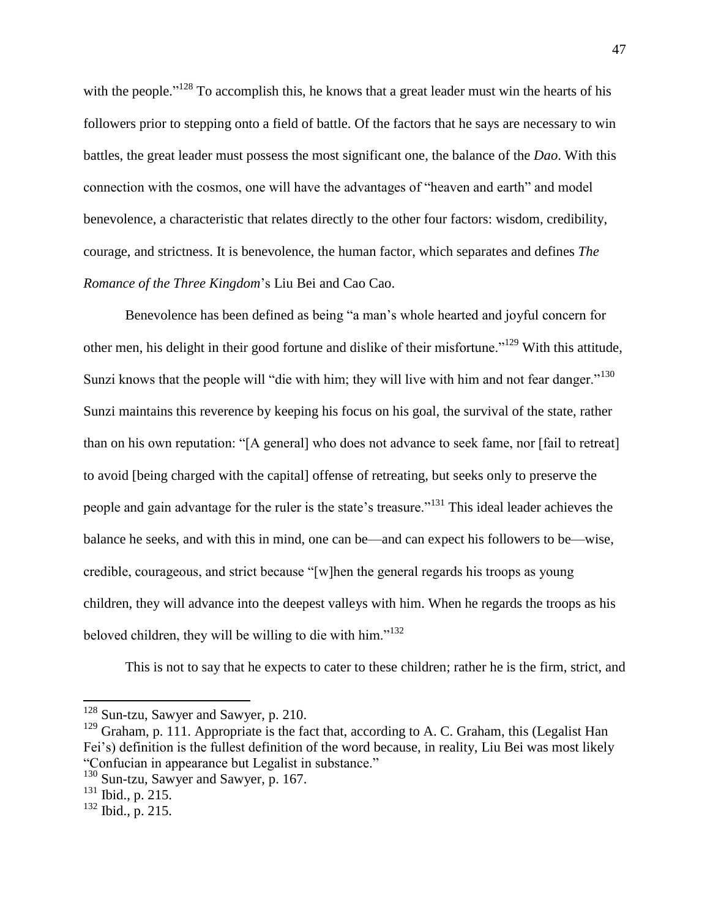with the people."[128] To accomplish this, he knows that a great leader must win the hearts of his followers prior to stepping onto a field of battle. Of the factors that he says are necessary to win battles, the great leader must possess the most significant one, the balance of the *Dao*. With this connection with the cosmos, one will have the advantages of "heaven and earth" and model benevolence, a characteristic that relates directly to the other four factors: wisdom, credibility, courage, and strictness. It is benevolence, the human factor, which separates and defines *The Romance of the Three Kingdom*'s Liu Bei and Cao Cao.

Benevolence has been defined as being "a man's whole hearted and joyful concern for other men, his delight in their good fortune and dislike of their misfortune."[129] With this attitude, Sunzi knows that the people will "die with him; they will live with him and not fear danger."[130] Sunzi maintains this reverence by keeping his focus on his goal, the survival of the state, rather than on his own reputation: "[A general] who does not advance to seek fame, nor [fail to retreat] to avoid [being charged with the capital] offense of retreating, but seeks only to preserve the people and gain advantage for the ruler is the state's treasure."[131] This ideal leader achieves the balance he seeks, and with this in mind, one can be—and can expect his followers to be—wise, credible, courageous, and strict because "[w]hen the general regards his troops as young children, they will advance into the deepest valleys with him. When he regards the troops as his beloved children, they will be willing to die with him."[132]

This is not to say that he expects to cater to these children; rather he is the firm, strict, and

---

[128] Sun-tzu, Sawyer and Sawyer, p. 210.

[129] Graham, p. 111. Appropriate is the fact that, according to A. C. Graham, this (Legalist Han Fei's) definition is the fullest definition of the word because, in reality, Liu Bei was most likely "Confucian in appearance but Legalist in substance."

[130] Sun-tzu, Sawyer and Sawyer, p. 167.

[131] Ibid., p. 215.

[132] Ibid., p. 215.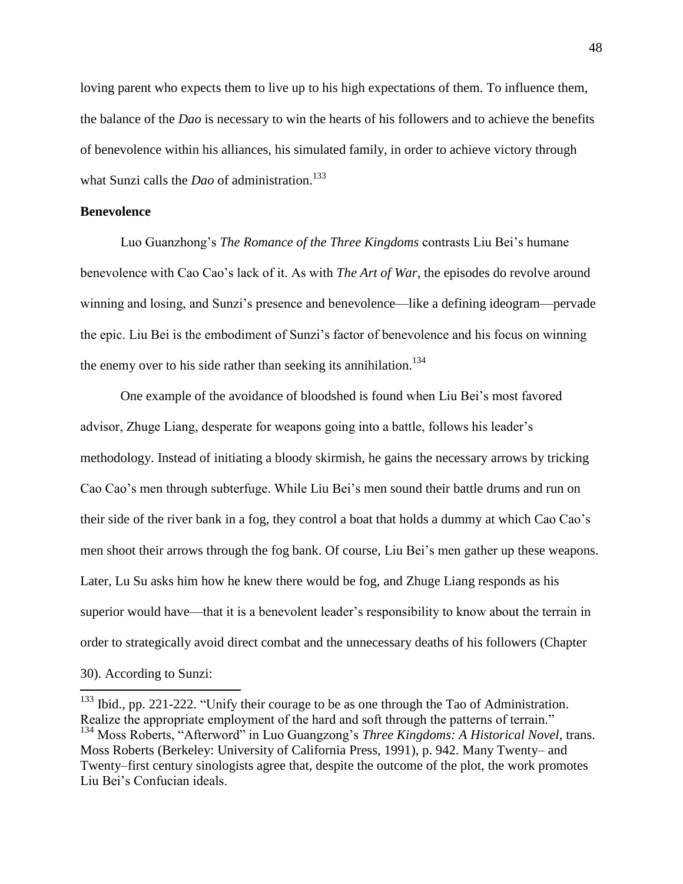loving parent who expects them to live up to his high expectations of them. To influence them, the balance of the *Dao* is necessary to win the hearts of his followers and to achieve the benefits of benevolence within his alliances, his simulated family, in order to achieve victory through what Sunzi calls the *Dao* of administration.[133]

**Benevolence**

Luo Guanzhong's *The Romance of the Three Kingdoms* contrasts Liu Bei's humane benevolence with Cao Cao's lack of it. As with *The Art of War*, the episodes do revolve around winning and losing, and Sunzi's presence and benevolence—like a defining ideogram—pervade the epic. Liu Bei is the embodiment of Sunzi's factor of benevolence and his focus on winning the enemy over to his side rather than seeking its annihilation.[134]

One example of the avoidance of bloodshed is found when Liu Bei's most favored advisor, Zhuge Liang, desperate for weapons going into a battle, follows his leader's methodology. Instead of initiating a bloody skirmish, he gains the necessary arrows by tricking Cao Cao's men through subterfuge. While Liu Bei's men sound their battle drums and run on their side of the river bank in a fog, they control a boat that holds a dummy at which Cao Cao's men shoot their arrows through the fog bank. Of course, Liu Bei's men gather up these weapons. Later, Lu Su asks him how he knew there would be fog, and Zhuge Liang responds as his superior would have—that it is a benevolent leader's responsibility to know about the terrain in order to strategically avoid direct combat and the unnecessary deaths of his followers (Chapter 30). According to Sunzi:

---

[133] Ibid., pp. 221-222. "Unify their courage to be as one through the Tao of Administration. Realize the appropriate employment of the hard and soft through the patterns of terrain."

[134] Moss Roberts, "Afterword" in Luo Guangzong's *Three Kingdoms: A Historical Novel*, trans. Moss Roberts (Berkeley: University of California Press, 1991), p. 942. Many Twenty– and Twenty–first century sinologists agree that, despite the outcome of the plot, the work promotes Liu Bei's Confucian ideals.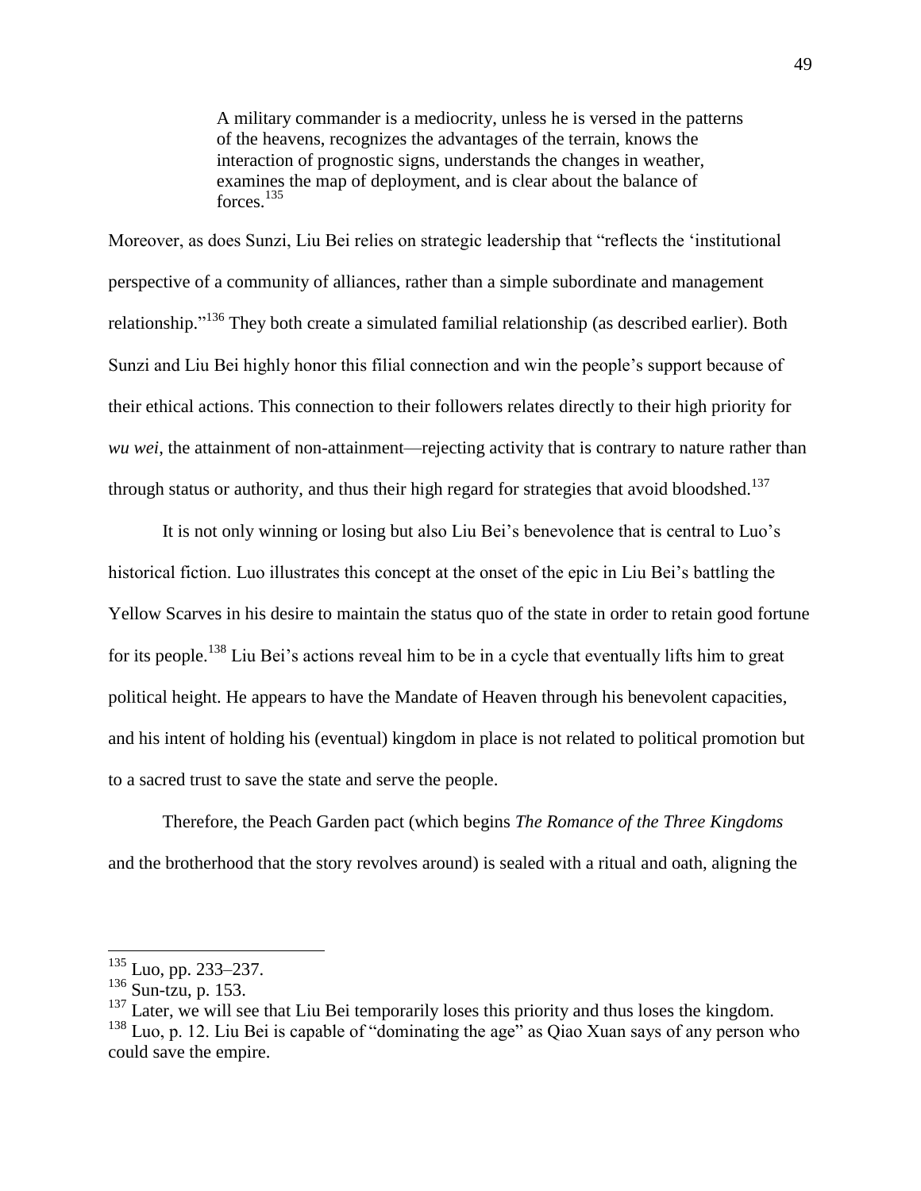> A military commander is a mediocrity, unless he is versed in the patterns of the heavens, recognizes the advantages of the terrain, knows the interaction of prognostic signs, understands the changes in weather, examines the map of deployment, and is clear about the balance of forces.[135]

Moreover, as does Sunzi, Liu Bei relies on strategic leadership that "reflects the 'institutional perspective of a community of alliances, rather than a simple subordinate and management relationship."[136] They both create a simulated familial relationship (as described earlier). Both Sunzi and Liu Bei highly honor this filial connection and win the people's support because of their ethical actions. This connection to their followers relates directly to their high priority for *wu wei*, the attainment of non-attainment—rejecting activity that is contrary to nature rather than through status or authority, and thus their high regard for strategies that avoid bloodshed.[137]

It is not only winning or losing but also Liu Bei's benevolence that is central to Luo's historical fiction. Luo illustrates this concept at the onset of the epic in Liu Bei's battling the Yellow Scarves in his desire to maintain the status quo of the state in order to retain good fortune for its people.[138] Liu Bei's actions reveal him to be in a cycle that eventually lifts him to great political height. He appears to have the Mandate of Heaven through his benevolent capacities, and his intent of holding his (eventual) kingdom in place is not related to political promotion but to a sacred trust to save the state and serve the people.

Therefore, the Peach Garden pact (which begins *The Romance of the Three Kingdoms* and the brotherhood that the story revolves around) is sealed with a ritual and oath, aligning the

---

[135] Luo, pp. 233–237.

[136] Sun-tzu, p. 153.

[137] Later, we will see that Liu Bei temporarily loses this priority and thus loses the kingdom.

[138] Luo, p. 12. Liu Bei is capable of "dominating the age" as Qiao Xuan says of any person who could save the empire.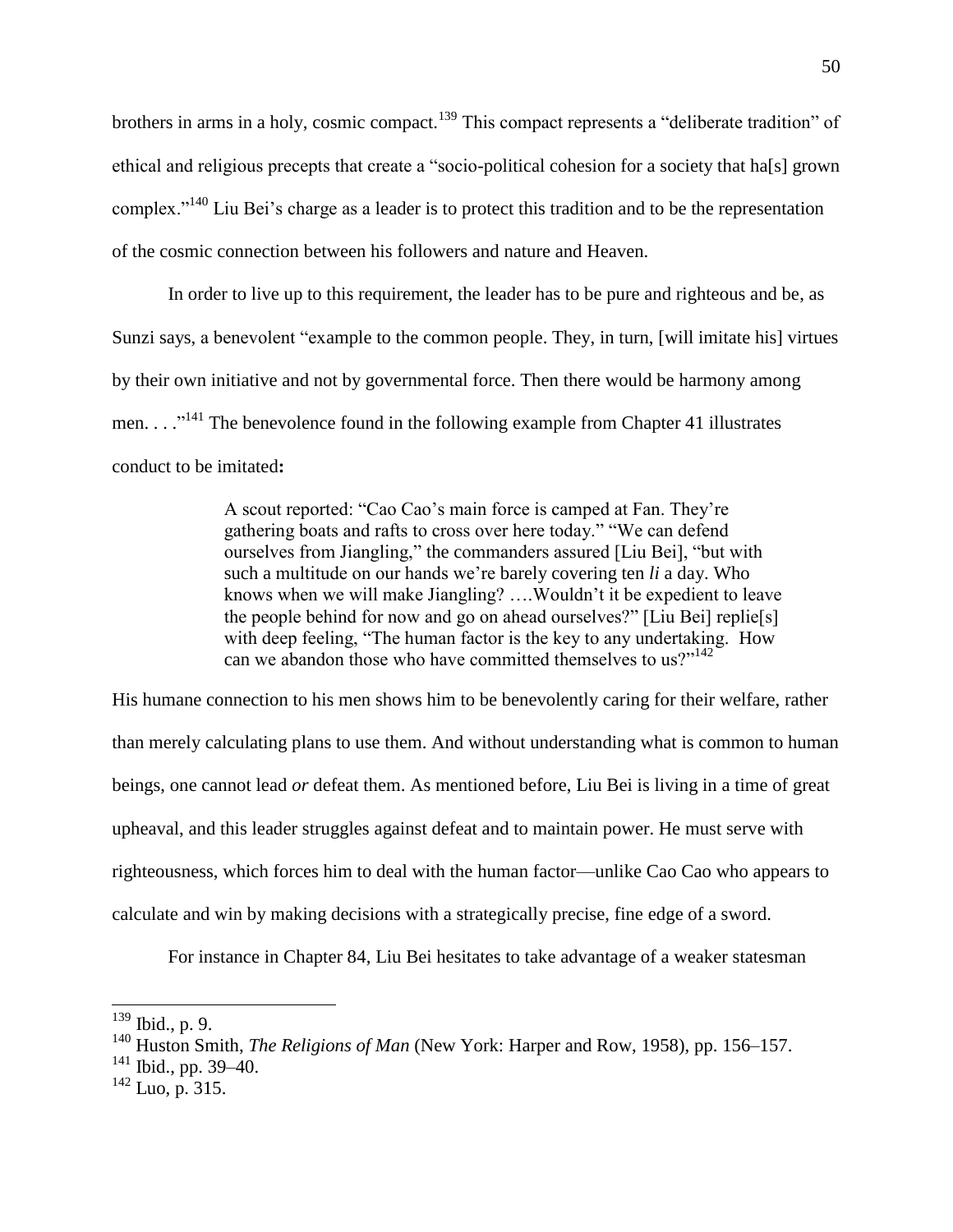brothers in arms in a holy, cosmic compact.[139] This compact represents a "deliberate tradition" of ethical and religious precepts that create a "socio-political cohesion for a society that ha[s] grown complex."[140] Liu Bei's charge as a leader is to protect this tradition and to be the representation of the cosmic connection between his followers and nature and Heaven.

In order to live up to this requirement, the leader has to be pure and righteous and be, as Sunzi says, a benevolent "example to the common people. They, in turn, [will imitate his] virtues by their own initiative and not by governmental force. Then there would be harmony among men. . . ."[141] The benevolence found in the following example from Chapter 41 illustrates conduct to be imitated**:**

> A scout reported: "Cao Cao's main force is camped at Fan. They're gathering boats and rafts to cross over here today." "We can defend ourselves from Jiangling," the commanders assured [Liu Bei], "but with such a multitude on our hands we're barely covering ten *li* a day. Who knows when we will make Jiangling? ….Wouldn't it be expedient to leave the people behind for now and go on ahead ourselves?" [Liu Bei] replie[s] with deep feeling, "The human factor is the key to any undertaking. How can we abandon those who have committed themselves to us?"[142]

His humane connection to his men shows him to be benevolently caring for their welfare, rather than merely calculating plans to use them. And without understanding what is common to human beings, one cannot lead *or* defeat them. As mentioned before, Liu Bei is living in a time of great upheaval, and this leader struggles against defeat and to maintain power. He must serve with righteousness, which forces him to deal with the human factor—unlike Cao Cao who appears to calculate and win by making decisions with a strategically precise, fine edge of a sword.

For instance in Chapter 84, Liu Bei hesitates to take advantage of a weaker statesman

---

[139] Ibid., p. 9.

[140] Huston Smith, *The Religions of Man* (New York: Harper and Row, 1958), pp. 156–157.

[141] Ibid., pp. 39–40.

[142] Luo, p. 315.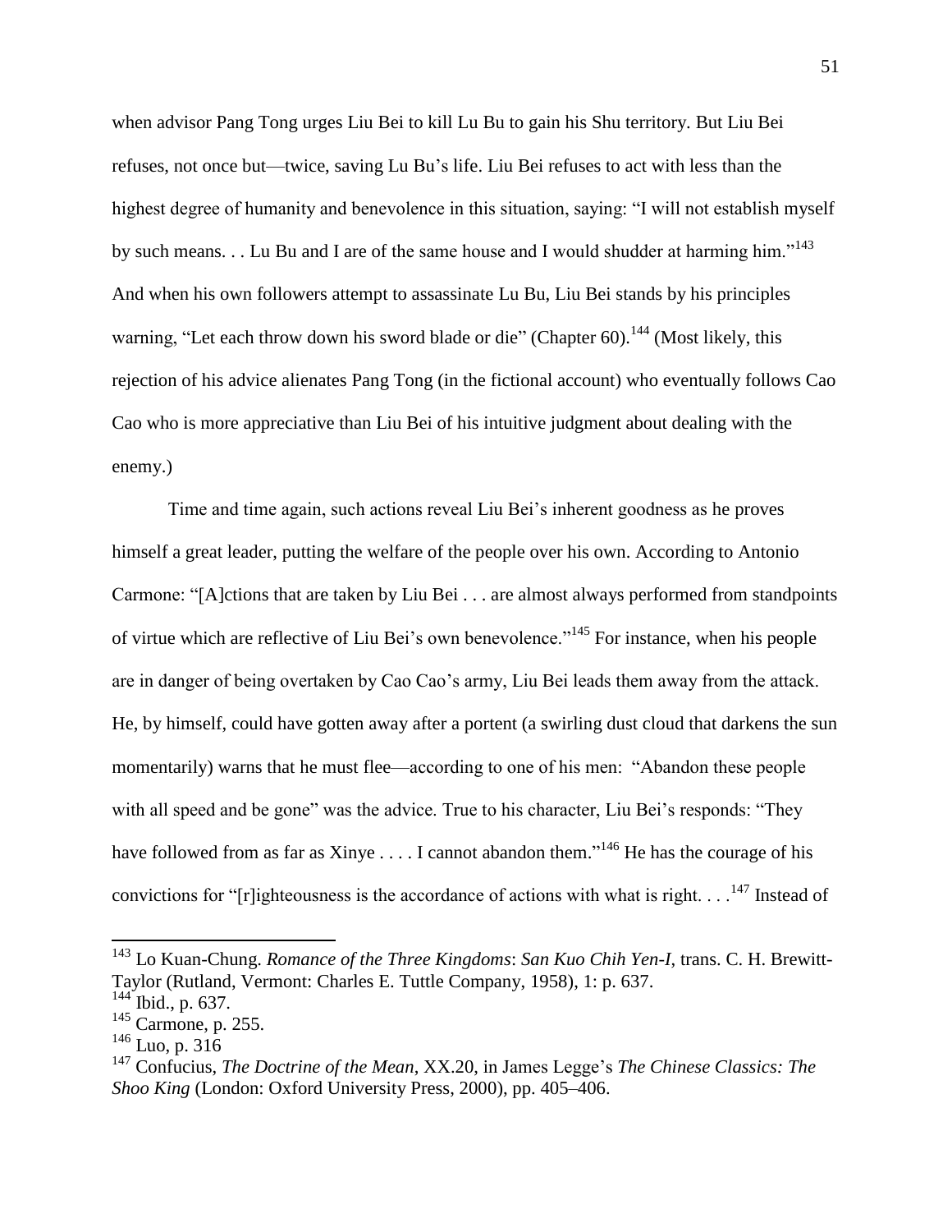when advisor Pang Tong urges Liu Bei to kill Lu Bu to gain his Shu territory. But Liu Bei refuses, not once but—twice, saving Lu Bu's life. Liu Bei refuses to act with less than the highest degree of humanity and benevolence in this situation, saying: "I will not establish myself by such means. . . Lu Bu and I are of the same house and I would shudder at harming him."[143] And when his own followers attempt to assassinate Lu Bu, Liu Bei stands by his principles warning, "Let each throw down his sword blade or die" (Chapter 60).[144] (Most likely, this rejection of his advice alienates Pang Tong (in the fictional account) who eventually follows Cao Cao who is more appreciative than Liu Bei of his intuitive judgment about dealing with the enemy.)

Time and time again, such actions reveal Liu Bei's inherent goodness as he proves himself a great leader, putting the welfare of the people over his own. According to Antonio Carmone: "[A]ctions that are taken by Liu Bei . . . are almost always performed from standpoints of virtue which are reflective of Liu Bei's own benevolence."[145] For instance, when his people are in danger of being overtaken by Cao Cao's army, Liu Bei leads them away from the attack. He, by himself, could have gotten away after a portent (a swirling dust cloud that darkens the sun momentarily) warns that he must flee—according to one of his men: "Abandon these people with all speed and be gone" was the advice. True to his character, Liu Bei's responds: "They have followed from as far as Xinye . . . . I cannot abandon them."[146] He has the courage of his convictions for "[r]ighteousness is the accordance of actions with what is right. . . .[147] Instead of

---

[143] Lo Kuan-Chung. *Romance of the Three Kingdoms*: *San Kuo Chih Yen-I*, trans. C. H. Brewitt-Taylor (Rutland, Vermont: Charles E. Tuttle Company, 1958), 1: p. 637.

[144] Ibid., p. 637.

[145] Carmone, p. 255.

[146] Luo, p. 316

[147] Confucius, *The Doctrine of the Mean*, XX.20, in James Legge's *The Chinese Classics: The Shoo King* (London: Oxford University Press, 2000), pp. 405–406.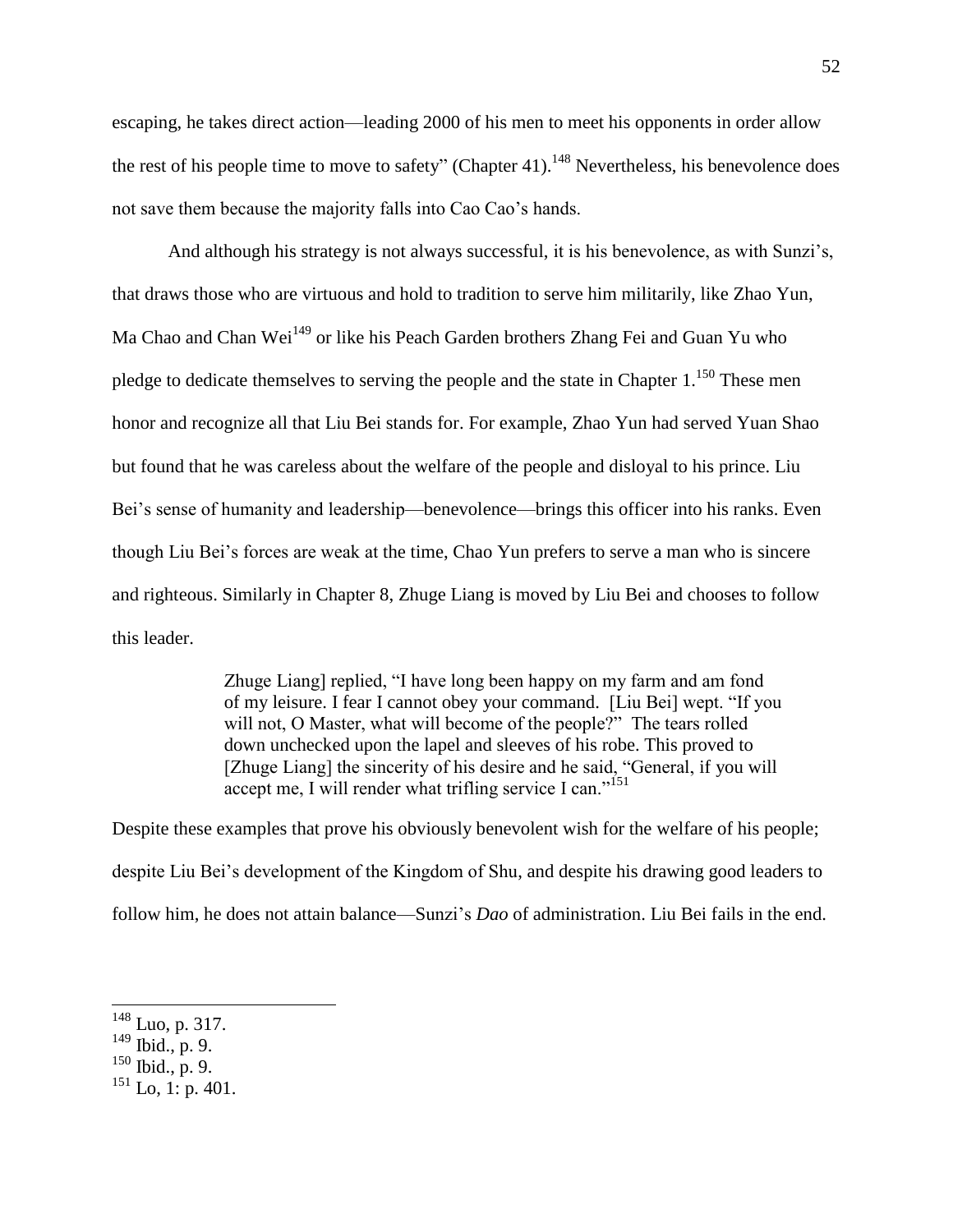escaping, he takes direct action—leading 2000 of his men to meet his opponents in order allow the rest of his people time to move to safety" (Chapter 41).[148] Nevertheless, his benevolence does not save them because the majority falls into Cao Cao's hands.

And although his strategy is not always successful, it is his benevolence, as with Sunzi's, that draws those who are virtuous and hold to tradition to serve him militarily, like Zhao Yun, Ma Chao and Chan Wei[149] or like his Peach Garden brothers Zhang Fei and Guan Yu who pledge to dedicate themselves to serving the people and the state in Chapter 1.[150] These men honor and recognize all that Liu Bei stands for. For example, Zhao Yun had served Yuan Shao but found that he was careless about the welfare of the people and disloyal to his prince. Liu Bei's sense of humanity and leadership—benevolence—brings this officer into his ranks. Even though Liu Bei's forces are weak at the time, Chao Yun prefers to serve a man who is sincere and righteous. Similarly in Chapter 8, Zhuge Liang is moved by Liu Bei and chooses to follow this leader.

> Zhuge Liang] replied, "I have long been happy on my farm and am fond of my leisure. I fear I cannot obey your command. [Liu Bei] wept. "If you will not, O Master, what will become of the people?" The tears rolled down unchecked upon the lapel and sleeves of his robe. This proved to [Zhuge Liang] the sincerity of his desire and he said, "General, if you will accept me, I will render what trifling service I can."[151]

Despite these examples that prove his obviously benevolent wish for the welfare of his people; despite Liu Bei's development of the Kingdom of Shu, and despite his drawing good leaders to follow him, he does not attain balance—Sunzi's *Dao* of administration. Liu Bei fails in the end.

---

[148] Luo, p. 317.
[149] Ibid., p. 9.
[150] Ibid., p. 9.
[151] Lo, 1: p. 401.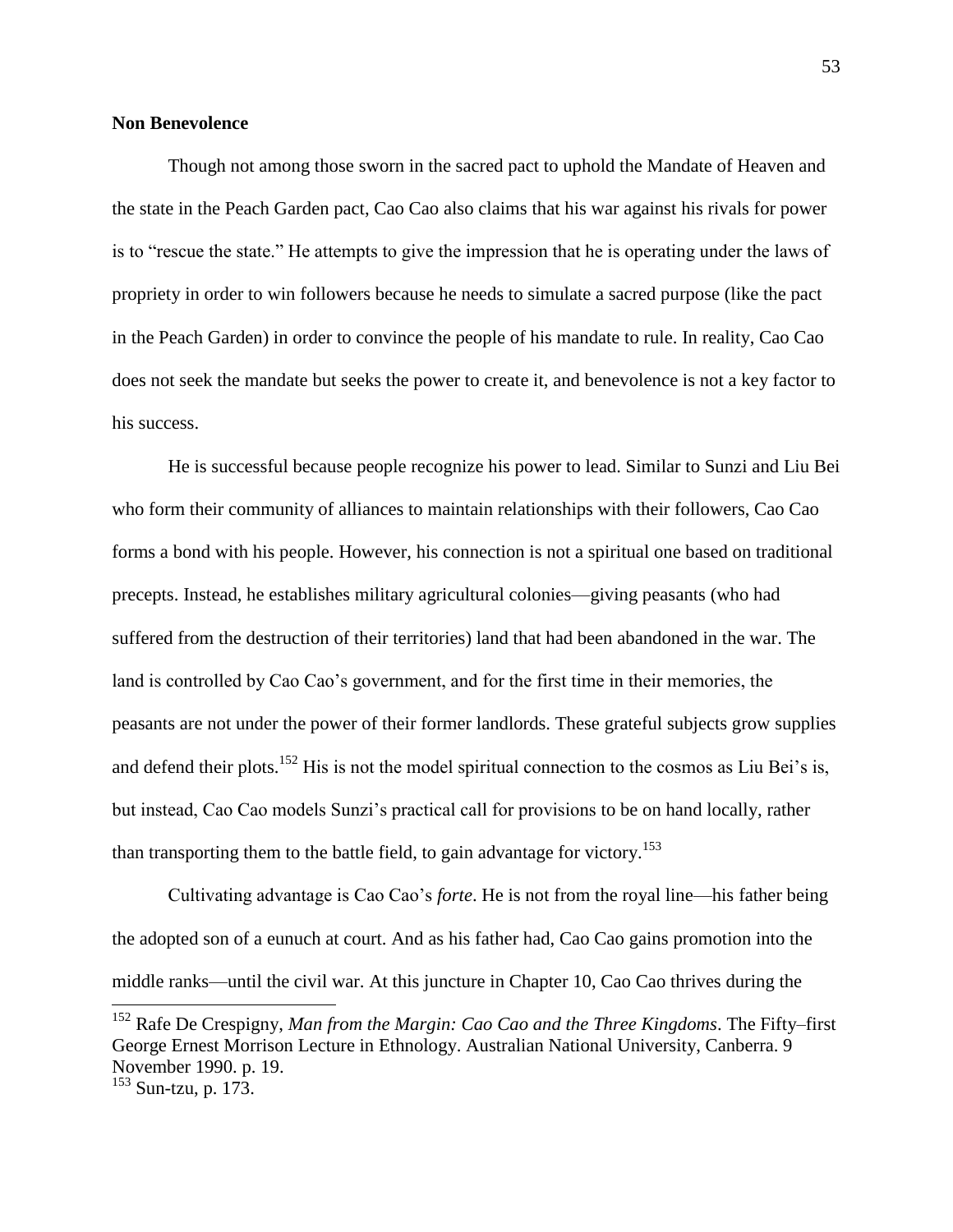**Non Benevolence**

Though not among those sworn in the sacred pact to uphold the Mandate of Heaven and the state in the Peach Garden pact, Cao Cao also claims that his war against his rivals for power is to "rescue the state." He attempts to give the impression that he is operating under the laws of propriety in order to win followers because he needs to simulate a sacred purpose (like the pact in the Peach Garden) in order to convince the people of his mandate to rule. In reality, Cao Cao does not seek the mandate but seeks the power to create it, and benevolence is not a key factor to his success.

He is successful because people recognize his power to lead. Similar to Sunzi and Liu Bei who form their community of alliances to maintain relationships with their followers, Cao Cao forms a bond with his people. However, his connection is not a spiritual one based on traditional precepts. Instead, he establishes military agricultural colonies—giving peasants (who had suffered from the destruction of their territories) land that had been abandoned in the war. The land is controlled by Cao Cao's government, and for the first time in their memories, the peasants are not under the power of their former landlords. These grateful subjects grow supplies and defend their plots.[152] His is not the model spiritual connection to the cosmos as Liu Bei's is, but instead, Cao Cao models Sunzi's practical call for provisions to be on hand locally, rather than transporting them to the battle field, to gain advantage for victory.[153]

Cultivating advantage is Cao Cao's *forte*. He is not from the royal line—his father being the adopted son of a eunuch at court. And as his father had, Cao Cao gains promotion into the middle ranks—until the civil war. At this juncture in Chapter 10, Cao Cao thrives during the

---

[152] Rafe De Crespigny, *Man from the Margin: Cao Cao and the Three Kingdoms*. The Fifty–first George Ernest Morrison Lecture in Ethnology. Australian National University, Canberra. 9 November 1990. p. 19.

[153] Sun-tzu, p. 173.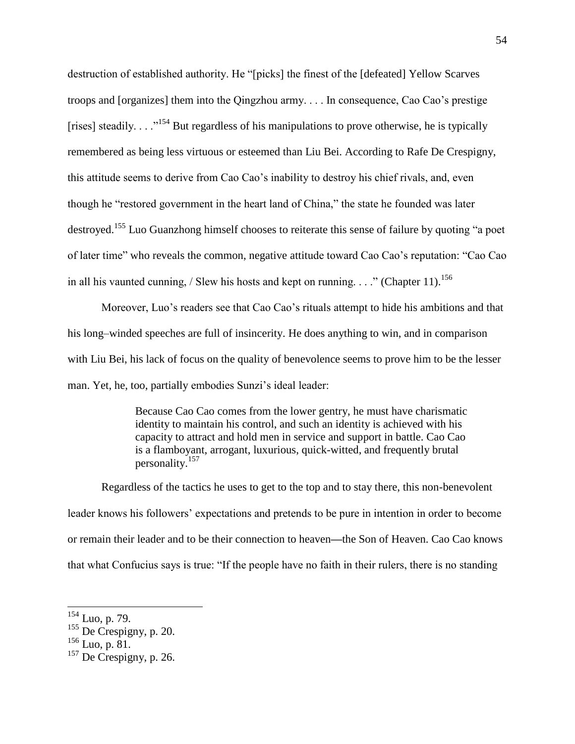destruction of established authority. He "[picks] the finest of the [defeated] Yellow Scarves troops and [organizes] them into the Qingzhou army. . . . In consequence, Cao Cao's prestige [rises] steadily. . . ."[154] But regardless of his manipulations to prove otherwise, he is typically remembered as being less virtuous or esteemed than Liu Bei. According to Rafe De Crespigny, this attitude seems to derive from Cao Cao's inability to destroy his chief rivals, and, even though he "restored government in the heart land of China," the state he founded was later destroyed.[155] Luo Guanzhong himself chooses to reiterate this sense of failure by quoting "a poet of later time" who reveals the common, negative attitude toward Cao Cao's reputation: "Cao Cao in all his vaunted cunning, / Slew his hosts and kept on running. . . ." (Chapter 11).[156]

Moreover, Luo's readers see that Cao Cao's rituals attempt to hide his ambitions and that his long–winded speeches are full of insincerity. He does anything to win, and in comparison with Liu Bei, his lack of focus on the quality of benevolence seems to prove him to be the lesser man. Yet, he, too, partially embodies Sunzi's ideal leader:

> Because Cao Cao comes from the lower gentry, he must have charismatic identity to maintain his control, and such an identity is achieved with his capacity to attract and hold men in service and support in battle. Cao Cao is a flamboyant, arrogant, luxurious, quick-witted, and frequently brutal personality.[157]

Regardless of the tactics he uses to get to the top and to stay there, this non-benevolent leader knows his followers' expectations and pretends to be pure in intention in order to become or remain their leader and to be their connection to heaven—the Son of Heaven. Cao Cao knows that what Confucius says is true: "If the people have no faith in their rulers, there is no standing

---

[154] Luo, p. 79.
[155] De Crespigny, p. 20.
[156] Luo, p. 81.
[157] De Crespigny, p. 26.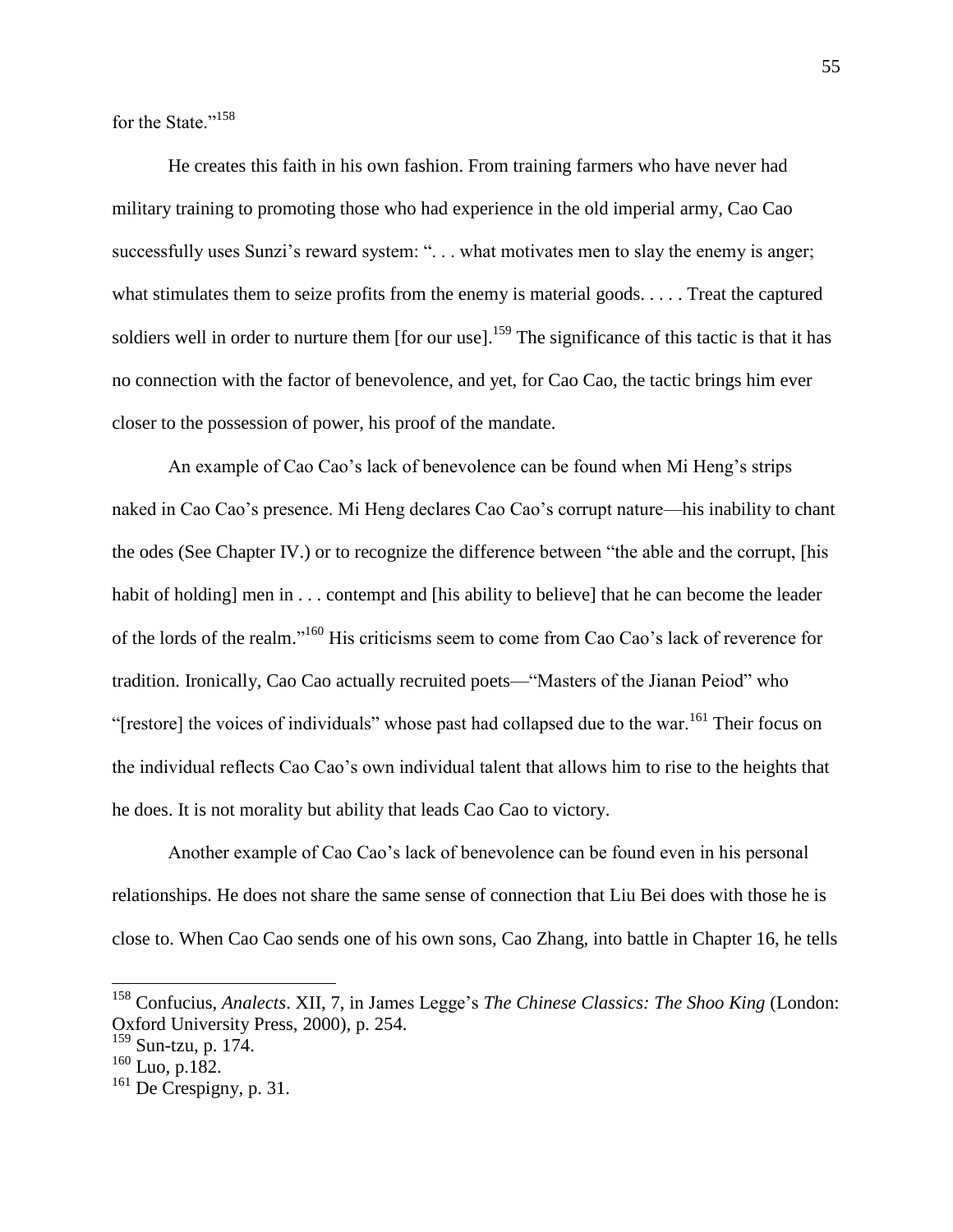for the State."[158]

He creates this faith in his own fashion. From training farmers who have never had military training to promoting those who had experience in the old imperial army, Cao Cao successfully uses Sunzi's reward system: ". . . what motivates men to slay the enemy is anger; what stimulates them to seize profits from the enemy is material goods. . . . . Treat the captured soldiers well in order to nurture them [for our use].[159] The significance of this tactic is that it has no connection with the factor of benevolence, and yet, for Cao Cao, the tactic brings him ever closer to the possession of power, his proof of the mandate.

An example of Cao Cao's lack of benevolence can be found when Mi Heng's strips naked in Cao Cao's presence. Mi Heng declares Cao Cao's corrupt nature—his inability to chant the odes (See Chapter IV.) or to recognize the difference between "the able and the corrupt, [his habit of holding] men in . . . contempt and [his ability to believe] that he can become the leader of the lords of the realm."[160] His criticisms seem to come from Cao Cao's lack of reverence for tradition. Ironically, Cao Cao actually recruited poets—"Masters of the Jianan Peiod" who "[restore] the voices of individuals" whose past had collapsed due to the war.[161] Their focus on the individual reflects Cao Cao's own individual talent that allows him to rise to the heights that he does. It is not morality but ability that leads Cao Cao to victory.

Another example of Cao Cao's lack of benevolence can be found even in his personal relationships. He does not share the same sense of connection that Liu Bei does with those he is close to. When Cao Cao sends one of his own sons, Cao Zhang, into battle in Chapter 16, he tells

---

[158] Confucius, *Analects*. XII, 7, in James Legge's *The Chinese Classics: The Shoo King* (London: Oxford University Press, 2000), p. 254.

[159] Sun-tzu, p. 174.

[160] Luo, p.182.

[161] De Crespigny, p. 31.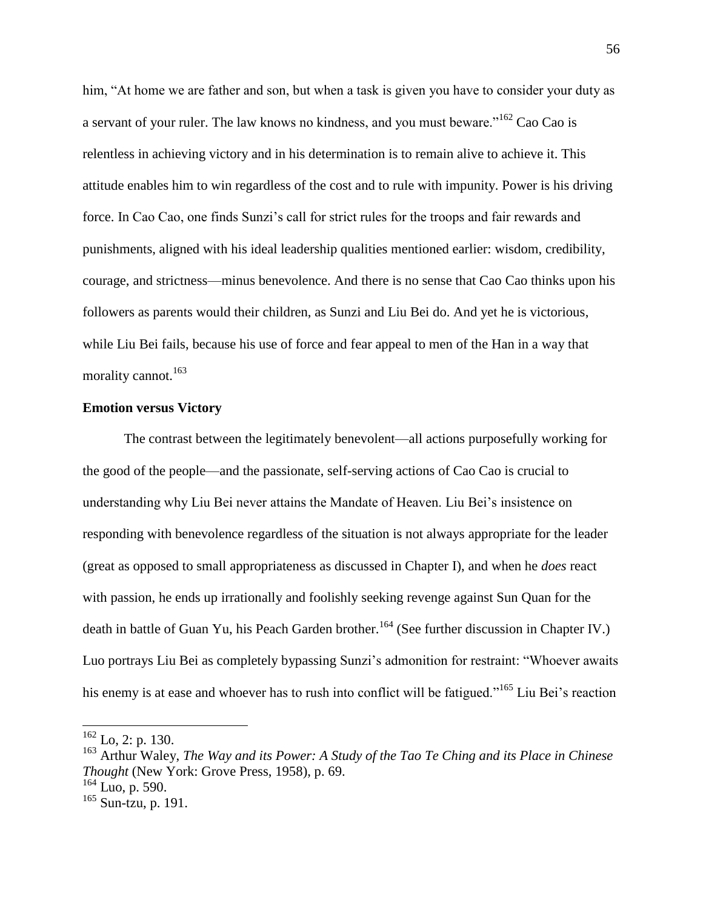him, “At home we are father and son, but when a task is given you have to consider your duty as a servant of your ruler. The law knows no kindness, and you must beware.”[162] Cao Cao is relentless in achieving victory and in his determination is to remain alive to achieve it. This attitude enables him to win regardless of the cost and to rule with impunity. Power is his driving force. In Cao Cao, one finds Sunzi’s call for strict rules for the troops and fair rewards and punishments, aligned with his ideal leadership qualities mentioned earlier: wisdom, credibility, courage, and strictness—minus benevolence. And there is no sense that Cao Cao thinks upon his followers as parents would their children, as Sunzi and Liu Bei do. And yet he is victorious, while Liu Bei fails, because his use of force and fear appeal to men of the Han in a way that morality cannot.[163]

**Emotion versus Victory**

The contrast between the legitimately benevolent—all actions purposefully working for the good of the people—and the passionate, self-serving actions of Cao Cao is crucial to understanding why Liu Bei never attains the Mandate of Heaven. Liu Bei’s insistence on responding with benevolence regardless of the situation is not always appropriate for the leader (great as opposed to small appropriateness as discussed in Chapter I), and when he *does* react with passion, he ends up irrationally and foolishly seeking revenge against Sun Quan for the death in battle of Guan Yu, his Peach Garden brother.[164] (See further discussion in Chapter IV.) Luo portrays Liu Bei as completely bypassing Sunzi’s admonition for restraint: “Whoever awaits his enemy is at ease and whoever has to rush into conflict will be fatigued.”[165] Liu Bei’s reaction

---

[162] Lo, 2: p. 130.

[163] Arthur Waley, *The Way and its Power: A Study of the Tao Te Ching and its Place in Chinese Thought* (New York: Grove Press, 1958), p. 69.

[164] Luo, p. 590.

[165] Sun-tzu, p. 191.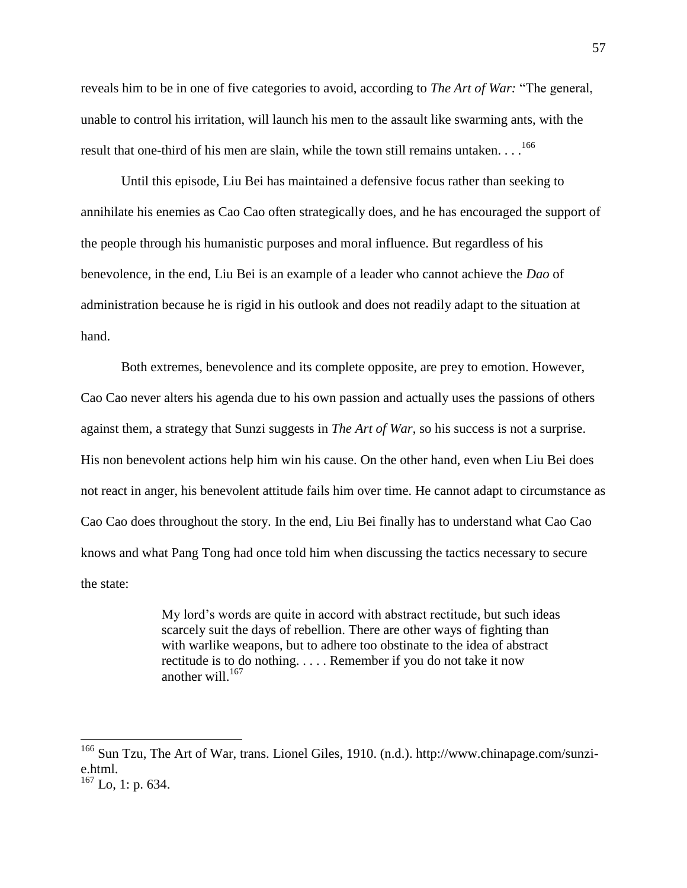reveals him to be in one of five categories to avoid, according to *The Art of War:* "The general, unable to control his irritation, will launch his men to the assault like swarming ants, with the result that one-third of his men are slain, while the town still remains untaken. . . .[166]

Until this episode, Liu Bei has maintained a defensive focus rather than seeking to annihilate his enemies as Cao Cao often strategically does, and he has encouraged the support of the people through his humanistic purposes and moral influence. But regardless of his benevolence, in the end, Liu Bei is an example of a leader who cannot achieve the *Dao* of administration because he is rigid in his outlook and does not readily adapt to the situation at hand.

Both extremes, benevolence and its complete opposite, are prey to emotion. However, Cao Cao never alters his agenda due to his own passion and actually uses the passions of others against them, a strategy that Sunzi suggests in *The Art of War*, so his success is not a surprise. His non benevolent actions help him win his cause. On the other hand, even when Liu Bei does not react in anger, his benevolent attitude fails him over time. He cannot adapt to circumstance as Cao Cao does throughout the story. In the end, Liu Bei finally has to understand what Cao Cao knows and what Pang Tong had once told him when discussing the tactics necessary to secure the state:

> My lord's words are quite in accord with abstract rectitude, but such ideas scarcely suit the days of rebellion. There are other ways of fighting than with warlike weapons, but to adhere too obstinate to the idea of abstract rectitude is to do nothing. . . . . Remember if you do not take it now another will.[167]

---

[166] Sun Tzu, The Art of War, trans. Lionel Giles, 1910. (n.d.). http://www.chinapage.com/sunzi-e.html.

[167] Lo, 1: p. 634.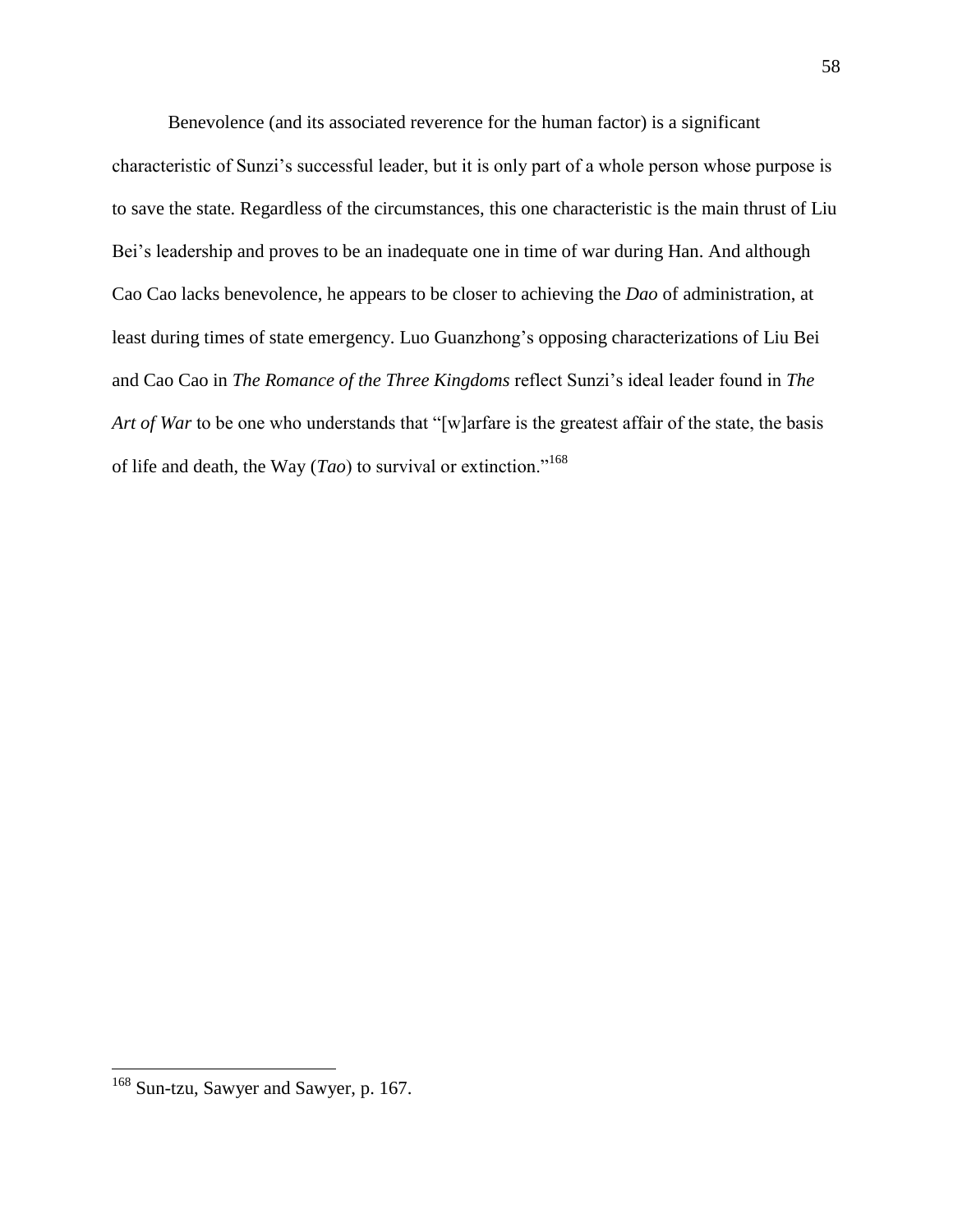Benevolence (and its associated reverence for the human factor) is a significant characteristic of Sunzi's successful leader, but it is only part of a whole person whose purpose is to save the state. Regardless of the circumstances, this one characteristic is the main thrust of Liu Bei's leadership and proves to be an inadequate one in time of war during Han. And although Cao Cao lacks benevolence, he appears to be closer to achieving the *Dao* of administration, at least during times of state emergency. Luo Guanzhong's opposing characterizations of Liu Bei and Cao Cao in *The Romance of the Three Kingdoms* reflect Sunzi's ideal leader found in *The Art of War* to be one who understands that "[w]arfare is the greatest affair of the state, the basis of life and death, the Way (*Tao*) to survival or extinction."[168]

---

[168] Sun-tzu, Sawyer and Sawyer, p. 167.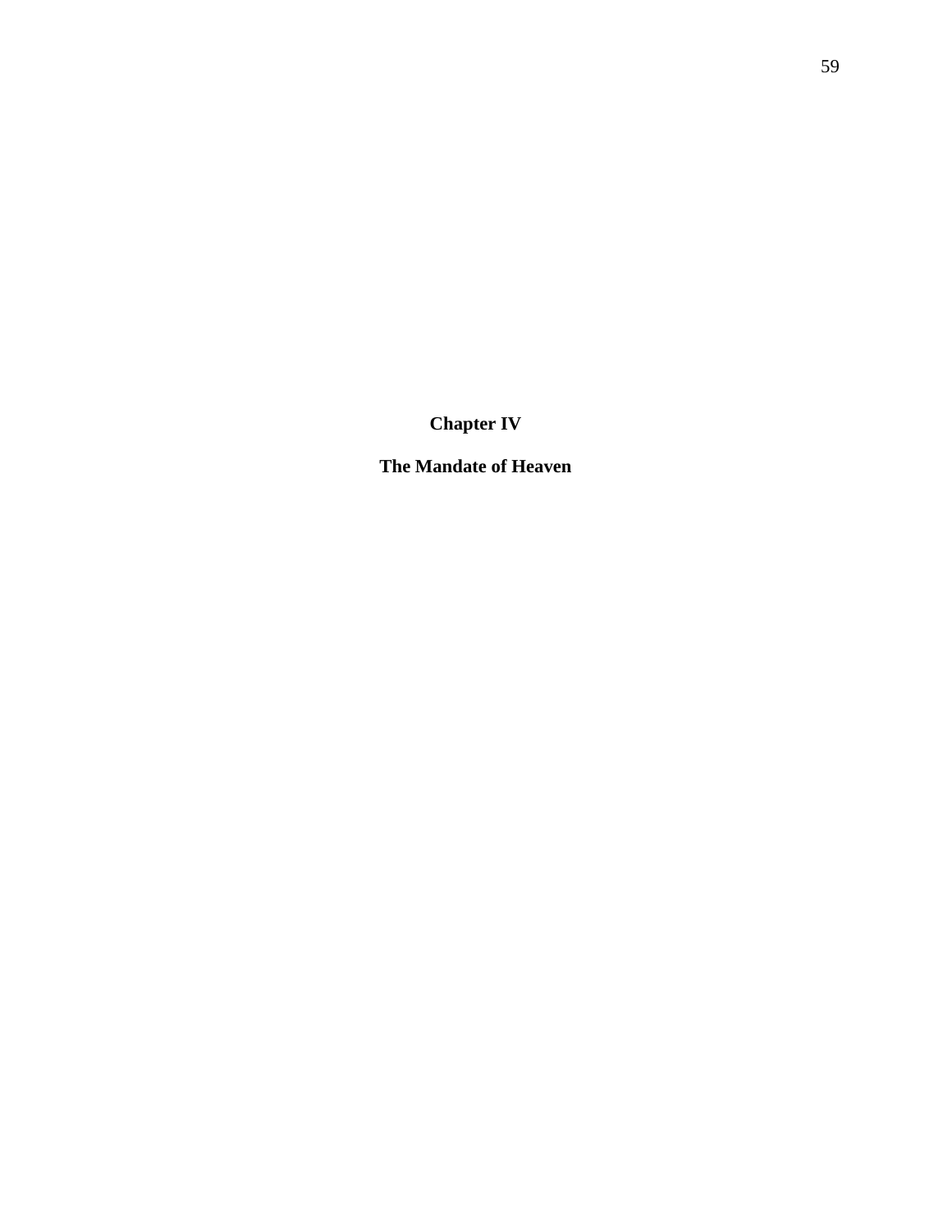# Chapter IV

## The Mandate of Heaven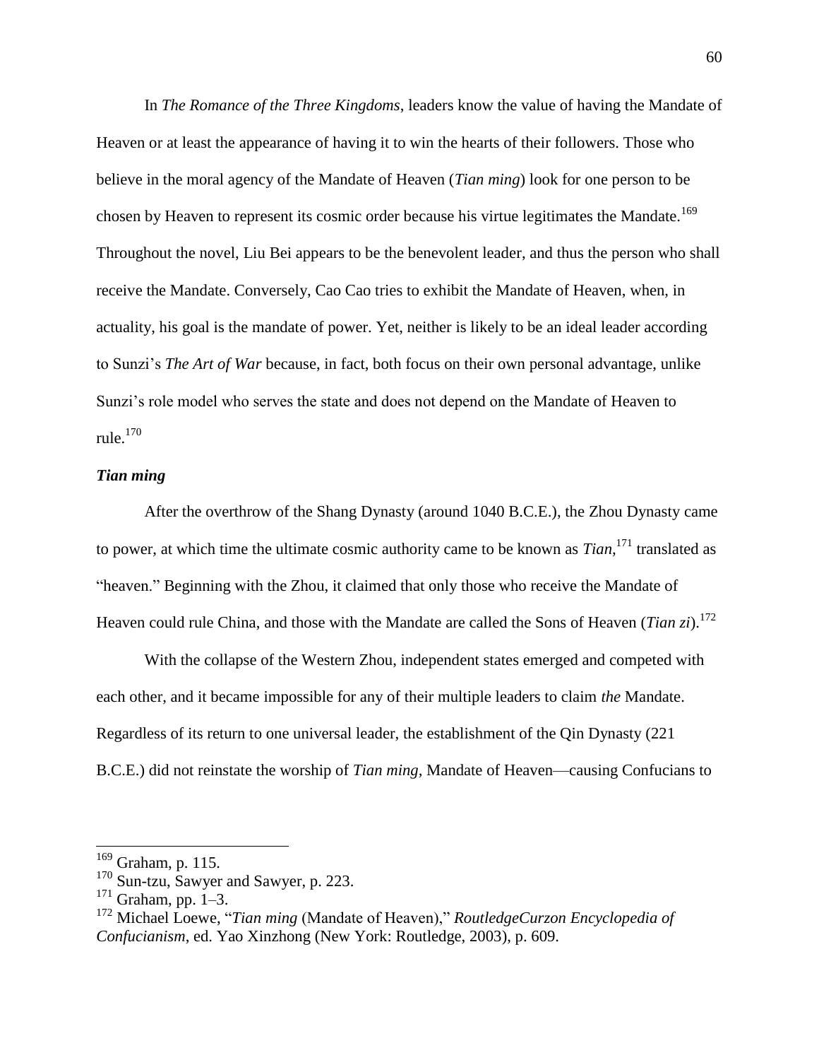In *The Romance of the Three Kingdoms*, leaders know the value of having the Mandate of Heaven or at least the appearance of having it to win the hearts of their followers. Those who believe in the moral agency of the Mandate of Heaven (*Tian ming*) look for one person to be chosen by Heaven to represent its cosmic order because his virtue legitimates the Mandate.[169] Throughout the novel, Liu Bei appears to be the benevolent leader, and thus the person who shall receive the Mandate. Conversely, Cao Cao tries to exhibit the Mandate of Heaven, when, in actuality, his goal is the mandate of power. Yet, neither is likely to be an ideal leader according to Sunzi's *The Art of War* because, in fact, both focus on their own personal advantage, unlike Sunzi's role model who serves the state and does not depend on the Mandate of Heaven to rule.[170]

### *Tian ming*

After the overthrow of the Shang Dynasty (around 1040 B.C.E.), the Zhou Dynasty came to power, at which time the ultimate cosmic authority came to be known as *Tian*,[171] translated as "heaven." Beginning with the Zhou, it claimed that only those who receive the Mandate of Heaven could rule China, and those with the Mandate are called the Sons of Heaven (*Tian zi*).[172]

With the collapse of the Western Zhou, independent states emerged and competed with each other, and it became impossible for any of their multiple leaders to claim *the* Mandate. Regardless of its return to one universal leader, the establishment of the Qin Dynasty (221 B.C.E.) did not reinstate the worship of *Tian ming,* Mandate of Heaven—causing Confucians to

---

[169] Graham, p. 115.

[170] Sun-tzu, Sawyer and Sawyer, p. 223.

[171] Graham, pp. 1–3.

[172] Michael Loewe, "*Tian ming* (Mandate of Heaven)," *RoutledgeCurzon Encyclopedia of Confucianism*, ed. Yao Xinzhong (New York: Routledge, 2003), p. 609.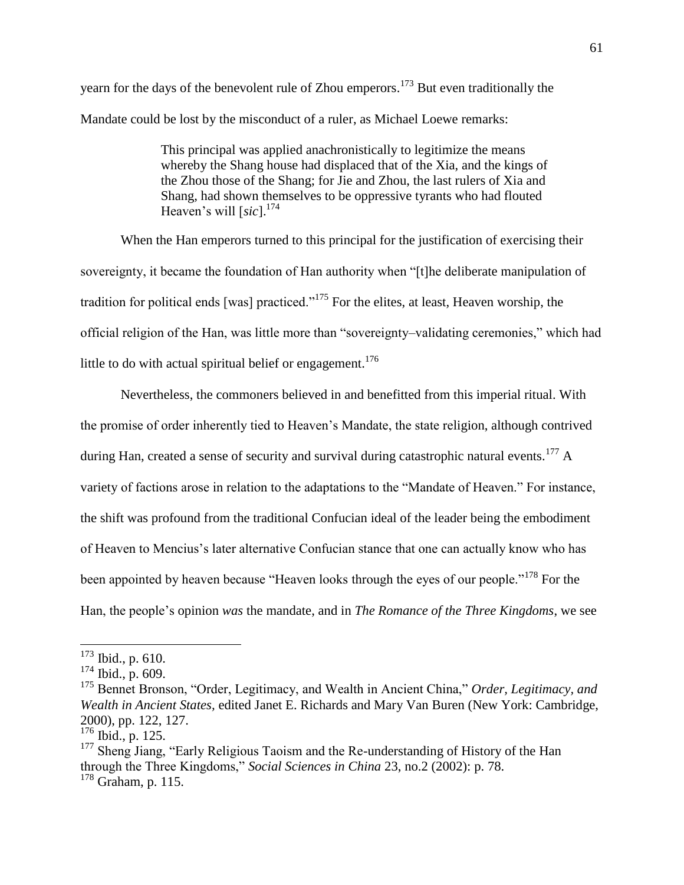yearn for the days of the benevolent rule of Zhou emperors.[173] But even traditionally the Mandate could be lost by the misconduct of a ruler, as Michael Loewe remarks:

> This principal was applied anachronistically to legitimize the means whereby the Shang house had displaced that of the Xia, and the kings of the Zhou those of the Shang; for Jie and Zhou, the last rulers of Xia and Shang, had shown themselves to be oppressive tyrants who had flouted Heaven's will [*sic*].[174]

When the Han emperors turned to this principal for the justification of exercising their sovereignty, it became the foundation of Han authority when "[t]he deliberate manipulation of tradition for political ends [was] practiced."[175] For the elites, at least, Heaven worship, the official religion of the Han, was little more than "sovereignty–validating ceremonies," which had little to do with actual spiritual belief or engagement.[176]

Nevertheless, the commoners believed in and benefitted from this imperial ritual. With the promise of order inherently tied to Heaven's Mandate, the state religion, although contrived during Han, created a sense of security and survival during catastrophic natural events.[177] A variety of factions arose in relation to the adaptations to the "Mandate of Heaven." For instance, the shift was profound from the traditional Confucian ideal of the leader being the embodiment of Heaven to Mencius's later alternative Confucian stance that one can actually know who has been appointed by heaven because "Heaven looks through the eyes of our people."[178] For the Han, the people's opinion *was* the mandate, and in *The Romance of the Three Kingdoms*, we see

---

[173] Ibid., p. 610.

[174] Ibid., p. 609.

[175] Bennet Bronson, "Order, Legitimacy, and Wealth in Ancient China," *Order, Legitimacy, and Wealth in Ancient States,* edited Janet E. Richards and Mary Van Buren (New York: Cambridge, 2000), pp. 122, 127.

[176] Ibid., p. 125.

[177] Sheng Jiang, "Early Religious Taoism and the Re-understanding of History of the Han through the Three Kingdoms," *Social Sciences in China* 23, no.2 (2002): p. 78.

[178] Graham, p. 115.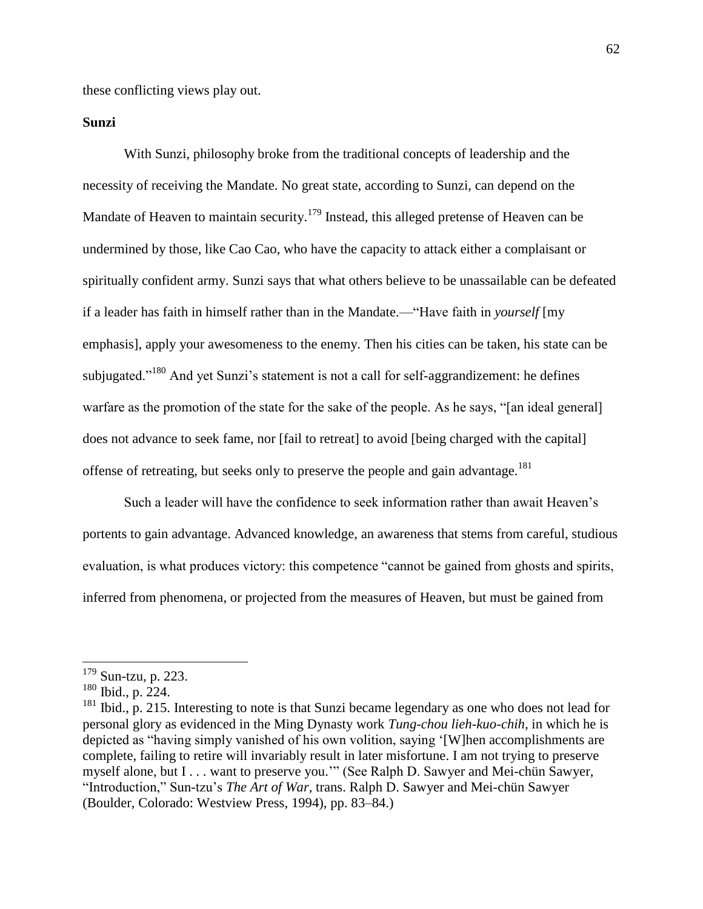these conflicting views play out.

### Sunzi

With Sunzi, philosophy broke from the traditional concepts of leadership and the necessity of receiving the Mandate. No great state, according to Sunzi, can depend on the Mandate of Heaven to maintain security.[179] Instead, this alleged pretense of Heaven can be undermined by those, like Cao Cao, who have the capacity to attack either a complaisant or spiritually confident army. Sunzi says that what others believe to be unassailable can be defeated if a leader has faith in himself rather than in the Mandate.—"Have faith in *yourself* [my emphasis], apply your awesomeness to the enemy. Then his cities can be taken, his state can be subjugated."[180] And yet Sunzi's statement is not a call for self-aggrandizement: he defines warfare as the promotion of the state for the sake of the people. As he says, "[an ideal general] does not advance to seek fame, nor [fail to retreat] to avoid [being charged with the capital] offense of retreating, but seeks only to preserve the people and gain advantage.[181]

Such a leader will have the confidence to seek information rather than await Heaven's portents to gain advantage. Advanced knowledge, an awareness that stems from careful, studious evaluation, is what produces victory: this competence "cannot be gained from ghosts and spirits, inferred from phenomena, or projected from the measures of Heaven, but must be gained from

---

[179] Sun-tzu, p. 223.

[180] Ibid., p. 224.

[181] Ibid., p. 215. Interesting to note is that Sunzi became legendary as one who does not lead for personal glory as evidenced in the Ming Dynasty work *Tung-chou lieh-kuo-chih,* in which he is depicted as "having simply vanished of his own volition, saying '[W]hen accomplishments are complete, failing to retire will invariably result in later misfortune. I am not trying to preserve myself alone, but I . . . want to preserve you.'" (See Ralph D. Sawyer and Mei-chün Sawyer, "Introduction," Sun-tzu's *The Art of War,* trans. Ralph D. Sawyer and Mei-chün Sawyer (Boulder, Colorado: Westview Press, 1994), pp. 83–84.)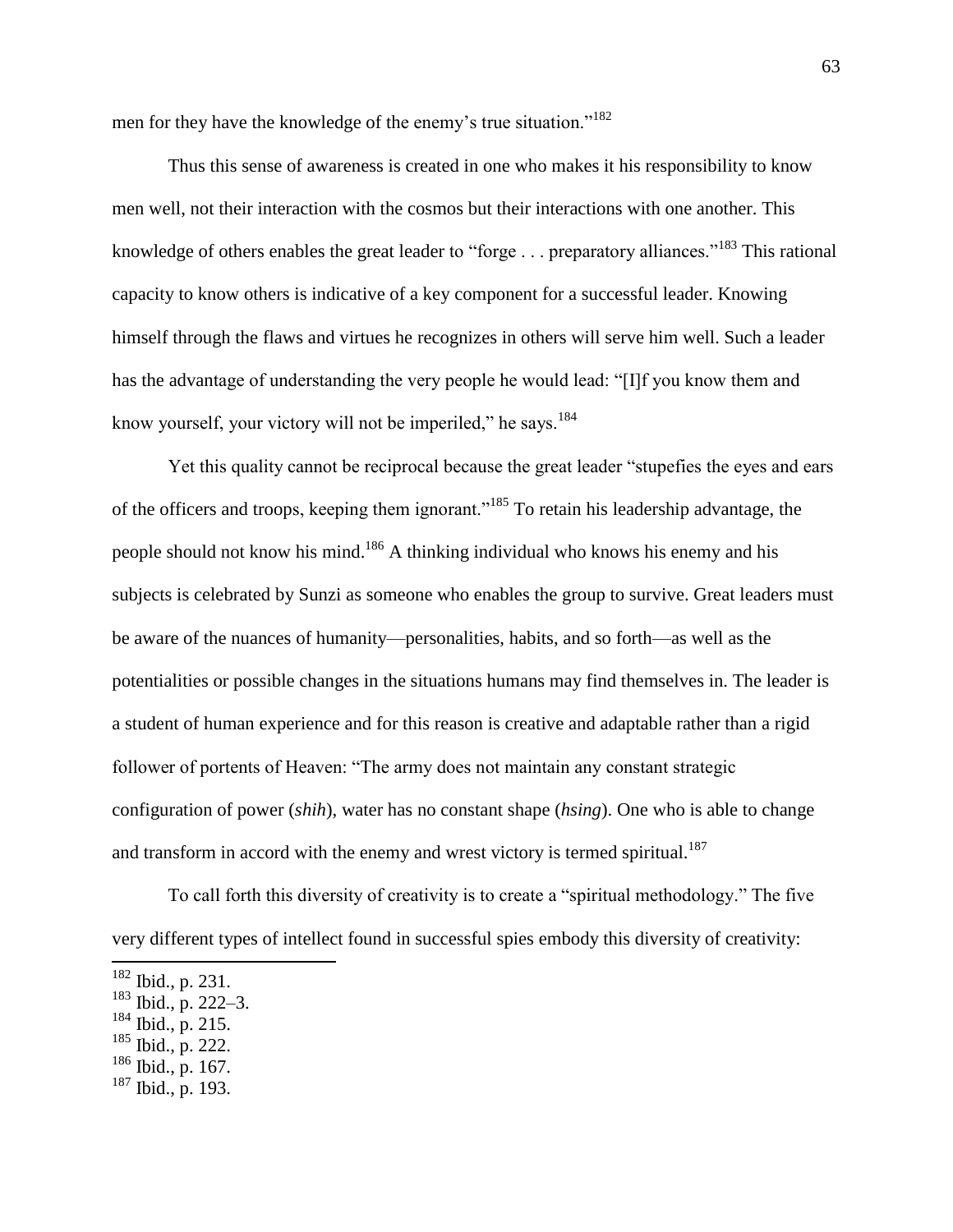men for they have the knowledge of the enemy's true situation."[182]

Thus this sense of awareness is created in one who makes it his responsibility to know men well, not their interaction with the cosmos but their interactions with one another. This knowledge of others enables the great leader to "forge . . . preparatory alliances."[183] This rational capacity to know others is indicative of a key component for a successful leader. Knowing himself through the flaws and virtues he recognizes in others will serve him well. Such a leader has the advantage of understanding the very people he would lead: "[I]f you know them and know yourself, your victory will not be imperiled," he says.[184]

Yet this quality cannot be reciprocal because the great leader "stupefies the eyes and ears of the officers and troops, keeping them ignorant."[185] To retain his leadership advantage, the people should not know his mind.[186] A thinking individual who knows his enemy and his subjects is celebrated by Sunzi as someone who enables the group to survive. Great leaders must be aware of the nuances of humanity—personalities, habits, and so forth—as well as the potentialities or possible changes in the situations humans may find themselves in. The leader is a student of human experience and for this reason is creative and adaptable rather than a rigid follower of portents of Heaven: "The army does not maintain any constant strategic configuration of power (*shih*), water has no constant shape (*hsing*). One who is able to change and transform in accord with the enemy and wrest victory is termed spiritual.[187]

To call forth this diversity of creativity is to create a "spiritual methodology." The five very different types of intellect found in successful spies embody this diversity of creativity:

---

[182] Ibid., p. 231.

[183] Ibid., p. 222–3.

[184] Ibid., p. 215.

[185] Ibid., p. 222.

[186] Ibid., p. 167.

[187] Ibid., p. 193.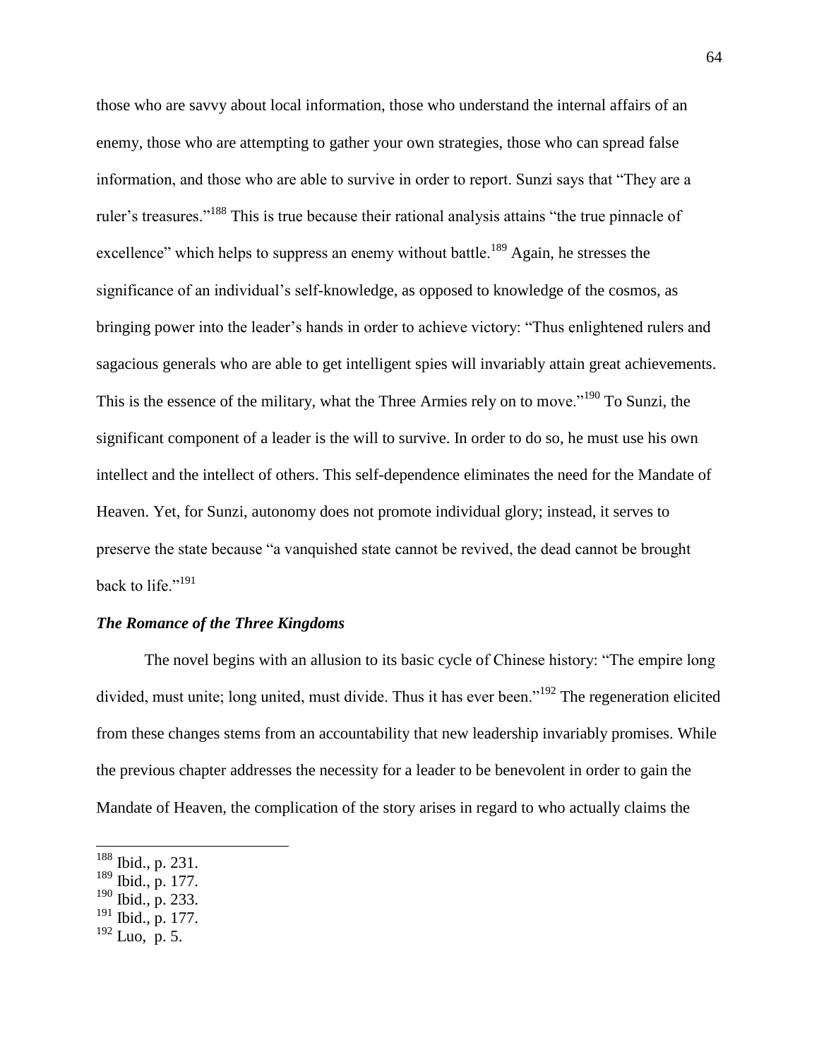those who are savvy about local information, those who understand the internal affairs of an enemy, those who are attempting to gather your own strategies, those who can spread false information, and those who are able to survive in order to report. Sunzi says that "They are a ruler's treasures."[188] This is true because their rational analysis attains "the true pinnacle of excellence" which helps to suppress an enemy without battle.[189] Again, he stresses the significance of an individual's self-knowledge, as opposed to knowledge of the cosmos, as bringing power into the leader's hands in order to achieve victory: "Thus enlightened rulers and sagacious generals who are able to get intelligent spies will invariably attain great achievements. This is the essence of the military, what the Three Armies rely on to move."[190] To Sunzi, the significant component of a leader is the will to survive. In order to do so, he must use his own intellect and the intellect of others. This self-dependence eliminates the need for the Mandate of Heaven. Yet, for Sunzi, autonomy does not promote individual glory; instead, it serves to preserve the state because "a vanquished state cannot be revived, the dead cannot be brought back to life."[191]

***The Romance of the Three Kingdoms***

The novel begins with an allusion to its basic cycle of Chinese history: "The empire long divided, must unite; long united, must divide. Thus it has ever been."[192] The regeneration elicited from these changes stems from an accountability that new leadership invariably promises. While the previous chapter addresses the necessity for a leader to be benevolent in order to gain the Mandate of Heaven, the complication of the story arises in regard to who actually claims the

---

[188] Ibid., p. 231.
[189] Ibid., p. 177.
[190] Ibid., p. 233.
[191] Ibid., p. 177.
[192] Luo, p. 5.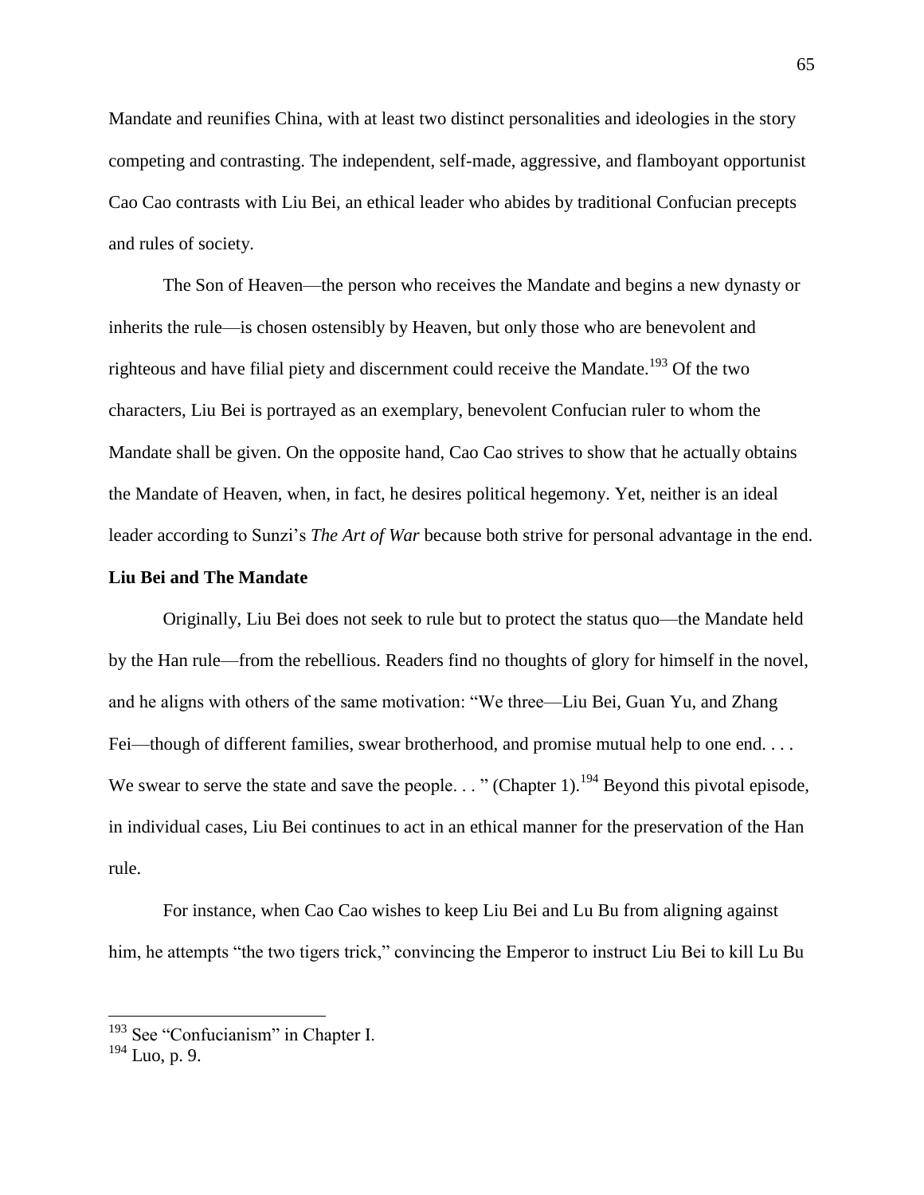Mandate and reunifies China, with at least two distinct personalities and ideologies in the story competing and contrasting. The independent, self-made, aggressive, and flamboyant opportunist Cao Cao contrasts with Liu Bei, an ethical leader who abides by traditional Confucian precepts and rules of society.

The Son of Heaven—the person who receives the Mandate and begins a new dynasty or inherits the rule—is chosen ostensibly by Heaven, but only those who are benevolent and righteous and have filial piety and discernment could receive the Mandate.[193] Of the two characters, Liu Bei is portrayed as an exemplary, benevolent Confucian ruler to whom the Mandate shall be given. On the opposite hand, Cao Cao strives to show that he actually obtains the Mandate of Heaven, when, in fact, he desires political hegemony. Yet, neither is an ideal leader according to Sunzi's *The Art of War* because both strive for personal advantage in the end.

**Liu Bei and The Mandate**

Originally, Liu Bei does not seek to rule but to protect the status quo—the Mandate held by the Han rule—from the rebellious. Readers find no thoughts of glory for himself in the novel, and he aligns with others of the same motivation: "We three—Liu Bei, Guan Yu, and Zhang Fei—though of different families, swear brotherhood, and promise mutual help to one end. . . . We swear to serve the state and save the people. . . " (Chapter 1).[194] Beyond this pivotal episode, in individual cases, Liu Bei continues to act in an ethical manner for the preservation of the Han rule.

For instance, when Cao Cao wishes to keep Liu Bei and Lu Bu from aligning against him, he attempts "the two tigers trick," convincing the Emperor to instruct Liu Bei to kill Lu Bu

---

[193] See "Confucianism" in Chapter I.

[194] Luo, p. 9.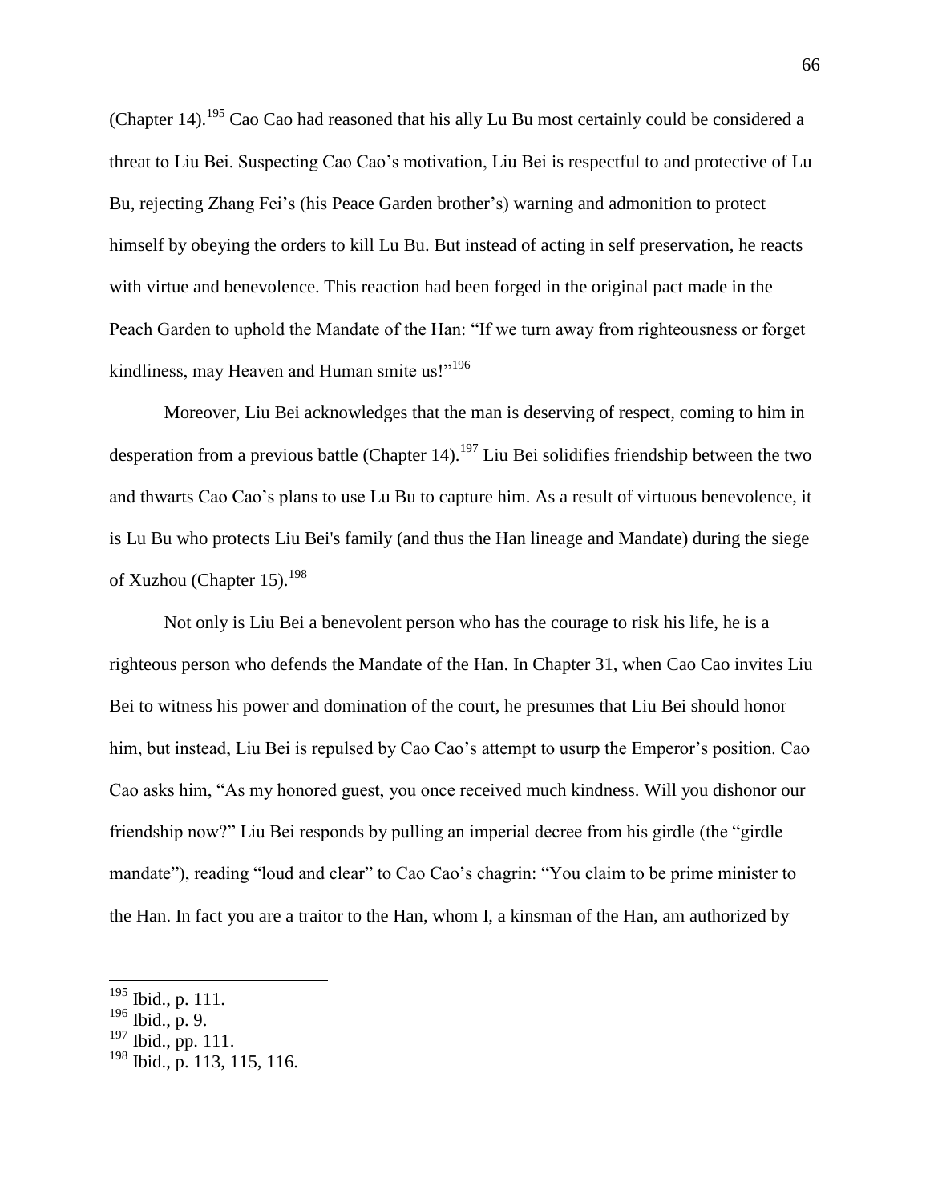(Chapter 14).[195] Cao Cao had reasoned that his ally Lu Bu most certainly could be considered a threat to Liu Bei. Suspecting Cao Cao's motivation, Liu Bei is respectful to and protective of Lu Bu, rejecting Zhang Fei's (his Peace Garden brother's) warning and admonition to protect himself by obeying the orders to kill Lu Bu. But instead of acting in self preservation, he reacts with virtue and benevolence. This reaction had been forged in the original pact made in the Peach Garden to uphold the Mandate of the Han: "If we turn away from righteousness or forget kindliness, may Heaven and Human smite us!"[196]

Moreover, Liu Bei acknowledges that the man is deserving of respect, coming to him in desperation from a previous battle (Chapter 14).[197] Liu Bei solidifies friendship between the two and thwarts Cao Cao's plans to use Lu Bu to capture him. As a result of virtuous benevolence, it is Lu Bu who protects Liu Bei's family (and thus the Han lineage and Mandate) during the siege of Xuzhou (Chapter 15).[198]

Not only is Liu Bei a benevolent person who has the courage to risk his life, he is a righteous person who defends the Mandate of the Han. In Chapter 31, when Cao Cao invites Liu Bei to witness his power and domination of the court, he presumes that Liu Bei should honor him, but instead, Liu Bei is repulsed by Cao Cao's attempt to usurp the Emperor's position. Cao Cao asks him, "As my honored guest, you once received much kindness. Will you dishonor our friendship now?" Liu Bei responds by pulling an imperial decree from his girdle (the "girdle mandate"), reading "loud and clear" to Cao Cao's chagrin: "You claim to be prime minister to the Han. In fact you are a traitor to the Han, whom I, a kinsman of the Han, am authorized by

[195] Ibid., p. 111.
[196] Ibid., p. 9.
[197] Ibid., pp. 111.
[198] Ibid., p. 113, 115, 116.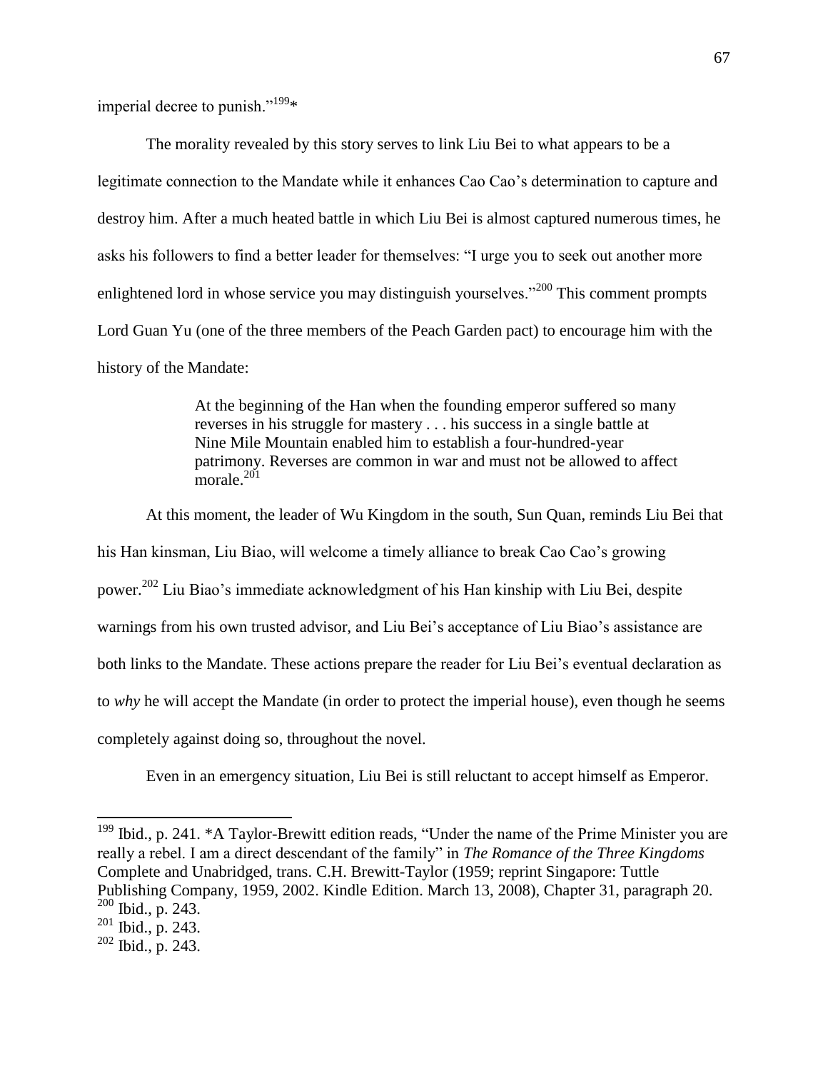imperial decree to punish."[199]*

The morality revealed by this story serves to link Liu Bei to what appears to be a legitimate connection to the Mandate while it enhances Cao Cao's determination to capture and destroy him. After a much heated battle in which Liu Bei is almost captured numerous times, he asks his followers to find a better leader for themselves: "I urge you to seek out another more enlightened lord in whose service you may distinguish yourselves."[200] This comment prompts Lord Guan Yu (one of the three members of the Peach Garden pact) to encourage him with the history of the Mandate:

> At the beginning of the Han when the founding emperor suffered so many reverses in his struggle for mastery . . . his success in a single battle at Nine Mile Mountain enabled him to establish a four-hundred-year patrimony. Reverses are common in war and must not be allowed to affect morale.[201]

At this moment, the leader of Wu Kingdom in the south, Sun Quan, reminds Liu Bei that his Han kinsman, Liu Biao, will welcome a timely alliance to break Cao Cao's growing power.[202] Liu Biao's immediate acknowledgment of his Han kinship with Liu Bei, despite warnings from his own trusted advisor, and Liu Bei's acceptance of Liu Biao's assistance are both links to the Mandate. These actions prepare the reader for Liu Bei's eventual declaration as to *why* he will accept the Mandate (in order to protect the imperial house), even though he seems completely against doing so, throughout the novel.

Even in an emergency situation, Liu Bei is still reluctant to accept himself as Emperor.

---

[199] Ibid., p. 241. *A Taylor-Brewitt edition reads, "Under the name of the Prime Minister you are really a rebel. I am a direct descendant of the family" in *The Romance of the Three Kingdoms* Complete and Unabridged, trans. C.H. Brewitt-Taylor (1959; reprint Singapore: Tuttle Publishing Company, 1959, 2002. Kindle Edition. March 13, 2008), Chapter 31, paragraph 20.

[200] Ibid., p. 243.

[201] Ibid., p. 243.

[202] Ibid., p. 243.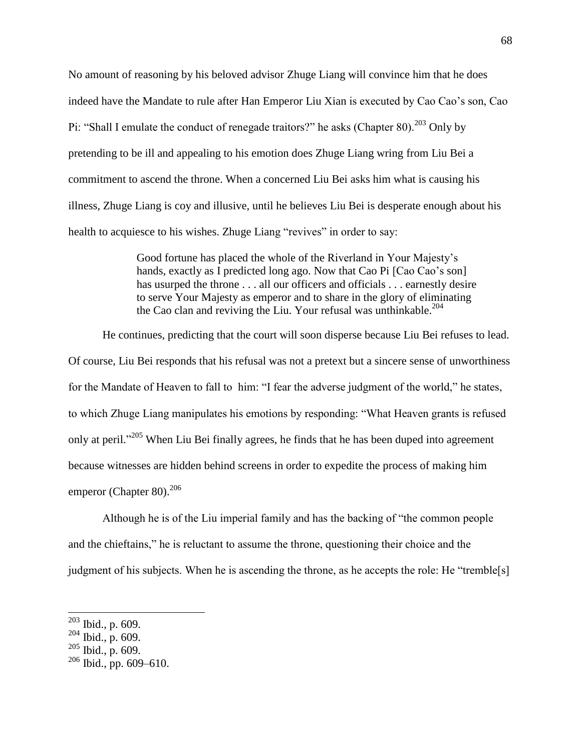No amount of reasoning by his beloved advisor Zhuge Liang will convince him that he does indeed have the Mandate to rule after Han Emperor Liu Xian is executed by Cao Cao's son, Cao Pi: "Shall I emulate the conduct of renegade traitors?" he asks (Chapter 80).[203] Only by pretending to be ill and appealing to his emotion does Zhuge Liang wring from Liu Bei a commitment to ascend the throne. When a concerned Liu Bei asks him what is causing his illness, Zhuge Liang is coy and illusive, until he believes Liu Bei is desperate enough about his health to acquiesce to his wishes. Zhuge Liang "revives" in order to say:

> Good fortune has placed the whole of the Riverland in Your Majesty's hands, exactly as I predicted long ago. Now that Cao Pi [Cao Cao's son] has usurped the throne . . . all our officers and officials . . . earnestly desire to serve Your Majesty as emperor and to share in the glory of eliminating the Cao clan and reviving the Liu. Your refusal was unthinkable.[204]

He continues, predicting that the court will soon disperse because Liu Bei refuses to lead. Of course, Liu Bei responds that his refusal was not a pretext but a sincere sense of unworthiness for the Mandate of Heaven to fall to him: "I fear the adverse judgment of the world," he states, to which Zhuge Liang manipulates his emotions by responding: "What Heaven grants is refused only at peril."[205] When Liu Bei finally agrees, he finds that he has been duped into agreement because witnesses are hidden behind screens in order to expedite the process of making him emperor (Chapter 80).[206]

Although he is of the Liu imperial family and has the backing of "the common people and the chieftains," he is reluctant to assume the throne, questioning their choice and the judgment of his subjects. When he is ascending the throne, as he accepts the role: He "tremble[s]

---

[203] Ibid., p. 609.
[204] Ibid., p. 609.
[205] Ibid., p. 609.
[206] Ibid., pp. 609–610.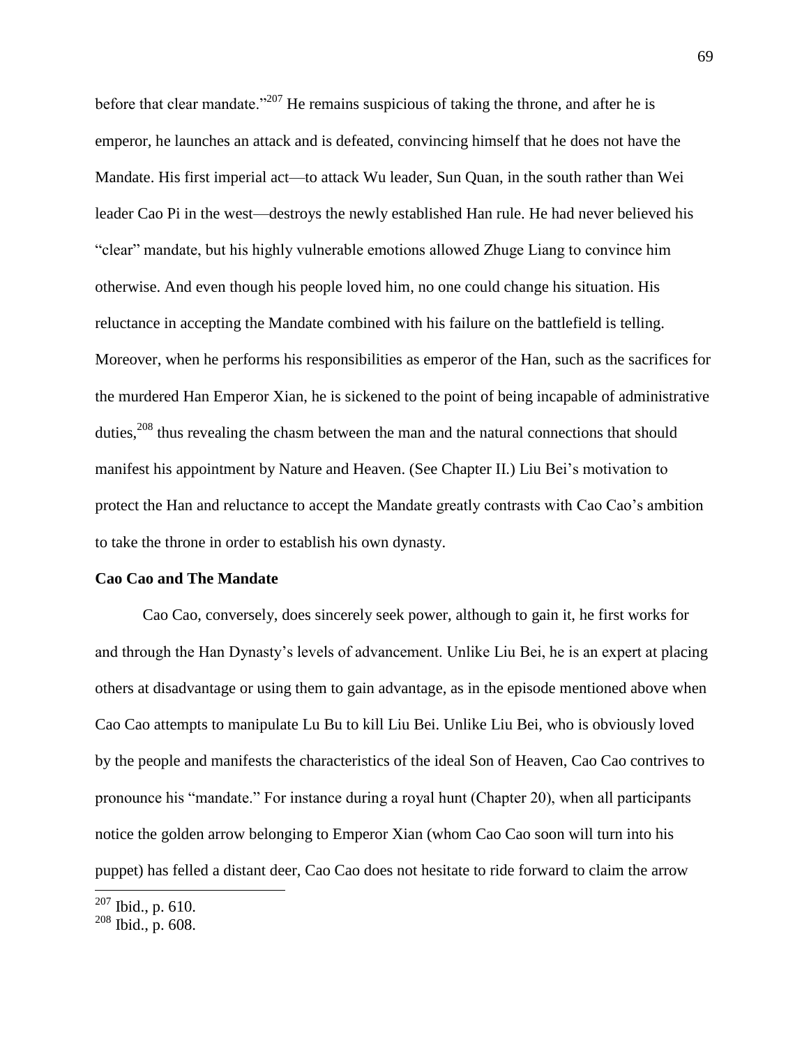before that clear mandate."[207] He remains suspicious of taking the throne, and after he is emperor, he launches an attack and is defeated, convincing himself that he does not have the Mandate. His first imperial act—to attack Wu leader, Sun Quan, in the south rather than Wei leader Cao Pi in the west—destroys the newly established Han rule. He had never believed his "clear" mandate, but his highly vulnerable emotions allowed Zhuge Liang to convince him otherwise. And even though his people loved him, no one could change his situation. His reluctance in accepting the Mandate combined with his failure on the battlefield is telling. Moreover, when he performs his responsibilities as emperor of the Han, such as the sacrifices for the murdered Han Emperor Xian, he is sickened to the point of being incapable of administrative duties,[208] thus revealing the chasm between the man and the natural connections that should manifest his appointment by Nature and Heaven. (See Chapter II.) Liu Bei's motivation to protect the Han and reluctance to accept the Mandate greatly contrasts with Cao Cao's ambition to take the throne in order to establish his own dynasty.

**Cao Cao and The Mandate**

Cao Cao, conversely, does sincerely seek power, although to gain it, he first works for and through the Han Dynasty's levels of advancement. Unlike Liu Bei, he is an expert at placing others at disadvantage or using them to gain advantage, as in the episode mentioned above when Cao Cao attempts to manipulate Lu Bu to kill Liu Bei. Unlike Liu Bei, who is obviously loved by the people and manifests the characteristics of the ideal Son of Heaven, Cao Cao contrives to pronounce his "mandate." For instance during a royal hunt (Chapter 20), when all participants notice the golden arrow belonging to Emperor Xian (whom Cao Cao soon will turn into his puppet) has felled a distant deer, Cao Cao does not hesitate to ride forward to claim the arrow

[207] Ibid., p. 610.

[208] Ibid., p. 608.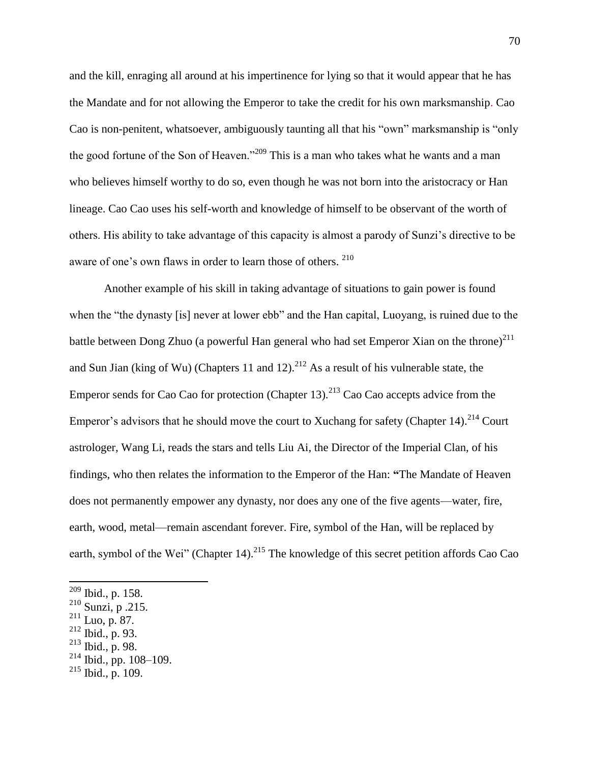and the kill, enraging all around at his impertinence for lying so that it would appear that he has the Mandate and for not allowing the Emperor to take the credit for his own marksmanship. Cao Cao is non-penitent, whatsoever, ambiguously taunting all that his "own" marksmanship is "only the good fortune of the Son of Heaven."[209] This is a man who takes what he wants and a man who believes himself worthy to do so, even though he was not born into the aristocracy or Han lineage. Cao Cao uses his self-worth and knowledge of himself to be observant of the worth of others. His ability to take advantage of this capacity is almost a parody of Sunzi's directive to be aware of one's own flaws in order to learn those of others. [210]

Another example of his skill in taking advantage of situations to gain power is found when the "the dynasty [is] never at lower ebb" and the Han capital, Luoyang, is ruined due to the battle between Dong Zhuo (a powerful Han general who had set Emperor Xian on the throne)[211] and Sun Jian (king of Wu) (Chapters 11 and 12).[212] As a result of his vulnerable state, the Emperor sends for Cao Cao for protection (Chapter 13).[213] Cao Cao accepts advice from the Emperor's advisors that he should move the court to Xuchang for safety (Chapter 14).[214] Court astrologer, Wang Li, reads the stars and tells Liu Ai, the Director of the Imperial Clan, of his findings, who then relates the information to the Emperor of the Han: **"**The Mandate of Heaven does not permanently empower any dynasty, nor does any one of the five agents—water, fire, earth, wood, metal—remain ascendant forever. Fire, symbol of the Han, will be replaced by earth, symbol of the Wei" (Chapter 14).[215] The knowledge of this secret petition affords Cao Cao

---

[209] Ibid., p. 158.
[210] Sunzi, p .215.
[211] Luo, p. 87.
[212] Ibid., p. 93.
[213] Ibid., p. 98.
[214] Ibid., pp. 108–109.
[215] Ibid., p. 109.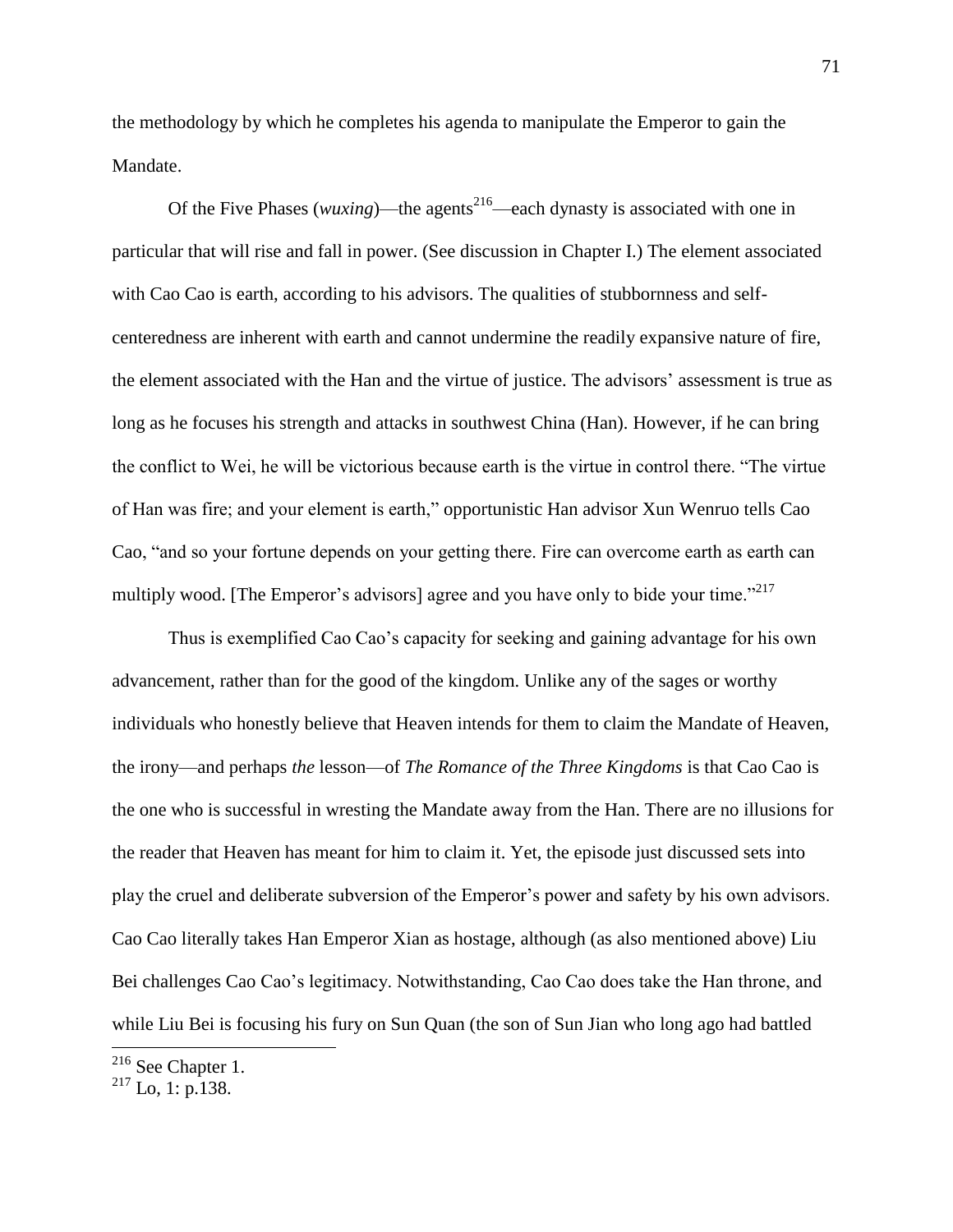the methodology by which he completes his agenda to manipulate the Emperor to gain the Mandate.

Of the Five Phases (*wuxing*)—the agents[216]—each dynasty is associated with one in particular that will rise and fall in power. (See discussion in Chapter I.) The element associated with Cao Cao is earth, according to his advisors. The qualities of stubbornness and self-centeredness are inherent with earth and cannot undermine the readily expansive nature of fire, the element associated with the Han and the virtue of justice. The advisors' assessment is true as long as he focuses his strength and attacks in southwest China (Han). However, if he can bring the conflict to Wei, he will be victorious because earth is the virtue in control there. "The virtue of Han was fire; and your element is earth," opportunistic Han advisor Xun Wenruo tells Cao Cao, "and so your fortune depends on your getting there. Fire can overcome earth as earth can multiply wood. [The Emperor's advisors] agree and you have only to bide your time."[217]

Thus is exemplified Cao Cao's capacity for seeking and gaining advantage for his own advancement, rather than for the good of the kingdom. Unlike any of the sages or worthy individuals who honestly believe that Heaven intends for them to claim the Mandate of Heaven, the irony—and perhaps *the* lesson—of *The Romance of the Three Kingdoms* is that Cao Cao is the one who is successful in wresting the Mandate away from the Han. There are no illusions for the reader that Heaven has meant for him to claim it. Yet, the episode just discussed sets into play the cruel and deliberate subversion of the Emperor's power and safety by his own advisors. Cao Cao literally takes Han Emperor Xian as hostage, although (as also mentioned above) Liu Bei challenges Cao Cao's legitimacy. Notwithstanding, Cao Cao does take the Han throne, and while Liu Bei is focusing his fury on Sun Quan (the son of Sun Jian who long ago had battled

---

[216] See Chapter 1.

[217] Lo, 1: p.138.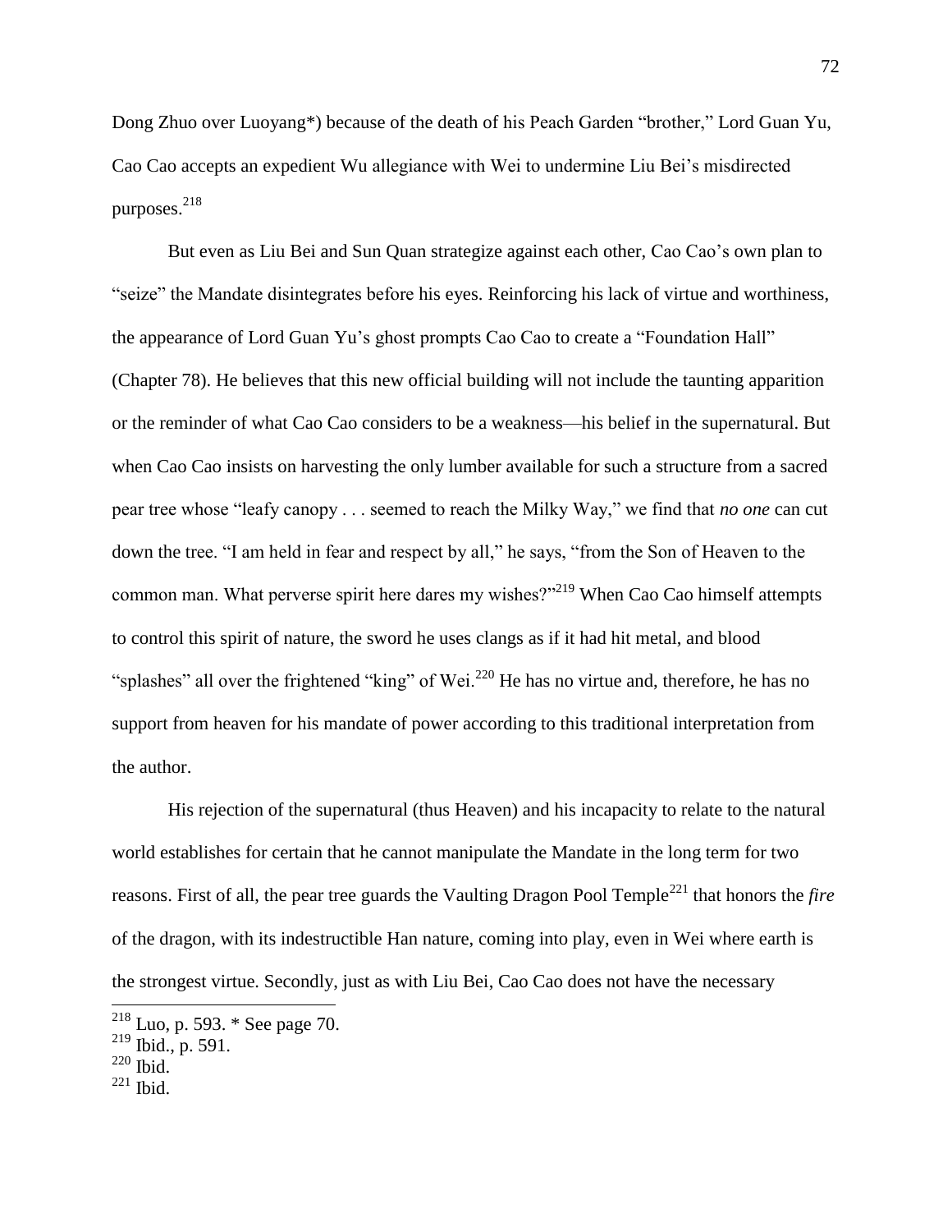Dong Zhuo over Luoyang*) because of the death of his Peach Garden "brother," Lord Guan Yu, Cao Cao accepts an expedient Wu allegiance with Wei to undermine Liu Bei's misdirected purposes.[218]

But even as Liu Bei and Sun Quan strategize against each other, Cao Cao's own plan to "seize" the Mandate disintegrates before his eyes. Reinforcing his lack of virtue and worthiness, the appearance of Lord Guan Yu's ghost prompts Cao Cao to create a "Foundation Hall" (Chapter 78). He believes that this new official building will not include the taunting apparition or the reminder of what Cao Cao considers to be a weakness—his belief in the supernatural. But when Cao Cao insists on harvesting the only lumber available for such a structure from a sacred pear tree whose "leafy canopy . . . seemed to reach the Milky Way," we find that *no one* can cut down the tree. "I am held in fear and respect by all," he says, "from the Son of Heaven to the common man. What perverse spirit here dares my wishes?"[219] When Cao Cao himself attempts to control this spirit of nature, the sword he uses clangs as if it had hit metal, and blood "splashes" all over the frightened "king" of Wei.[220] He has no virtue and, therefore, he has no support from heaven for his mandate of power according to this traditional interpretation from the author.

His rejection of the supernatural (thus Heaven) and his incapacity to relate to the natural world establishes for certain that he cannot manipulate the Mandate in the long term for two reasons. First of all, the pear tree guards the Vaulting Dragon Pool Temple[221] that honors the *fire* of the dragon, with its indestructible Han nature, coming into play, even in Wei where earth is the strongest virtue. Secondly, just as with Liu Bei, Cao Cao does not have the necessary

---

[218] Luo, p. 593. * See page 70.

[219] Ibid., p. 591.

[220] Ibid.

[221] Ibid.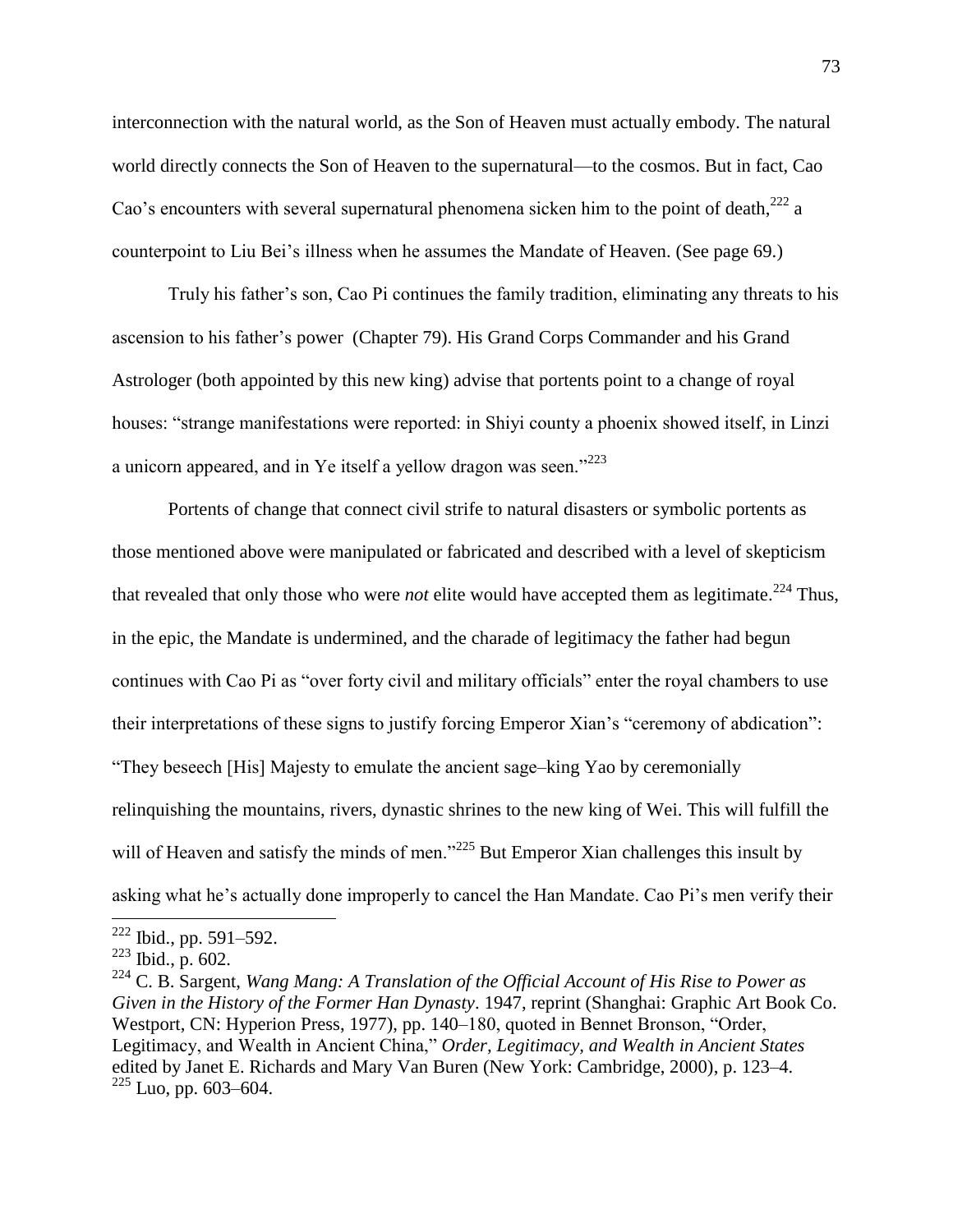interconnection with the natural world, as the Son of Heaven must actually embody. The natural world directly connects the Son of Heaven to the supernatural—to the cosmos. But in fact, Cao Cao's encounters with several supernatural phenomena sicken him to the point of death,[222] a counterpoint to Liu Bei's illness when he assumes the Mandate of Heaven. (See page 69.)

Truly his father's son, Cao Pi continues the family tradition, eliminating any threats to his ascension to his father's power (Chapter 79). His Grand Corps Commander and his Grand Astrologer (both appointed by this new king) advise that portents point to a change of royal houses: "strange manifestations were reported: in Shiyi county a phoenix showed itself, in Linzi a unicorn appeared, and in Ye itself a yellow dragon was seen."[223]

Portents of change that connect civil strife to natural disasters or symbolic portents as those mentioned above were manipulated or fabricated and described with a level of skepticism that revealed that only those who were *not* elite would have accepted them as legitimate.[224] Thus, in the epic, the Mandate is undermined, and the charade of legitimacy the father had begun continues with Cao Pi as "over forty civil and military officials" enter the royal chambers to use their interpretations of these signs to justify forcing Emperor Xian's "ceremony of abdication": "They beseech [His] Majesty to emulate the ancient sage–king Yao by ceremonially relinquishing the mountains, rivers, dynastic shrines to the new king of Wei. This will fulfill the will of Heaven and satisfy the minds of men."[225] But Emperor Xian challenges this insult by asking what he's actually done improperly to cancel the Han Mandate. Cao Pi's men verify their

---

[222] Ibid., pp. 591–592.

[223] Ibid., p. 602.

[224] C. B. Sargent, *Wang Mang: A Translation of the Official Account of His Rise to Power as Given in the History of the Former Han Dynasty*. 1947, reprint (Shanghai: Graphic Art Book Co. Westport, CN: Hyperion Press, 1977), pp. 140–180, quoted in Bennet Bronson, "Order, Legitimacy, and Wealth in Ancient China," *Order, Legitimacy, and Wealth in Ancient States* edited by Janet E. Richards and Mary Van Buren (New York: Cambridge, 2000), p. 123–4.

[225] Luo, pp. 603–604.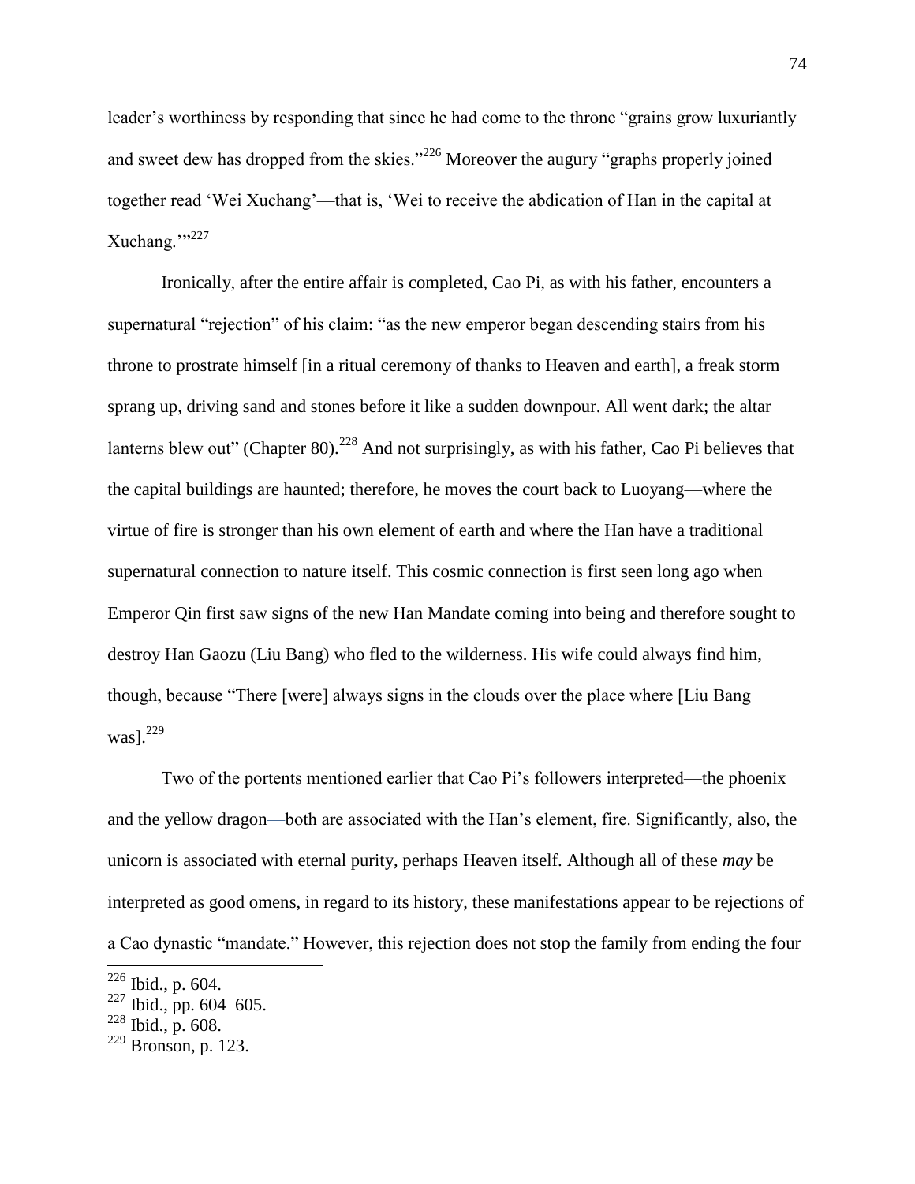leader's worthiness by responding that since he had come to the throne "grains grow luxuriantly and sweet dew has dropped from the skies."[226] Moreover the augury "graphs properly joined together read 'Wei Xuchang'—that is, 'Wei to receive the abdication of Han in the capital at Xuchang.'"[227]

Ironically, after the entire affair is completed, Cao Pi, as with his father, encounters a supernatural "rejection" of his claim: "as the new emperor began descending stairs from his throne to prostrate himself [in a ritual ceremony of thanks to Heaven and earth], a freak storm sprang up, driving sand and stones before it like a sudden downpour. All went dark; the altar lanterns blew out" (Chapter 80).[228] And not surprisingly, as with his father, Cao Pi believes that the capital buildings are haunted; therefore, he moves the court back to Luoyang—where the virtue of fire is stronger than his own element of earth and where the Han have a traditional supernatural connection to nature itself. This cosmic connection is first seen long ago when Emperor Qin first saw signs of the new Han Mandate coming into being and therefore sought to destroy Han Gaozu (Liu Bang) who fled to the wilderness. His wife could always find him, though, because "There [were] always signs in the clouds over the place where [Liu Bang was].[229]

Two of the portents mentioned earlier that Cao Pi's followers interpreted—the phoenix and the yellow dragon—both are associated with the Han's element, fire. Significantly, also, the unicorn is associated with eternal purity, perhaps Heaven itself. Although all of these *may* be interpreted as good omens, in regard to its history, these manifestations appear to be rejections of a Cao dynastic "mandate." However, this rejection does not stop the family from ending the four

---

[226] Ibid., p. 604.

[227] Ibid., pp. 604–605.

[228] Ibid., p. 608.

[229] Bronson, p. 123.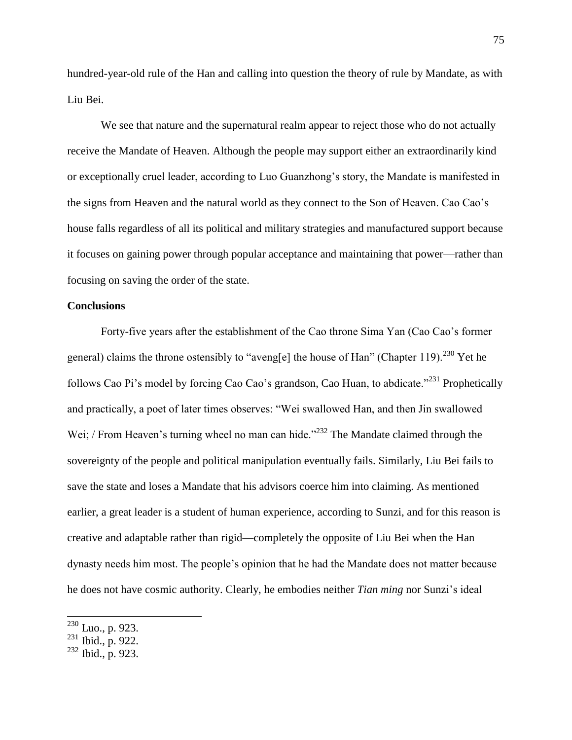hundred-year-old rule of the Han and calling into question the theory of rule by Mandate, as with Liu Bei.

We see that nature and the supernatural realm appear to reject those who do not actually receive the Mandate of Heaven. Although the people may support either an extraordinarily kind or exceptionally cruel leader, according to Luo Guanzhong's story, the Mandate is manifested in the signs from Heaven and the natural world as they connect to the Son of Heaven. Cao Cao's house falls regardless of all its political and military strategies and manufactured support because it focuses on gaining power through popular acceptance and maintaining that power—rather than focusing on saving the order of the state.

**Conclusions**

Forty-five years after the establishment of the Cao throne Sima Yan (Cao Cao's former general) claims the throne ostensibly to "aveng[e] the house of Han" (Chapter 119).[230] Yet he follows Cao Pi's model by forcing Cao Cao's grandson, Cao Huan, to abdicate."[231] Prophetically and practically, a poet of later times observes: "Wei swallowed Han, and then Jin swallowed Wei; / From Heaven's turning wheel no man can hide."[232] The Mandate claimed through the sovereignty of the people and political manipulation eventually fails. Similarly, Liu Bei fails to save the state and loses a Mandate that his advisors coerce him into claiming. As mentioned earlier, a great leader is a student of human experience, according to Sunzi, and for this reason is creative and adaptable rather than rigid—completely the opposite of Liu Bei when the Han dynasty needs him most. The people's opinion that he had the Mandate does not matter because he does not have cosmic authority. Clearly, he embodies neither *Tian ming* nor Sunzi's ideal

---

[230] Luo., p. 923.
[231] Ibid., p. 922.
[232] Ibid., p. 923.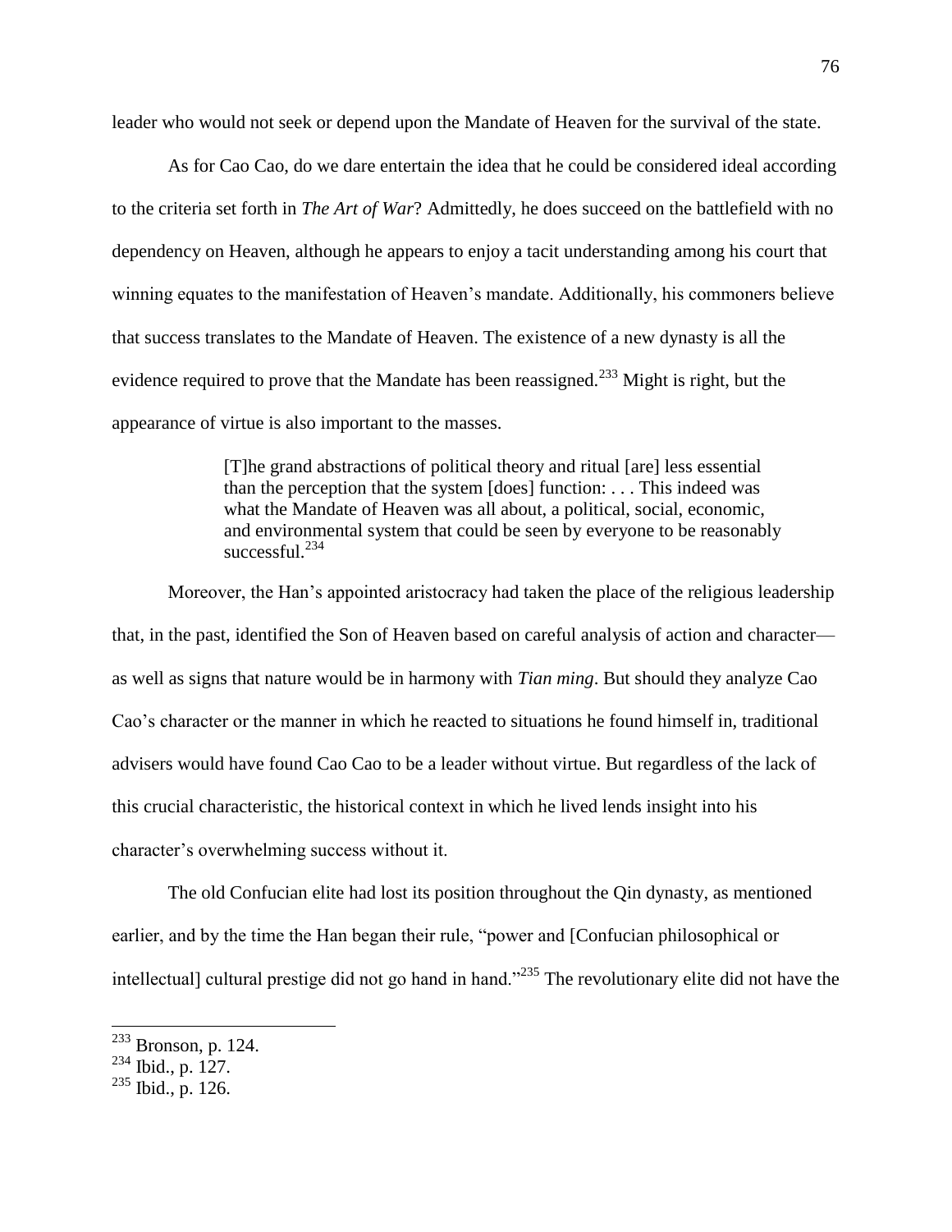leader who would not seek or depend upon the Mandate of Heaven for the survival of the state.

As for Cao Cao, do we dare entertain the idea that he could be considered ideal according to the criteria set forth in *The Art of War*? Admittedly, he does succeed on the battlefield with no dependency on Heaven, although he appears to enjoy a tacit understanding among his court that winning equates to the manifestation of Heaven's mandate. Additionally, his commoners believe that success translates to the Mandate of Heaven. The existence of a new dynasty is all the evidence required to prove that the Mandate has been reassigned.[233] Might is right, but the appearance of virtue is also important to the masses.

> [T]he grand abstractions of political theory and ritual [are] less essential than the perception that the system [does] function: . . . This indeed was what the Mandate of Heaven was all about, a political, social, economic, and environmental system that could be seen by everyone to be reasonably successful.[234]

Moreover, the Han's appointed aristocracy had taken the place of the religious leadership that, in the past, identified the Son of Heaven based on careful analysis of action and character—as well as signs that nature would be in harmony with *Tian ming*. But should they analyze Cao Cao's character or the manner in which he reacted to situations he found himself in, traditional advisers would have found Cao Cao to be a leader without virtue. But regardless of the lack of this crucial characteristic, the historical context in which he lived lends insight into his character's overwhelming success without it.

The old Confucian elite had lost its position throughout the Qin dynasty, as mentioned earlier, and by the time the Han began their rule, "power and [Confucian philosophical or intellectual] cultural prestige did not go hand in hand."[235] The revolutionary elite did not have the

---

[233] Bronson, p. 124.

[234] Ibid., p. 127.

[235] Ibid., p. 126.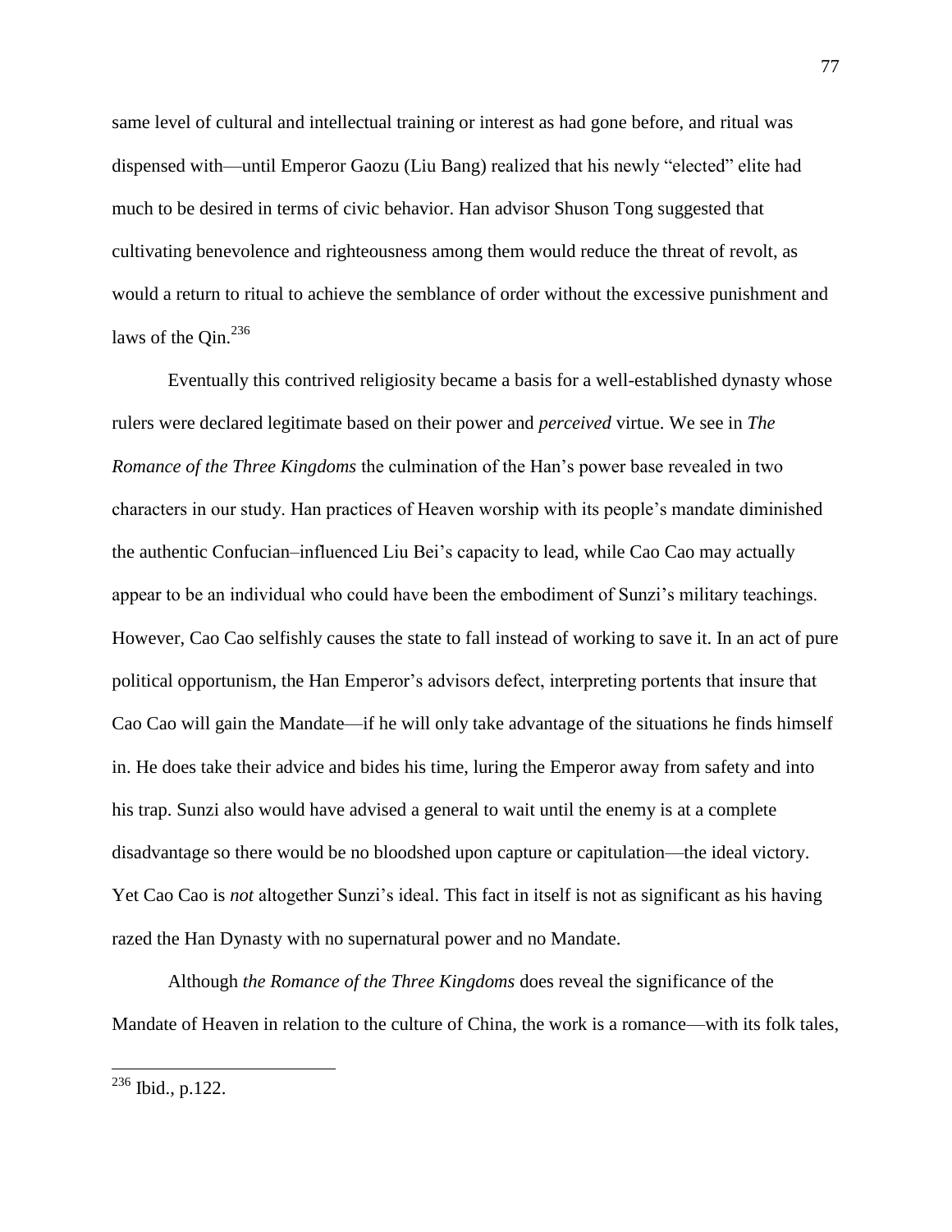same level of cultural and intellectual training or interest as had gone before, and ritual was dispensed with—until Emperor Gaozu (Liu Bang) realized that his newly "elected" elite had much to be desired in terms of civic behavior. Han advisor Shuson Tong suggested that cultivating benevolence and righteousness among them would reduce the threat of revolt, as would a return to ritual to achieve the semblance of order without the excessive punishment and laws of the Qin.[236]

Eventually this contrived religiosity became a basis for a well-established dynasty whose rulers were declared legitimate based on their power and *perceived* virtue. We see in *The Romance of the Three Kingdoms* the culmination of the Han's power base revealed in two characters in our study. Han practices of Heaven worship with its people's mandate diminished the authentic Confucian–influenced Liu Bei's capacity to lead, while Cao Cao may actually appear to be an individual who could have been the embodiment of Sunzi's military teachings. However, Cao Cao selfishly causes the state to fall instead of working to save it. In an act of pure political opportunism, the Han Emperor's advisors defect, interpreting portents that insure that Cao Cao will gain the Mandate—if he will only take advantage of the situations he finds himself in. He does take their advice and bides his time, luring the Emperor away from safety and into his trap. Sunzi also would have advised a general to wait until the enemy is at a complete disadvantage so there would be no bloodshed upon capture or capitulation—the ideal victory. Yet Cao Cao is *not* altogether Sunzi's ideal. This fact in itself is not as significant as his having razed the Han Dynasty with no supernatural power and no Mandate.

Although *the Romance of the Three Kingdoms* does reveal the significance of the Mandate of Heaven in relation to the culture of China, the work is a romance—with its folk tales,

---

[236] Ibid., p.122.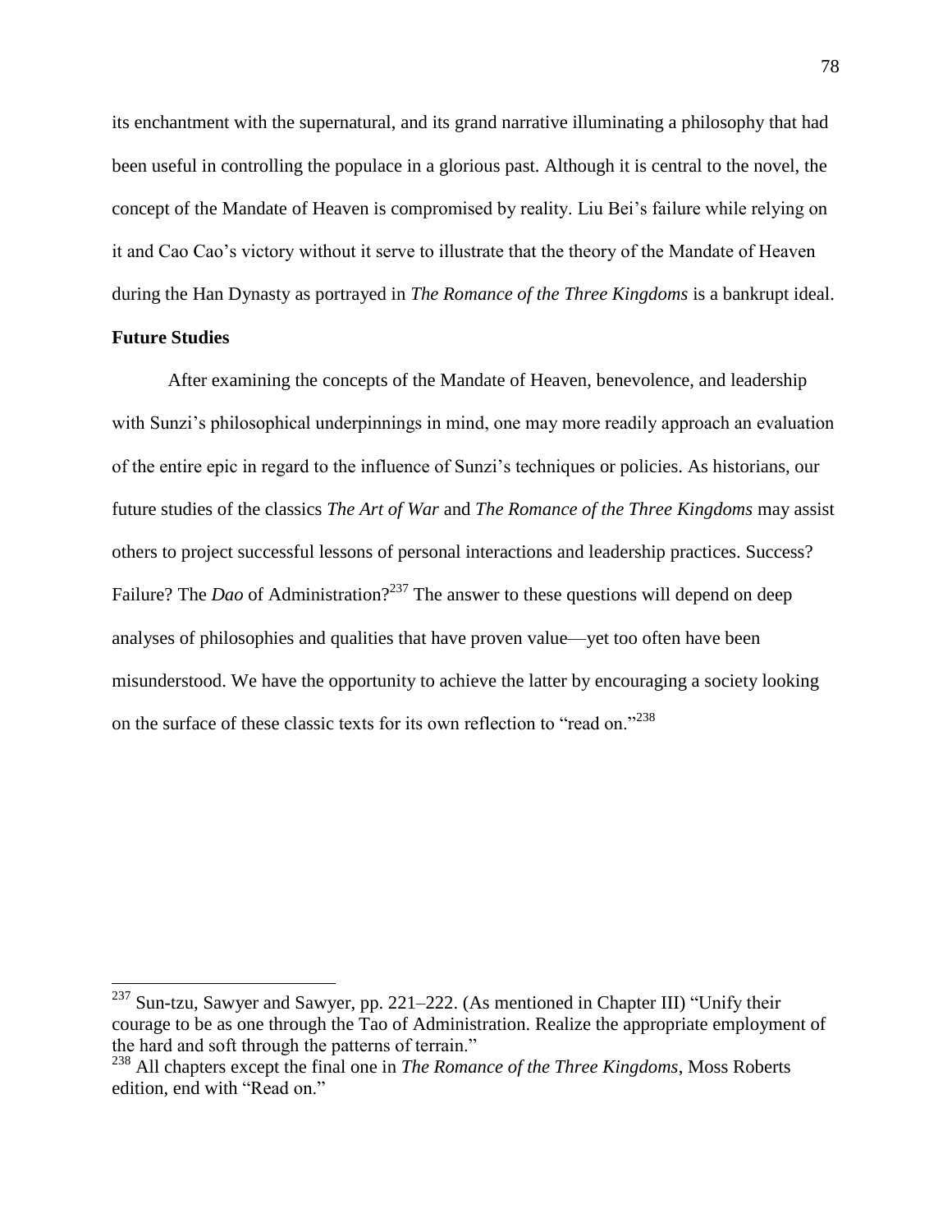its enchantment with the supernatural, and its grand narrative illuminating a philosophy that had been useful in controlling the populace in a glorious past. Although it is central to the novel, the concept of the Mandate of Heaven is compromised by reality. Liu Bei's failure while relying on it and Cao Cao's victory without it serve to illustrate that the theory of the Mandate of Heaven during the Han Dynasty as portrayed in *The Romance of the Three Kingdoms* is a bankrupt ideal.

**Future Studies**

After examining the concepts of the Mandate of Heaven, benevolence, and leadership with Sunzi's philosophical underpinnings in mind, one may more readily approach an evaluation of the entire epic in regard to the influence of Sunzi's techniques or policies. As historians, our future studies of the classics *The Art of War* and *The Romance of the Three Kingdoms* may assist others to project successful lessons of personal interactions and leadership practices. Success? Failure? The *Dao* of Administration?[237] The answer to these questions will depend on deep analyses of philosophies and qualities that have proven value—yet too often have been misunderstood. We have the opportunity to achieve the latter by encouraging a society looking on the surface of these classic texts for its own reflection to "read on."[238]

---

[237] Sun-tzu, Sawyer and Sawyer, pp. 221–222. (As mentioned in Chapter III) "Unify their courage to be as one through the Tao of Administration. Realize the appropriate employment of the hard and soft through the patterns of terrain."

[238] All chapters except the final one in *The Romance of the Three Kingdoms*, Moss Roberts edition, end with "Read on."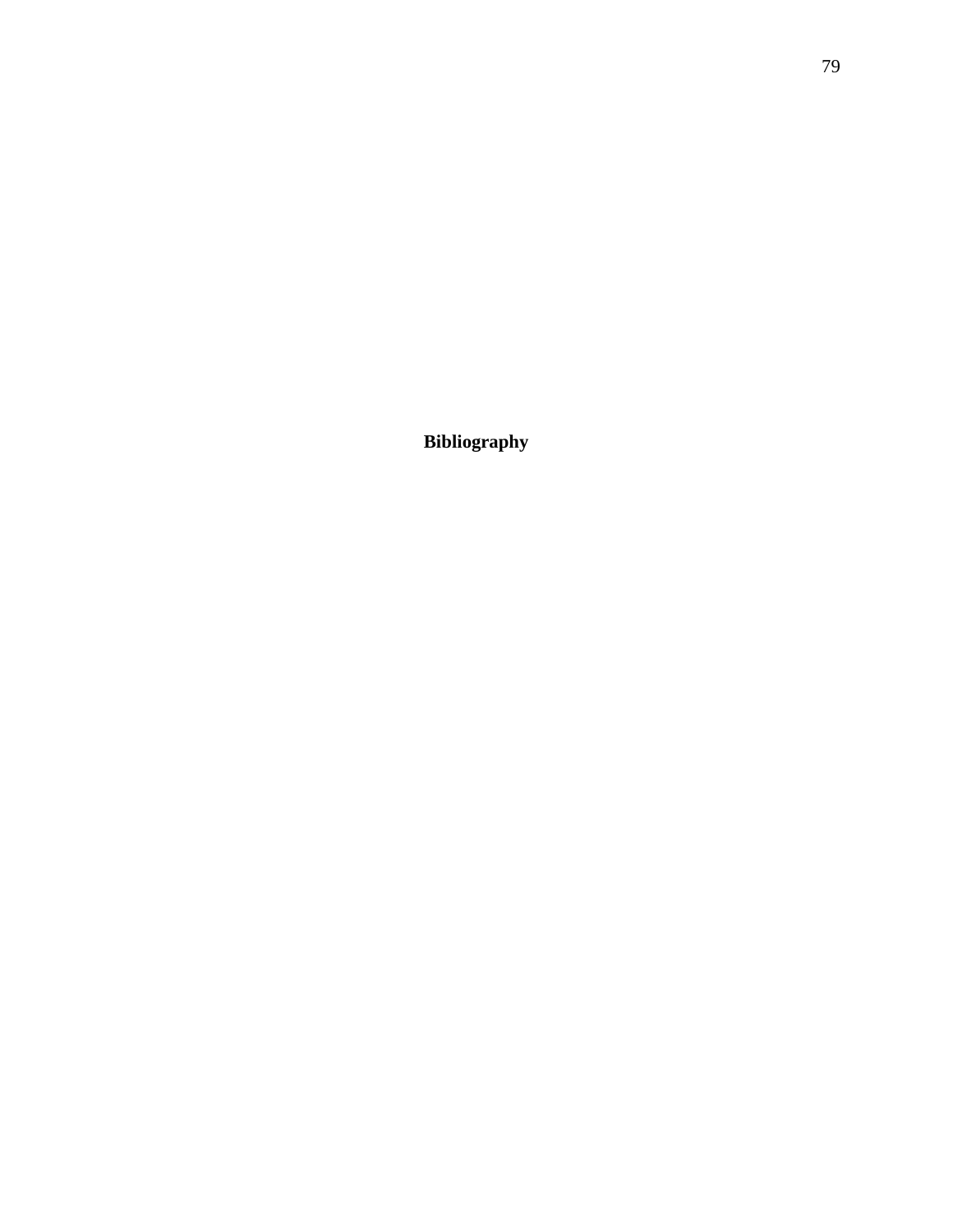# Bibliography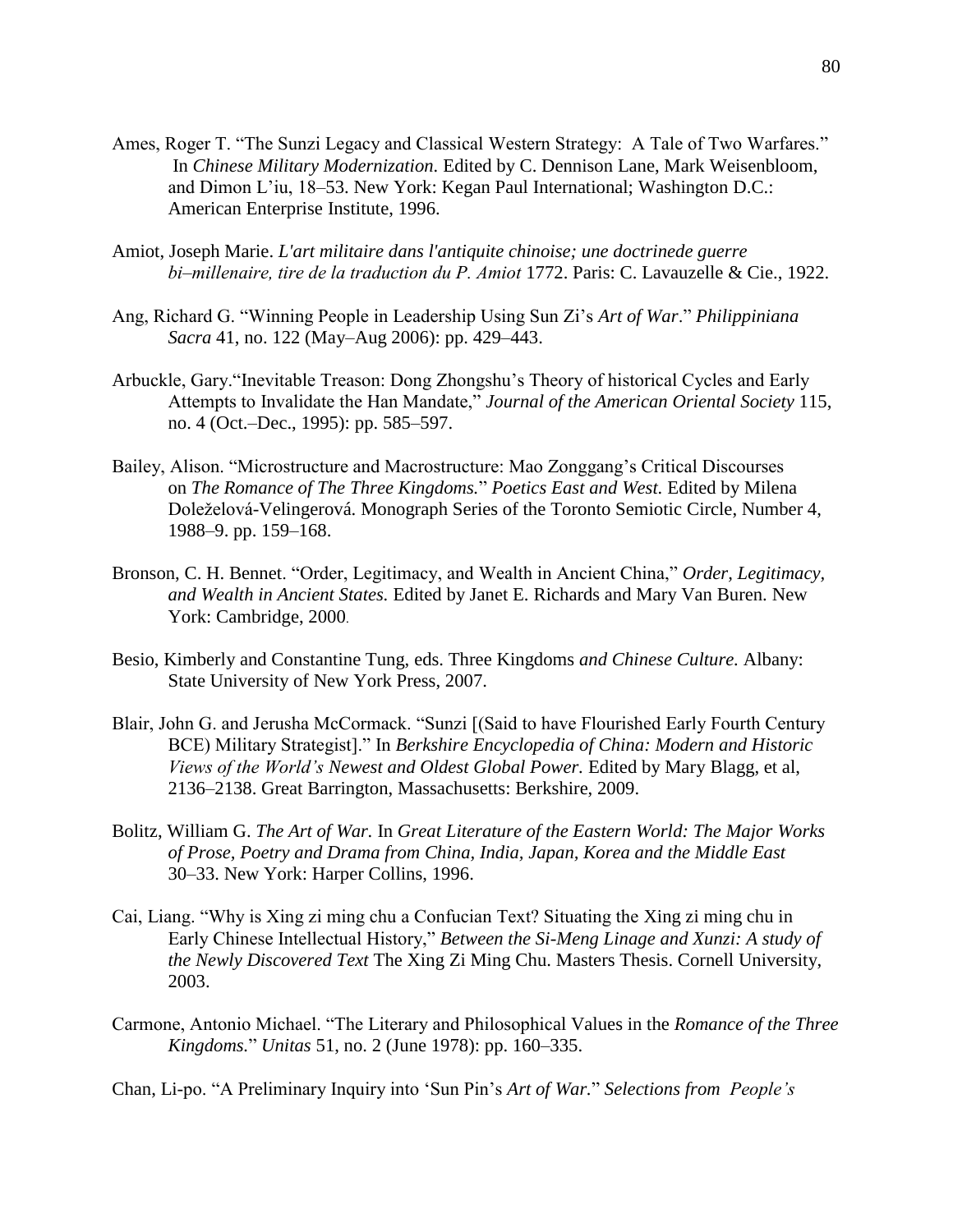Ames, Roger T. "The Sunzi Legacy and Classical Western Strategy: A Tale of Two Warfares." In *Chinese Military Modernization*. Edited by C. Dennison Lane, Mark Weisenbloom, and Dimon L'iu, 18–53. New York: Kegan Paul International; Washington D.C.: American Enterprise Institute, 1996.

Amiot, Joseph Marie. *L'art militaire dans l'antiquite chinoise; une doctrinede guerre bi–millenaire, tire de la traduction du P. Amiot* 1772. Paris: C. Lavauzelle & Cie., 1922.

Ang, Richard G. "Winning People in Leadership Using Sun Zi's *Art of War*." *Philippiniana Sacra* 41, no. 122 (May–Aug 2006): pp. 429–443.

Arbuckle, Gary."Inevitable Treason: Dong Zhongshu's Theory of historical Cycles and Early Attempts to Invalidate the Han Mandate," *Journal of the American Oriental Society* 115, no. 4 (Oct.–Dec., 1995): pp. 585–597.

Bailey, Alison. "Microstructure and Macrostructure: Mao Zonggang's Critical Discourses on *The Romance of The Three Kingdoms.*" *Poetics East and West.* Edited by Milena Doleželová-Velingerová. Monograph Series of the Toronto Semiotic Circle, Number 4, 1988–9. pp. 159–168.

Bronson, C. H. Bennet. "Order, Legitimacy, and Wealth in Ancient China," *Order, Legitimacy, and Wealth in Ancient States.* Edited by Janet E. Richards and Mary Van Buren. New York: Cambridge, 2000.

Besio, Kimberly and Constantine Tung, eds. Three Kingdoms *and Chinese Culture.* Albany: State University of New York Press, 2007.

Blair, John G. and Jerusha McCormack. "Sunzi [(Said to have Flourished Early Fourth Century BCE) Military Strategist]." In *Berkshire Encyclopedia of China: Modern and Historic Views of the World's Newest and Oldest Global Power.* Edited by Mary Blagg, et al, 2136–2138. Great Barrington, Massachusetts: Berkshire, 2009.

Bolitz, William G. *The Art of War.* In *Great Literature of the Eastern World: The Major Works of Prose, Poetry and Drama from China, India, Japan, Korea and the Middle East* 30–33. New York: Harper Collins, 1996.

Cai, Liang. "Why is Xing zi ming chu a Confucian Text? Situating the Xing zi ming chu in Early Chinese Intellectual History," *Between the Si-Meng Linage and Xunzi: A study of the Newly Discovered Text* The Xing Zi Ming Chu. Masters Thesis. Cornell University, 2003.

Carmone, Antonio Michael. "The Literary and Philosophical Values in the *Romance of the Three Kingdoms.*" *Unitas* 51, no. 2 (June 1978): pp. 160–335.

Chan, Li-po. "A Preliminary Inquiry into 'Sun Pin's *Art of War.*" *Selections from People's*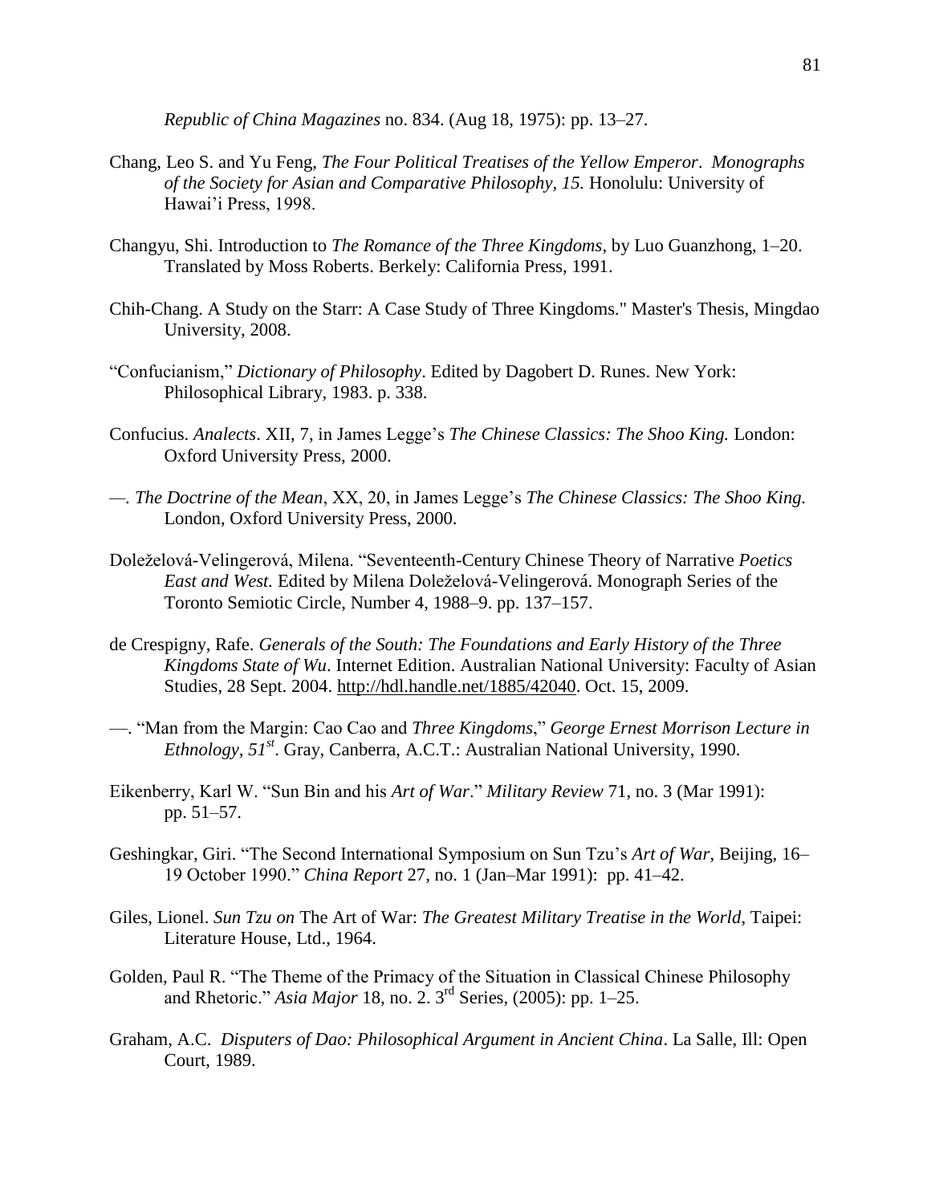*Republic of China Magazines* no. 834. (Aug 18, 1975): pp. 13–27.

Chang, Leo S. and Yu Feng, *The Four Political Treatises of the Yellow Emperor*. *Monographs of the Society for Asian and Comparative Philosophy, 15.* Honolulu: University of Hawai'i Press, 1998.

Changyu, Shi. Introduction to *The Romance of the Three Kingdoms*, by Luo Guanzhong, 1–20. Translated by Moss Roberts. Berkely: California Press, 1991.

Chih-Chang. A Study on the Starr: A Case Study of Three Kingdoms." Master's Thesis, Mingdao University, 2008.

"Confucianism," *Dictionary of Philosophy*. Edited by Dagobert D. Runes. New York: Philosophical Library, 1983. p. 338.

Confucius. *Analects*. XII, 7, in James Legge's *The Chinese Classics: The Shoo King.* London: Oxford University Press, 2000.

—. *The Doctrine of the Mean*, XX, 20, in James Legge's *The Chinese Classics: The Shoo King.* London, Oxford University Press, 2000.

Doleželová-Velingerová, Milena. "Seventeenth-Century Chinese Theory of Narrative *Poetics East and West.* Edited by Milena Doleželová-Velingerová. Monograph Series of the Toronto Semiotic Circle, Number 4, 1988–9. pp. 137–157.

de Crespigny, Rafe. *Generals of the South: The Foundations and Early History of the Three Kingdoms State of Wu*. Internet Edition. Australian National University: Faculty of Asian Studies, 28 Sept. 2004. http://hdl.handle.net/1885/42040. Oct. 15, 2009.

—. "Man from the Margin: Cao Cao and *Three Kingdoms*," *George Ernest Morrison Lecture in Ethnology, 51st*. Gray, Canberra, A.C.T.: Australian National University, 1990.

Eikenberry, Karl W. "Sun Bin and his *Art of War*." *Military Review* 71, no. 3 (Mar 1991): pp. 51–57.

Geshingkar, Giri. "The Second International Symposium on Sun Tzu's *Art of War*, Beijing, 16–19 October 1990." *China Report* 27, no. 1 (Jan–Mar 1991): pp. 41–42.

Giles, Lionel. *Sun Tzu on* The Art of War: *The Greatest Military Treatise in the World*, Taipei: Literature House, Ltd., 1964.

Golden, Paul R. "The Theme of the Primacy of the Situation in Classical Chinese Philosophy and Rhetoric." *Asia Major* 18, no. 2. 3rd Series, (2005): pp. 1–25.

Graham, A.C. *Disputers of Dao: Philosophical Argument in Ancient China*. La Salle, Ill: Open Court, 1989.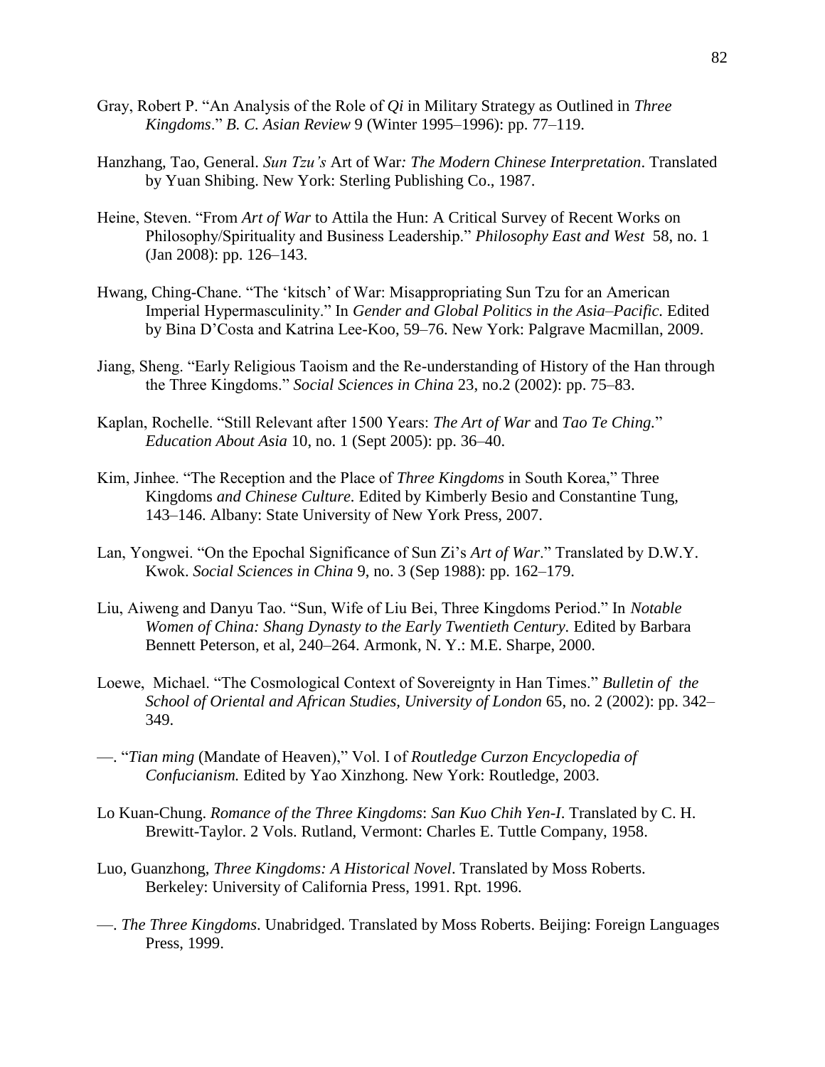Gray, Robert P. "An Analysis of the Role of *Qi* in Military Strategy as Outlined in *Three Kingdoms*." *B. C. Asian Review* 9 (Winter 1995–1996): pp. 77–119.

Hanzhang, Tao, General. *Sun Tzu's* Art of War*: The Modern Chinese Interpretation*. Translated by Yuan Shibing. New York: Sterling Publishing Co., 1987.

Heine, Steven. "From *Art of War* to Attila the Hun: A Critical Survey of Recent Works on Philosophy/Spirituality and Business Leadership." *Philosophy East and West* 58, no. 1 (Jan 2008): pp. 126–143.

Hwang, Ching-Chane. "The 'kitsch' of War: Misappropriating Sun Tzu for an American Imperial Hypermasculinity." In *Gender and Global Politics in the Asia–Pacific.* Edited by Bina D'Costa and Katrina Lee-Koo, 59–76. New York: Palgrave Macmillan, 2009.

Jiang, Sheng. "Early Religious Taoism and the Re-understanding of History of the Han through the Three Kingdoms." *Social Sciences in China* 23, no.2 (2002): pp. 75–83.

Kaplan, Rochelle. "Still Relevant after 1500 Years: *The Art of War* and *Tao Te Ching*." *Education About Asia* 10, no. 1 (Sept 2005): pp. 36–40.

Kim, Jinhee. "The Reception and the Place of *Three Kingdoms* in South Korea," Three Kingdoms *and Chinese Culture.* Edited by Kimberly Besio and Constantine Tung, 143–146. Albany: State University of New York Press, 2007.

Lan, Yongwei. "On the Epochal Significance of Sun Zi's *Art of War*." Translated by D.W.Y. Kwok. *Social Sciences in China* 9, no. 3 (Sep 1988): pp. 162–179.

Liu, Aiweng and Danyu Tao. "Sun, Wife of Liu Bei, Three Kingdoms Period." In *Notable Women of China: Shang Dynasty to the Early Twentieth Century.* Edited by Barbara Bennett Peterson, et al, 240–264. Armonk, N. Y.: M.E. Sharpe, 2000.

Loewe, Michael. "The Cosmological Context of Sovereignty in Han Times." *Bulletin of the School of Oriental and African Studies, University of London* 65, no. 2 (2002): pp. 342–349.

—. "*Tian ming* (Mandate of Heaven)," Vol. I of *Routledge Curzon Encyclopedia of Confucianism.* Edited by Yao Xinzhong. New York: Routledge, 2003.

Lo Kuan-Chung. *Romance of the Three Kingdoms*: *San Kuo Chih Yen-I*. Translated by C. H. Brewitt-Taylor. 2 Vols. Rutland, Vermont: Charles E. Tuttle Company, 1958.

Luo, Guanzhong, *Three Kingdoms: A Historical Novel*. Translated by Moss Roberts. Berkeley: University of California Press, 1991. Rpt. 1996.

—. *The Three Kingdoms*. Unabridged. Translated by Moss Roberts. Beijing: Foreign Languages Press, 1999.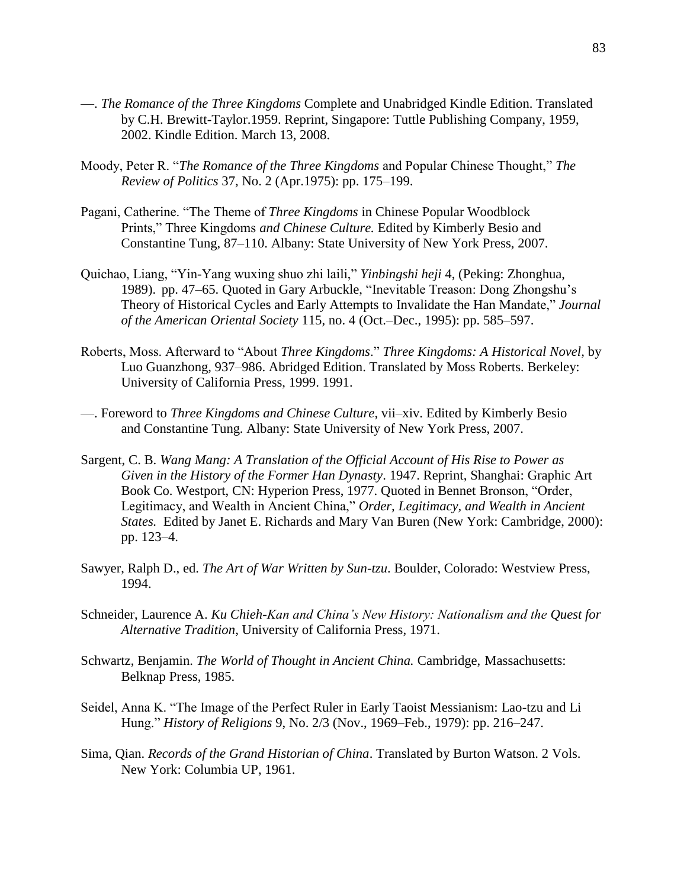—. *The Romance of the Three Kingdoms* Complete and Unabridged Kindle Edition. Translated by C.H. Brewitt-Taylor.1959. Reprint, Singapore: Tuttle Publishing Company, 1959, 2002. Kindle Edition. March 13, 2008.

Moody, Peter R. "*The Romance of the Three Kingdoms* and Popular Chinese Thought," *The Review of Politics* 37, No. 2 (Apr.1975): pp. 175–199.

Pagani, Catherine. "The Theme of *Three Kingdoms* in Chinese Popular Woodblock Prints," Three Kingdoms *and Chinese Culture.* Edited by Kimberly Besio and Constantine Tung, 87–110. Albany: State University of New York Press, 2007.

Quichao, Liang, "Yin-Yang wuxing shuo zhi laili," *Yinbingshi heji* 4, (Peking: Zhonghua, 1989). pp. 47–65. Quoted in Gary Arbuckle, "Inevitable Treason: Dong Zhongshu's Theory of Historical Cycles and Early Attempts to Invalidate the Han Mandate," *Journal of the American Oriental Society* 115, no. 4 (Oct.–Dec., 1995): pp. 585–597.

Roberts, Moss. Afterward to "About *Three Kingdoms*." *Three Kingdoms: A Historical Novel*, by Luo Guanzhong, 937–986. Abridged Edition. Translated by Moss Roberts. Berkeley: University of California Press, 1999. 1991.

—. Foreword to *Three Kingdoms and Chinese Culture*, vii–xiv. Edited by Kimberly Besio and Constantine Tung. Albany: State University of New York Press, 2007.

Sargent, C. B. *Wang Mang: A Translation of the Official Account of His Rise to Power as Given in the History of the Former Han Dynasty*. 1947. Reprint, Shanghai: Graphic Art Book Co. Westport, CN: Hyperion Press, 1977. Quoted in Bennet Bronson, "Order, Legitimacy, and Wealth in Ancient China," *Order, Legitimacy, and Wealth in Ancient States.* Edited by Janet E. Richards and Mary Van Buren (New York: Cambridge, 2000): pp. 123–4.

Sawyer, Ralph D., ed. *The Art of War Written by Sun-tzu*. Boulder, Colorado: Westview Press, 1994.

Schneider, Laurence A. *Ku Chieh-Kan and China's New History: Nationalism and the Quest for Alternative Tradition*, University of California Press, 1971.

Schwartz, Benjamin. *The World of Thought in Ancient China.* Cambridge, Massachusetts: Belknap Press, 1985.

Seidel, Anna K. "The Image of the Perfect Ruler in Early Taoist Messianism: Lao-tzu and Li Hung." *History of Religions* 9, No. 2/3 (Nov., 1969–Feb., 1979): pp. 216–247.

Sima, Qian. *Records of the Grand Historian of China*. Translated by Burton Watson. 2 Vols. New York: Columbia UP, 1961.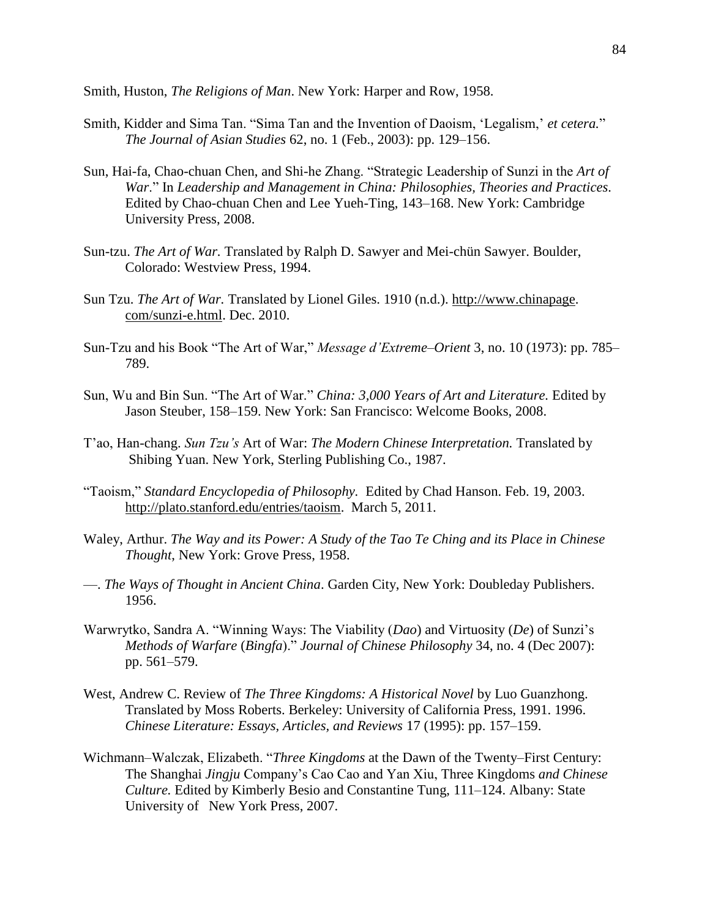Smith, Huston, *The Religions of Man*. New York: Harper and Row, 1958.

Smith, Kidder and Sima Tan. "Sima Tan and the Invention of Daoism, 'Legalism,' *et cetera.*" *The Journal of Asian Studies* 62, no. 1 (Feb., 2003): pp. 129–156.

Sun, Hai-fa, Chao-chuan Chen, and Shi-he Zhang. "Strategic Leadership of Sunzi in the *Art of War*." In *Leadership and Management in China: Philosophies, Theories and Practices*. Edited by Chao-chuan Chen and Lee Yueh-Ting, 143–168. New York: Cambridge University Press, 2008.

Sun-tzu. *The Art of War.* Translated by Ralph D. Sawyer and Mei-chün Sawyer. Boulder, Colorado: Westview Press, 1994.

Sun Tzu. *The Art of War.* Translated by Lionel Giles. 1910 (n.d.). http://www.chinapage.com/sunzi-e.html. Dec. 2010.

Sun-Tzu and his Book "The Art of War," *Message d'Extreme–Orient* 3, no. 10 (1973): pp. 785–789.

Sun, Wu and Bin Sun. "The Art of War." *China: 3,000 Years of Art and Literature.* Edited by Jason Steuber, 158–159. New York: San Francisco: Welcome Books, 2008.

T'ao, Han-chang. *Sun Tzu's* Art of War: *The Modern Chinese Interpretation.* Translated by Shibing Yuan. New York, Sterling Publishing Co., 1987.

"Taoism," *Standard Encyclopedia of Philosophy.* Edited by Chad Hanson. Feb. 19, 2003. http://plato.stanford.edu/entries/taoism. March 5, 2011.

Waley, Arthur. *The Way and its Power: A Study of the Tao Te Ching and its Place in Chinese Thought*, New York: Grove Press, 1958.

—. *The Ways of Thought in Ancient China*. Garden City, New York: Doubleday Publishers. 1956.

Warwrytko, Sandra A. "Winning Ways: The Viability (*Dao*) and Virtuosity (*De*) of Sunzi's *Methods of Warfare* (*Bingfa*)." *Journal of Chinese Philosophy* 34, no. 4 (Dec 2007): pp. 561–579.

West, Andrew C. Review of *The Three Kingdoms: A Historical Novel* by Luo Guanzhong. Translated by Moss Roberts. Berkeley: University of California Press, 1991. 1996. *Chinese Literature: Essays, Articles, and Reviews* 17 (1995): pp. 157–159.

Wichmann–Walczak, Elizabeth. "*Three Kingdoms* at the Dawn of the Twenty–First Century: The Shanghai *Jingju* Company's Cao Cao and Yan Xiu, Three Kingdoms *and Chinese Culture.* Edited by Kimberly Besio and Constantine Tung, 111–124. Albany: State University of New York Press, 2007.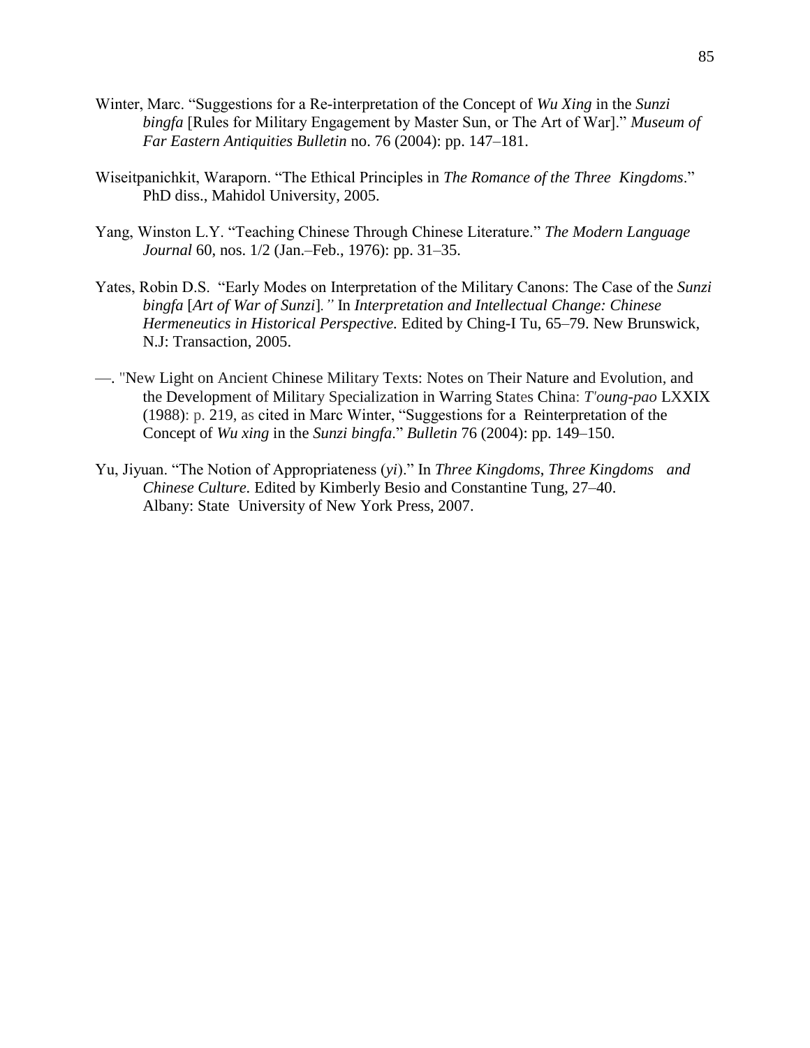Winter, Marc. “Suggestions for a Re-interpretation of the Concept of *Wu Xing* in the *Sunzi bingfa* [Rules for Military Engagement by Master Sun, or The Art of War].” *Museum of Far Eastern Antiquities Bulletin* no. 76 (2004): pp. 147–181.

Wiseitpanichkit, Waraporn. “The Ethical Principles in *The Romance of the Three Kingdoms*.” PhD diss., Mahidol University, 2005.

Yang, Winston L.Y. “Teaching Chinese Through Chinese Literature.” *The Modern Language Journal* 60, nos. 1/2 (Jan.–Feb., 1976): pp. 31–35.

Yates, Robin D.S. “Early Modes on Interpretation of the Military Canons: The Case of the *Sunzi bingfa* [*Art of War of Sunzi*]*.”* In *Interpretation and Intellectual Change: Chinese Hermeneutics in Historical Perspective.* Edited by Ching-I Tu, 65–79. New Brunswick, N.J: Transaction, 2005.

—. "New Light on Ancient Chinese Military Texts: Notes on Their Nature and Evolution, and the Development of Military Specialization in Warring States China: *T'oung-pao* LXXIX (1988): p. 219, as cited in Marc Winter, “Suggestions for a Reinterpretation of the Concept of *Wu xing* in the *Sunzi bingfa*.” *Bulletin* 76 (2004): pp. 149–150.

Yu, Jiyuan. “The Notion of Appropriateness (*yi*).” In *Three Kingdoms*, *Three Kingdoms and Chinese Culture.* Edited by Kimberly Besio and Constantine Tung, 27–40. Albany: State University of New York Press, 2007.